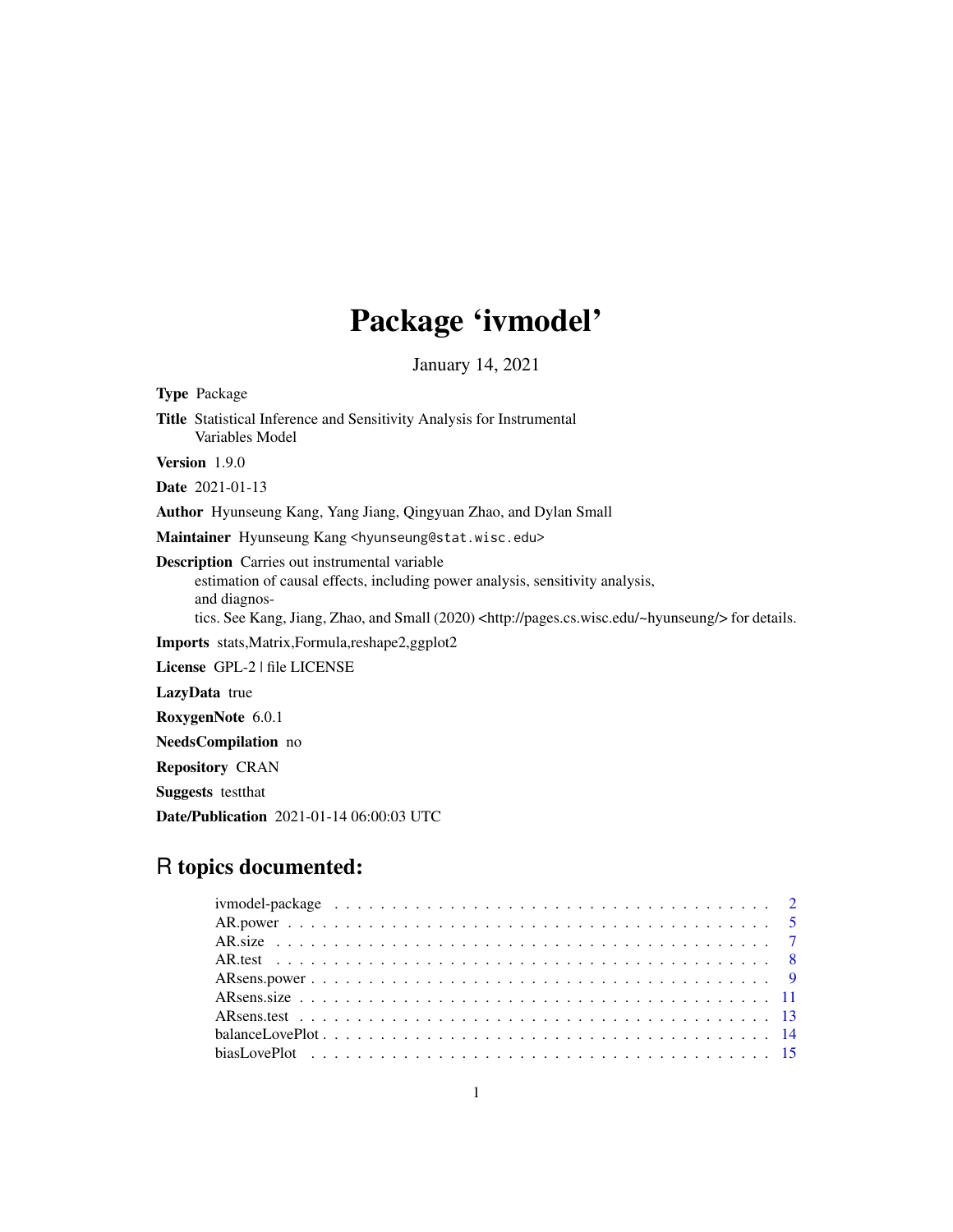# Package 'ivmodel'

January 14, 2021

**Type** Package

**Title** Statistical Inference and Sensitivity Analysis for Instrumental Variables Model

**Version** 1.9.0

**Date** 2021-01-13

**Author** Hyunseung Kang, Yang Jiang, Qingyuan Zhao, and Dylan Small

**Maintainer** Hyunseung Kang <hyunseung@stat.wisc.edu>

**Description** Carries out instrumental variable estimation of causal effects, including power analysis, sensitivity analysis, and diagnostics. See Kang, Jiang, Zhao, and Small (2020) <http://pages.cs.wisc.edu/~hyunseung/> for details.

**Imports** stats,Matrix,Formula,reshape2,ggplot2

**License** GPL-2 | file LICENSE

**LazyData** true

**RoxygenNote** 6.0.1

**NeedsCompilation** no

**Repository** CRAN

**Suggests** testthat

**Date/Publication** 2021-01-14 06:00:03 UTC

## R topics documented:

| | |
|---|---|
| ivmodel-package | 2 |
| AR.power | 5 |
| AR.size | 7 |
| AR.test | 8 |
| ARsens.power | 9 |
| ARsens.size | 11 |
| ARsens.test | 13 |
| balanceLovePlot | 14 |
| biasLovePlot | 15 |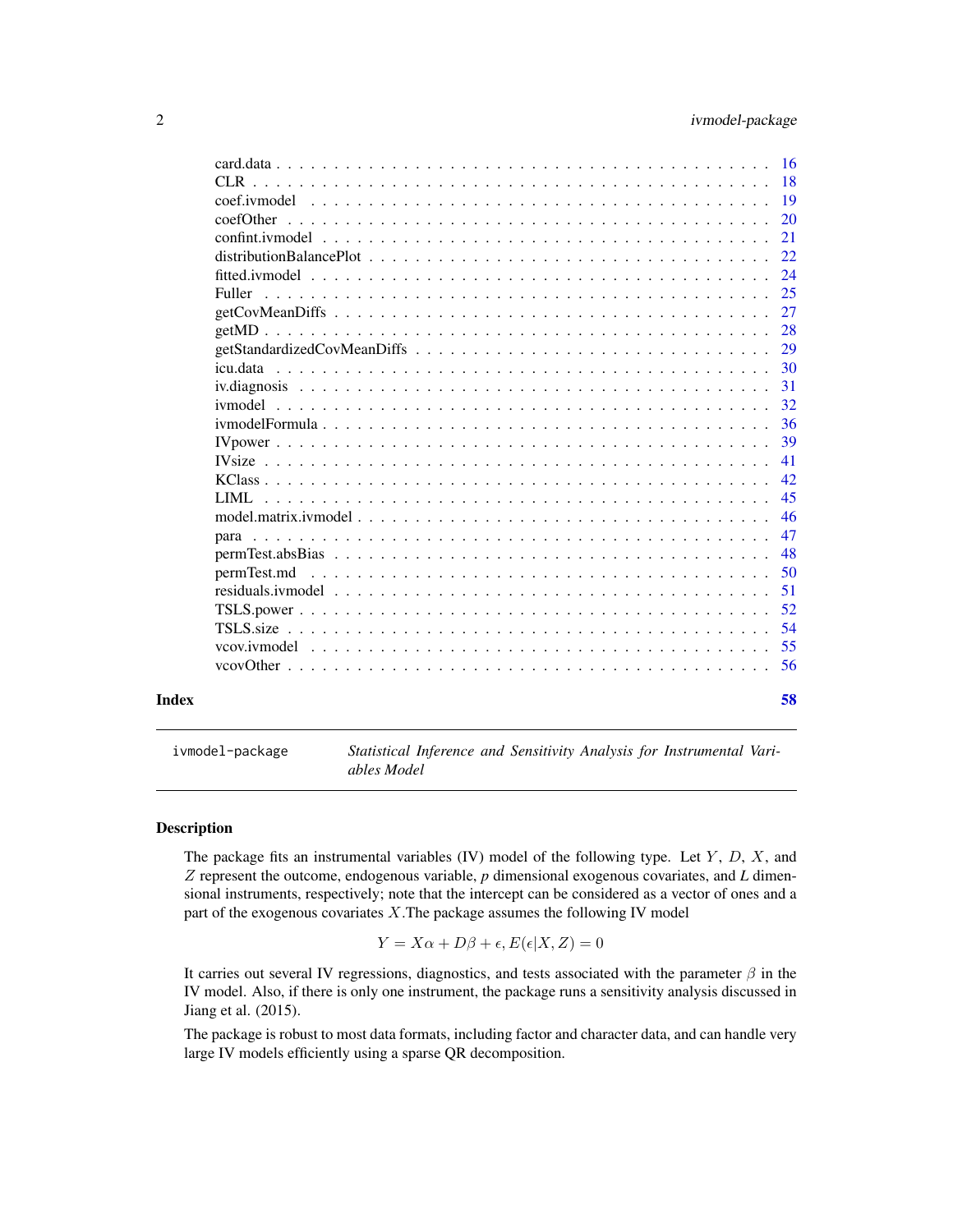| | |
|---|---|
| card.data | 16 |
| CLR | 18 |
| coef.ivmodel | 19 |
| coefOther | 20 |
| confint.ivmodel | 21 |
| distributionBalancePlot | 22 |
| fitted.ivmodel | 24 |
| Fuller | 25 |
| getCovMeanDiffs | 27 |
| getMD | 28 |
| getStandardizedCovMeanDiffs | 29 |
| icu.data | 30 |
| iv.diagnosis | 31 |
| ivmodel | 32 |
| ivmodelFormula | 36 |
| IVpower | 39 |
| IVsize | 41 |
| KClass | 42 |
| LIML | 45 |
| model.matrix.ivmodel | 46 |
| para | 47 |
| permTest.absBias | 48 |
| permTest.md | 50 |
| residuals.ivmodel | 51 |
| TSLS.power | 52 |
| TSLS.size | 54 |
| vcov.ivmodel | 55 |
| vcovOther | 56 |

**Index** **58**

---

`ivmodel-package` *Statistical Inference and Sensitivity Analysis for Instrumental Variables Model*

---

## Description

The package fits an instrumental variables (IV) model of the following type. Let $Y$, $D$, $X$, and $Z$ represent the outcome, endogenous variable, *p* dimensional exogenous covariates, and *L* dimensional instruments, respectively; note that the intercept can be considered as a vector of ones and a part of the exogenous covariates $X$.The package assumes the following IV model

$$Y = X\alpha + D\beta + \epsilon, E(\epsilon|X, Z) = 0$$

It carries out several IV regressions, diagnostics, and tests associated with the parameter $\beta$ in the IV model. Also, if there is only one instrument, the package runs a sensitivity analysis discussed in Jiang et al. (2015).

The package is robust to most data formats, including factor and character data, and can handle very large IV models efficiently using a sparse QR decomposition.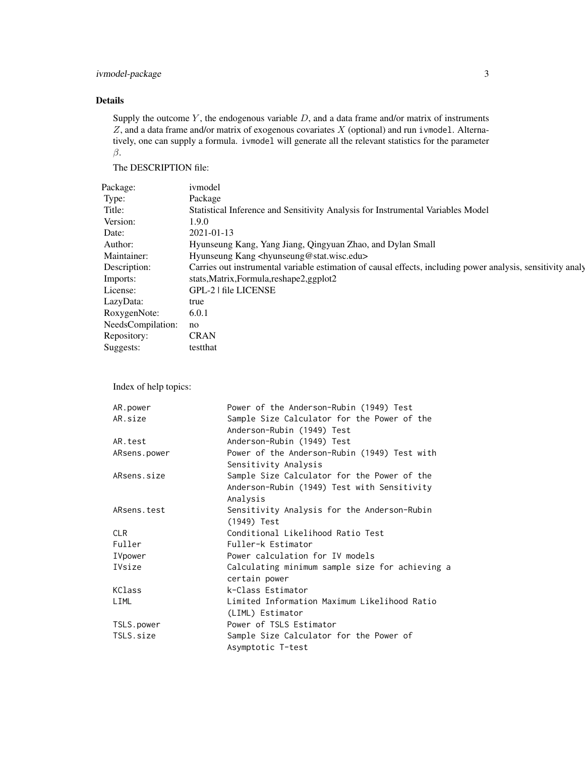## Details

Supply the outcome $Y$, the endogenous variable $D$, and a data frame and/or matrix of instruments $Z$, and a data frame and/or matrix of exogenous covariates $X$ (optional) and run `ivmodel`. Alternatively, one can supply a formula. `ivmodel` will generate all the relevant statistics for the parameter $\beta$.

The DESCRIPTION file:

| | |
|---|---|
| Package: | ivmodel |
| Type: | Package |
| Title: | Statistical Inference and Sensitivity Analysis for Instrumental Variables Model |
| Version: | 1.9.0 |
| Date: | 2021-01-13 |
| Author: | Hyunseung Kang, Yang Jiang, Qingyuan Zhao, and Dylan Small |
| Maintainer: | Hyunseung Kang <hyunseung@stat.wisc.edu> |
| Description: | Carries out instrumental variable estimation of causal effects, including power analysis, sensitivity analy |
| Imports: | stats,Matrix,Formula,reshape2,ggplot2 |
| License: | GPL-2 \| file LICENSE |
| LazyData: | true |
| RoxygenNote: | 6.0.1 |
| NeedsCompilation: | no |
| Repository: | CRAN |
| Suggests: | testthat |

Index of help topics:

```
AR.power                Power of the Anderson-Rubin (1949) Test
AR.size                 Sample Size Calculator for the Power of the
                        Anderson-Rubin (1949) Test
AR.test                 Anderson-Rubin (1949) Test
ARsens.power            Power of the Anderson-Rubin (1949) Test with
                        Sensitivity Analysis
ARsens.size             Sample Size Calculator for the Power of the
                        Anderson-Rubin (1949) Test with Sensitivity
                        Analysis
ARsens.test             Sensitivity Analysis for the Anderson-Rubin
                        (1949) Test
CLR                     Conditional Likelihood Ratio Test
Fuller                  Fuller-k Estimator
IVpower                 Power calculation for IV models
IVsize                  Calculating minimum sample size for achieving a
                        certain power
KClass                  k-Class Estimator
LIML                    Limited Information Maximum Likelihood Ratio
                        (LIML) Estimator
TSLS.power              Power of TSLS Estimator
TSLS.size               Sample Size Calculator for the Power of
                        Asymptotic T-test
```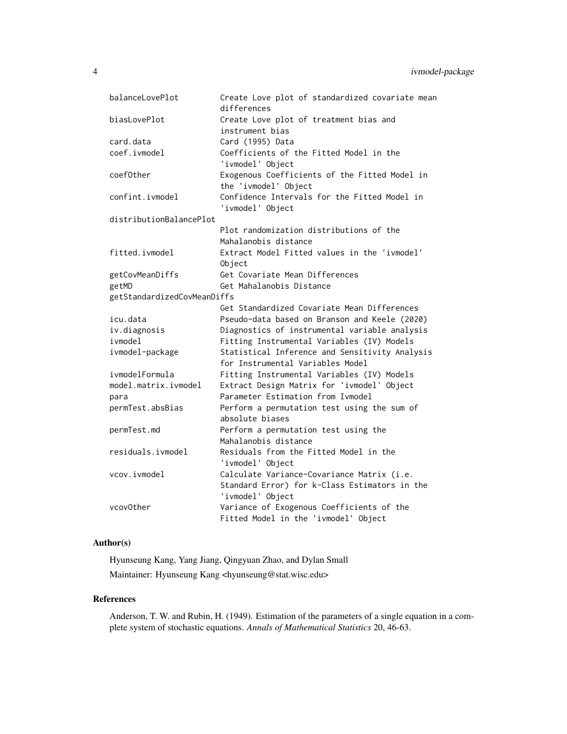| | |
|---|---|
| balanceLovePlot | Create Love plot of standardized covariate mean differences |
| biasLovePlot | Create Love plot of treatment bias and instrument bias |
| card.data | Card (1995) Data |
| coef.ivmodel | Coefficients of the Fitted Model in the 'ivmodel' Object |
| coefOther | Exogenous Coefficients of the Fitted Model in the 'ivmodel' Object |
| confint.ivmodel | Confidence Intervals for the Fitted Model in 'ivmodel' Object |
| distributionBalancePlot | Plot randomization distributions of the Mahalanobis distance |
| fitted.ivmodel | Extract Model Fitted values in the 'ivmodel' Object |
| getCovMeanDiffs | Get Covariate Mean Differences |
| getMD | Get Mahalanobis Distance |
| getStandardizedCovMeanDiffs | Get Standardized Covariate Mean Differences |
| icu.data | Pseudo-data based on Branson and Keele (2020) |
| iv.diagnosis | Diagnostics of instrumental variable analysis |
| ivmodel | Fitting Instrumental Variables (IV) Models |
| ivmodel-package | Statistical Inference and Sensitivity Analysis for Instrumental Variables Model |
| ivmodelFormula | Fitting Instrumental Variables (IV) Models |
| model.matrix.ivmodel | Extract Design Matrix for 'ivmodel' Object |
| para | Parameter Estimation from Ivmodel |
| permTest.absBias | Perform a permutation test using the sum of absolute biases |
| permTest.md | Perform a permutation test using the Mahalanobis distance |
| residuals.ivmodel | Residuals from the Fitted Model in the 'ivmodel' Object |
| vcov.ivmodel | Calculate Variance-Covariance Matrix (i.e. Standard Error) for k-Class Estimators in the 'ivmodel' Object |
| vcovOther | Variance of Exogenous Coefficients of the Fitted Model in the 'ivmodel' Object |

### Author(s)

Hyunseung Kang, Yang Jiang, Qingyuan Zhao, and Dylan Small

Maintainer: Hyunseung Kang <hyunseung@stat.wisc.edu>

### References

Anderson, T. W. and Rubin, H. (1949). Estimation of the parameters of a single equation in a complete system of stochastic equations. *Annals of Mathematical Statistics* 20, 46-63.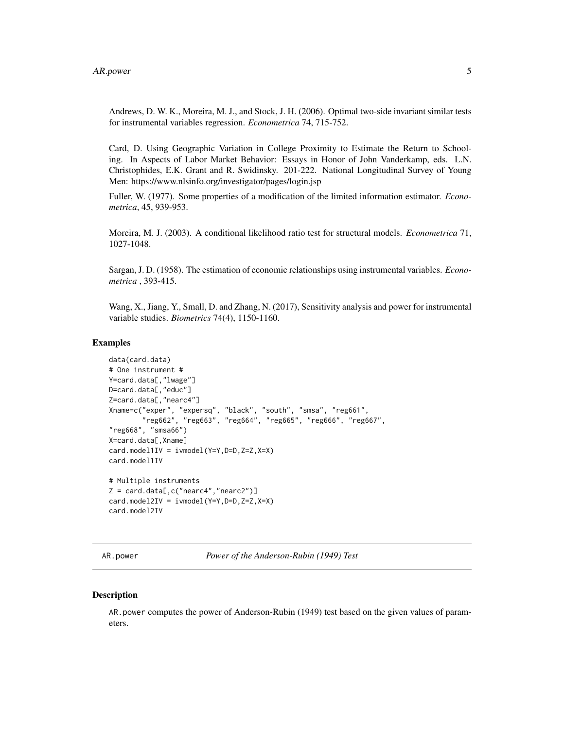Andrews, D. W. K., Moreira, M. J., and Stock, J. H. (2006). Optimal two-side invariant similar tests for instrumental variables regression. *Econometrica* 74, 715-752.

Card, D. Using Geographic Variation in College Proximity to Estimate the Return to Schooling. In Aspects of Labor Market Behavior: Essays in Honor of John Vanderkamp, eds. L.N. Christophides, E.K. Grant and R. Swidinsky. 201-222. National Longitudinal Survey of Young Men: https://www.nlsinfo.org/investigator/pages/login.jsp

Fuller, W. (1977). Some properties of a modification of the limited information estimator. *Econometrica*, 45, 939-953.

Moreira, M. J. (2003). A conditional likelihood ratio test for structural models. *Econometrica* 71, 1027-1048.

Sargan, J. D. (1958). The estimation of economic relationships using instrumental variables. *Econometrica* , 393-415.

Wang, X., Jiang, Y., Small, D. and Zhang, N. (2017), Sensitivity analysis and power for instrumental variable studies. *Biometrics* 74(4), 1150-1160.

### Examples

```
data(card.data)
# One instrument #
Y=card.data[,"lwage"]
D=card.data[,"educ"]
Z=card.data[,"nearc4"]
Xname=c("exper", "expersq", "black", "south", "smsa", "reg661",
        "reg662", "reg663", "reg664", "reg665", "reg666", "reg667",
"reg668", "smsa66")
X=card.data[,Xname]
card.model1IV = ivmodel(Y=Y,D=D,Z=Z,X=X)
card.model1IV

# Multiple instruments
Z = card.data[,c("nearc4","nearc2")]
card.model2IV = ivmodel(Y=Y,D=D,Z=Z,X=X)
card.model2IV
```

---

## AR.power — *Power of the Anderson-Rubin (1949) Test*

### Description

AR.power computes the power of Anderson-Rubin (1949) test based on the given values of parameters.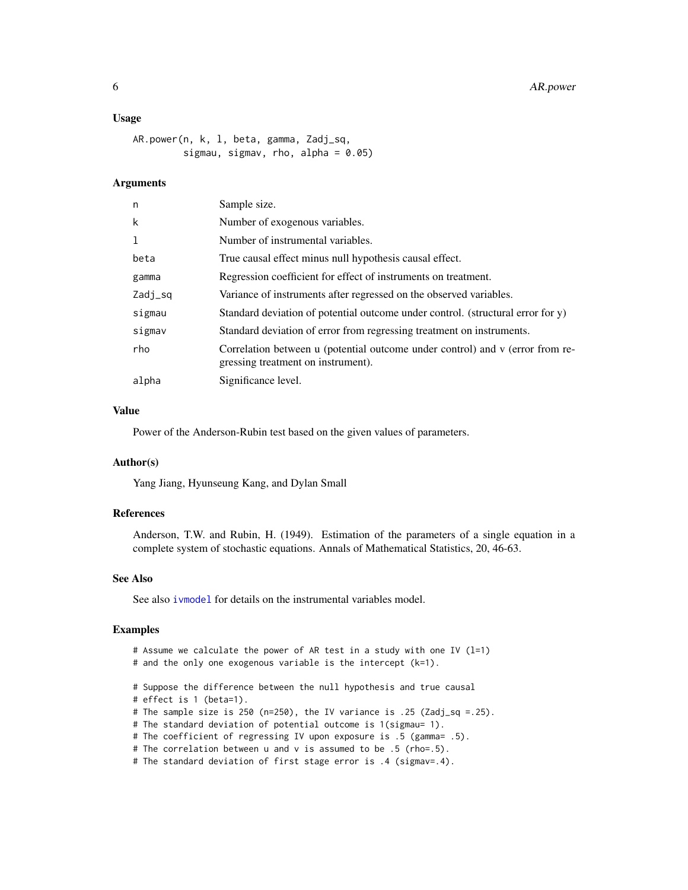### Usage

```
AR.power(n, k, l, beta, gamma, Zadj_sq,
         sigmau, sigmav, rho, alpha = 0.05)
```

### Arguments

| | |
|---|---|
| n | Sample size. |
| k | Number of exogenous variables. |
| l | Number of instrumental variables. |
| beta | True causal effect minus null hypothesis causal effect. |
| gamma | Regression coefficient for effect of instruments on treatment. |
| Zadj_sq | Variance of instruments after regressed on the observed variables. |
| sigmau | Standard deviation of potential outcome under control. (structural error for y) |
| sigmav | Standard deviation of error from regressing treatment on instruments. |
| rho | Correlation between u (potential outcome under control) and v (error from regressing treatment on instrument). |
| alpha | Significance level. |

### Value

Power of the Anderson-Rubin test based on the given values of parameters.

### Author(s)

Yang Jiang, Hyunseung Kang, and Dylan Small

### References

Anderson, T.W. and Rubin, H. (1949). Estimation of the parameters of a single equation in a complete system of stochastic equations. Annals of Mathematical Statistics, 20, 46-63.

### See Also

See also ivmodel for details on the instrumental variables model.

### Examples

```
# Assume we calculate the power of AR test in a study with one IV (l=1)
# and the only one exogenous variable is the intercept (k=1).

# Suppose the difference between the null hypothesis and true causal
# effect is 1 (beta=1).
# The sample size is 250 (n=250), the IV variance is .25 (Zadj_sq =.25).
# The standard deviation of potential outcome is 1(sigmau= 1).
# The coefficient of regressing IV upon exposure is .5 (gamma= .5).
# The correlation between u and v is assumed to be .5 (rho=.5).
# The standard deviation of first stage error is .4 (sigmav=.4).
```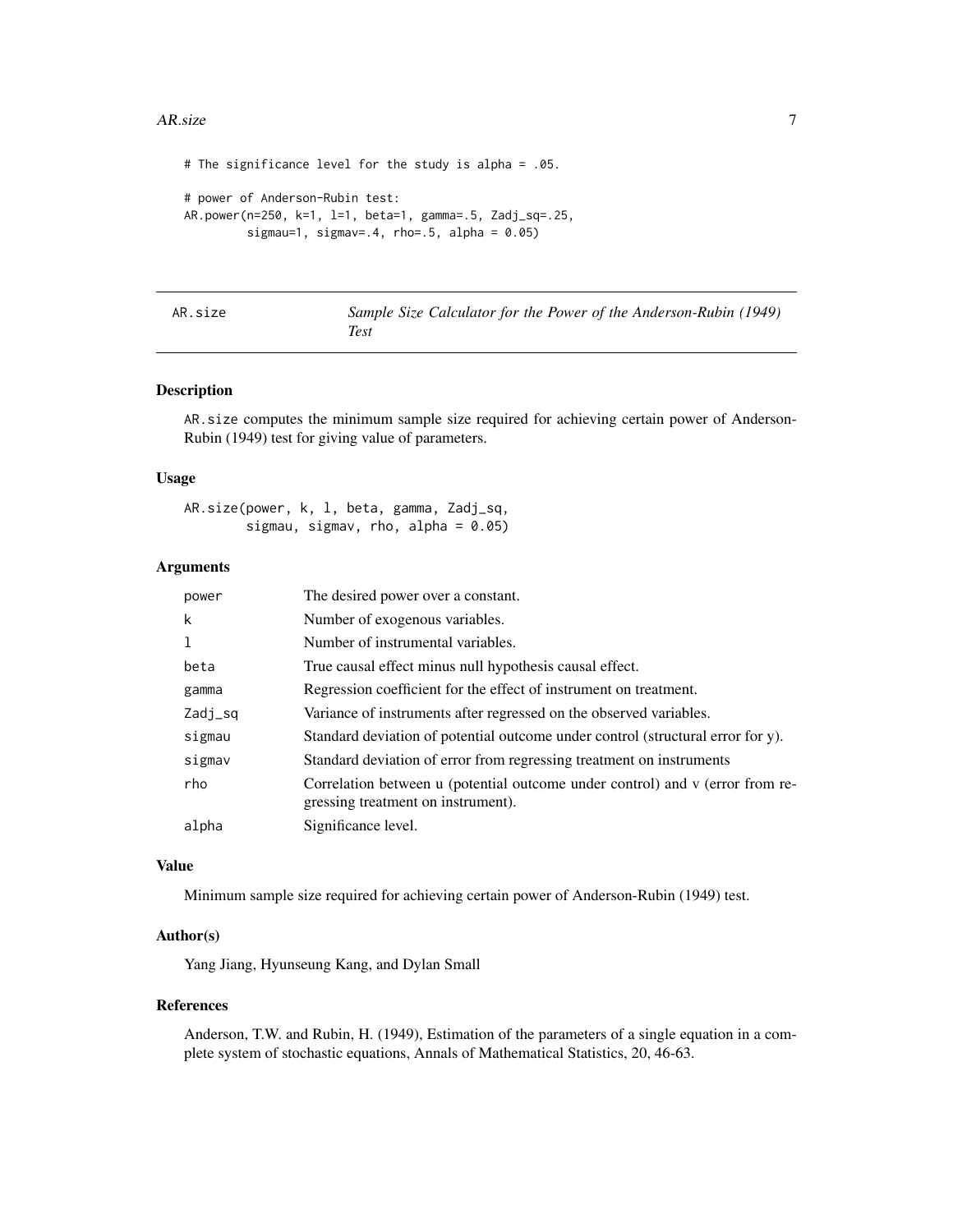```
# The significance level for the study is alpha = .05.

# power of Anderson-Rubin test:
AR.power(n=250, k=1, l=1, beta=1, gamma=.5, Zadj_sq=.25,
         sigmau=1, sigmav=.4, rho=.5, alpha = 0.05)
```

---

## AR.size — *Sample Size Calculator for the Power of the Anderson-Rubin (1949) Test*

---

### Description

AR.size computes the minimum sample size required for achieving certain power of Anderson-Rubin (1949) test for giving value of parameters.

### Usage

```
AR.size(power, k, l, beta, gamma, Zadj_sq,
        sigmau, sigmav, rho, alpha = 0.05)
```

### Arguments

| | |
|---|---|
| power | The desired power over a constant. |
| k | Number of exogenous variables. |
| l | Number of instrumental variables. |
| beta | True causal effect minus null hypothesis causal effect. |
| gamma | Regression coefficient for the effect of instrument on treatment. |
| Zadj_sq | Variance of instruments after regressed on the observed variables. |
| sigmau | Standard deviation of potential outcome under control (structural error for y). |
| sigmav | Standard deviation of error from regressing treatment on instruments |
| rho | Correlation between u (potential outcome under control) and v (error from regressing treatment on instrument). |
| alpha | Significance level. |

### Value

Minimum sample size required for achieving certain power of Anderson-Rubin (1949) test.

### Author(s)

Yang Jiang, Hyunseung Kang, and Dylan Small

### References

Anderson, T.W. and Rubin, H. (1949), Estimation of the parameters of a single equation in a complete system of stochastic equations, Annals of Mathematical Statistics, 20, 46-63.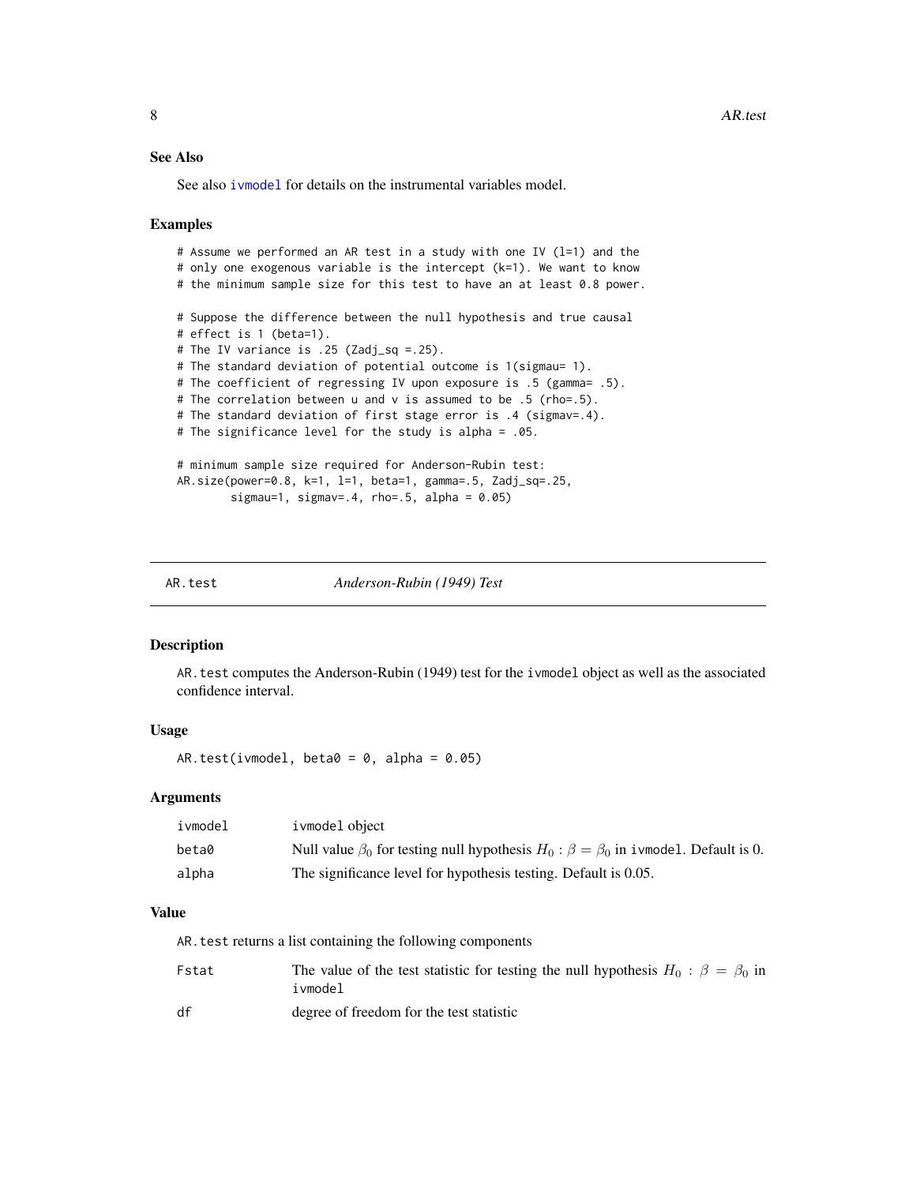### See Also

See also `ivmodel` for details on the instrumental variables model.

### Examples

```
# Assume we performed an AR test in a study with one IV (l=1) and the
# only one exogenous variable is the intercept (k=1). We want to know
# the minimum sample size for this test to have an at least 0.8 power.

# Suppose the difference between the null hypothesis and true causal
# effect is 1 (beta=1).
# The IV variance is .25 (Zadj_sq =.25).
# The standard deviation of potential outcome is 1(sigmau= 1).
# The coefficient of regressing IV upon exposure is .5 (gamma= .5).
# The correlation between u and v is assumed to be .5 (rho=.5).
# The standard deviation of first stage error is .4 (sigmav=.4).
# The significance level for the study is alpha = .05.

# minimum sample size required for Anderson-Rubin test:
AR.size(power=0.8, k=1, l=1, beta=1, gamma=.5, Zadj_sq=.25,
        sigmau=1, sigmav=.4, rho=.5, alpha = 0.05)
```

---

## AR.test — *Anderson-Rubin (1949) Test*

### Description

`AR.test` computes the Anderson-Rubin (1949) test for the `ivmodel` object as well as the associated confidence interval.

### Usage

```
AR.test(ivmodel, beta0 = 0, alpha = 0.05)
```

### Arguments

| | |
|---|---|
| ivmodel | `ivmodel` object |
| beta0 | Null value $\beta_0$ for testing null hypothesis $H_0 : \beta = \beta_0$ in `ivmodel`. Default is 0. |
| alpha | The significance level for hypothesis testing. Default is 0.05. |

### Value

`AR.test` returns a list containing the following components

| | |
|---|---|
| Fstat | The value of the test statistic for testing the null hypothesis $H_0 : \beta = \beta_0$ in `ivmodel` |
| df | degree of freedom for the test statistic |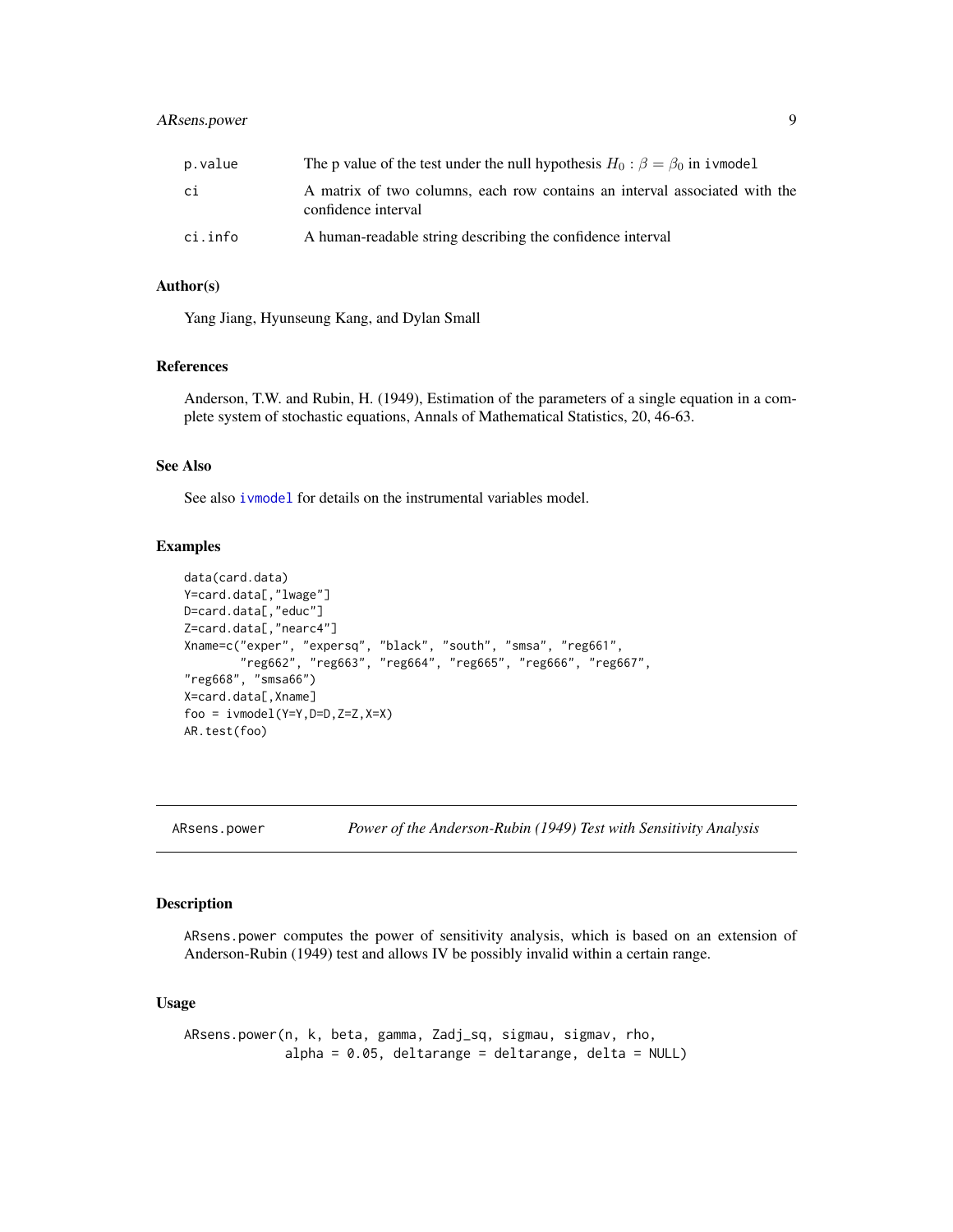| | |
|---|---|
| p.value | The p value of the test under the null hypothesis $H_0 : \beta = \beta_0$ in ivmodel |
| ci | A matrix of two columns, each row contains an interval associated with the confidence interval |
| ci.info | A human-readable string describing the confidence interval |

### Author(s)

Yang Jiang, Hyunseung Kang, and Dylan Small

### References

Anderson, T.W. and Rubin, H. (1949), Estimation of the parameters of a single equation in a complete system of stochastic equations, Annals of Mathematical Statistics, 20, 46-63.

### See Also

See also ivmodel for details on the instrumental variables model.

### Examples

```
data(card.data)
Y=card.data[,"lwage"]
D=card.data[,"educ"]
Z=card.data[,"nearc4"]
Xname=c("exper", "expersq", "black", "south", "smsa", "reg661",
        "reg662", "reg663", "reg664", "reg665", "reg666", "reg667",
"reg668", "smsa66")
X=card.data[,Xname]
foo = ivmodel(Y=Y,D=D,Z=Z,X=X)
AR.test(foo)
```

---

## ARsens.power — *Power of the Anderson-Rubin (1949) Test with Sensitivity Analysis*

### Description

ARsens.power computes the power of sensitivity analysis, which is based on an extension of Anderson-Rubin (1949) test and allows IV be possibly invalid within a certain range.

### Usage

```
ARsens.power(n, k, beta, gamma, Zadj_sq, sigmau, sigmav, rho,
             alpha = 0.05, deltarange = deltarange, delta = NULL)
```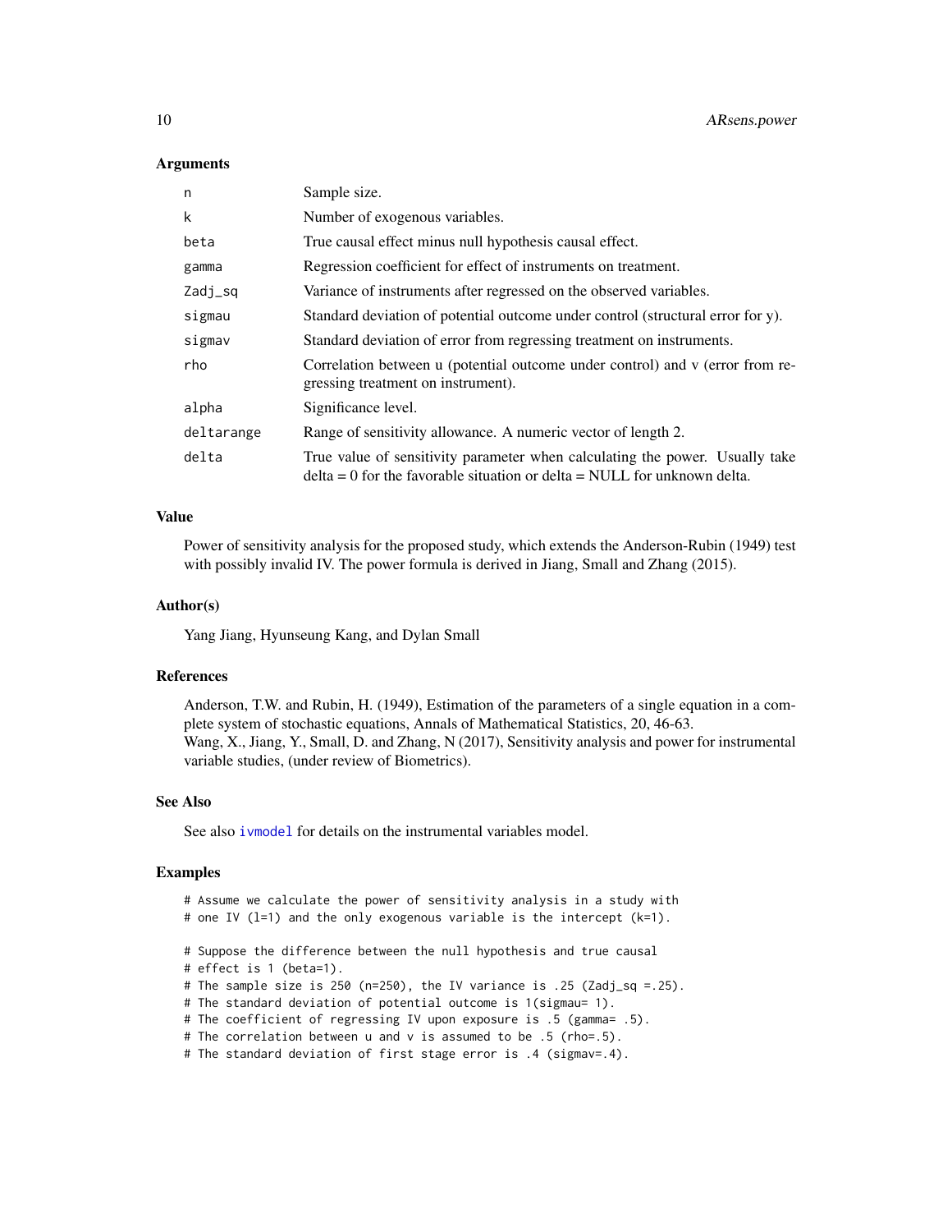### Arguments

| | |
|---|---|
| n | Sample size. |
| k | Number of exogenous variables. |
| beta | True causal effect minus null hypothesis causal effect. |
| gamma | Regression coefficient for effect of instruments on treatment. |
| Zadj_sq | Variance of instruments after regressed on the observed variables. |
| sigmau | Standard deviation of potential outcome under control (structural error for y). |
| sigmav | Standard deviation of error from regressing treatment on instruments. |
| rho | Correlation between u (potential outcome under control) and v (error from regressing treatment on instrument). |
| alpha | Significance level. |
| deltarange | Range of sensitivity allowance. A numeric vector of length 2. |
| delta | True value of sensitivity parameter when calculating the power. Usually take delta = 0 for the favorable situation or delta = NULL for unknown delta. |

### Value

Power of sensitivity analysis for the proposed study, which extends the Anderson-Rubin (1949) test with possibly invalid IV. The power formula is derived in Jiang, Small and Zhang (2015).

### Author(s)

Yang Jiang, Hyunseung Kang, and Dylan Small

### References

Anderson, T.W. and Rubin, H. (1949), Estimation of the parameters of a single equation in a complete system of stochastic equations, Annals of Mathematical Statistics, 20, 46-63.
Wang, X., Jiang, Y., Small, D. and Zhang, N (2017), Sensitivity analysis and power for instrumental variable studies, (under review of Biometrics).

### See Also

See also ivmodel for details on the instrumental variables model.

### Examples

```
# Assume we calculate the power of sensitivity analysis in a study with
# one IV (l=1) and the only exogenous variable is the intercept (k=1).

# Suppose the difference between the null hypothesis and true causal
# effect is 1 (beta=1).
# The sample size is 250 (n=250), the IV variance is .25 (Zadj_sq =.25).
# The standard deviation of potential outcome is 1(sigmau= 1).
# The coefficient of regressing IV upon exposure is .5 (gamma= .5).
# The correlation between u and v is assumed to be .5 (rho=.5).
# The standard deviation of first stage error is .4 (sigmav=.4).
```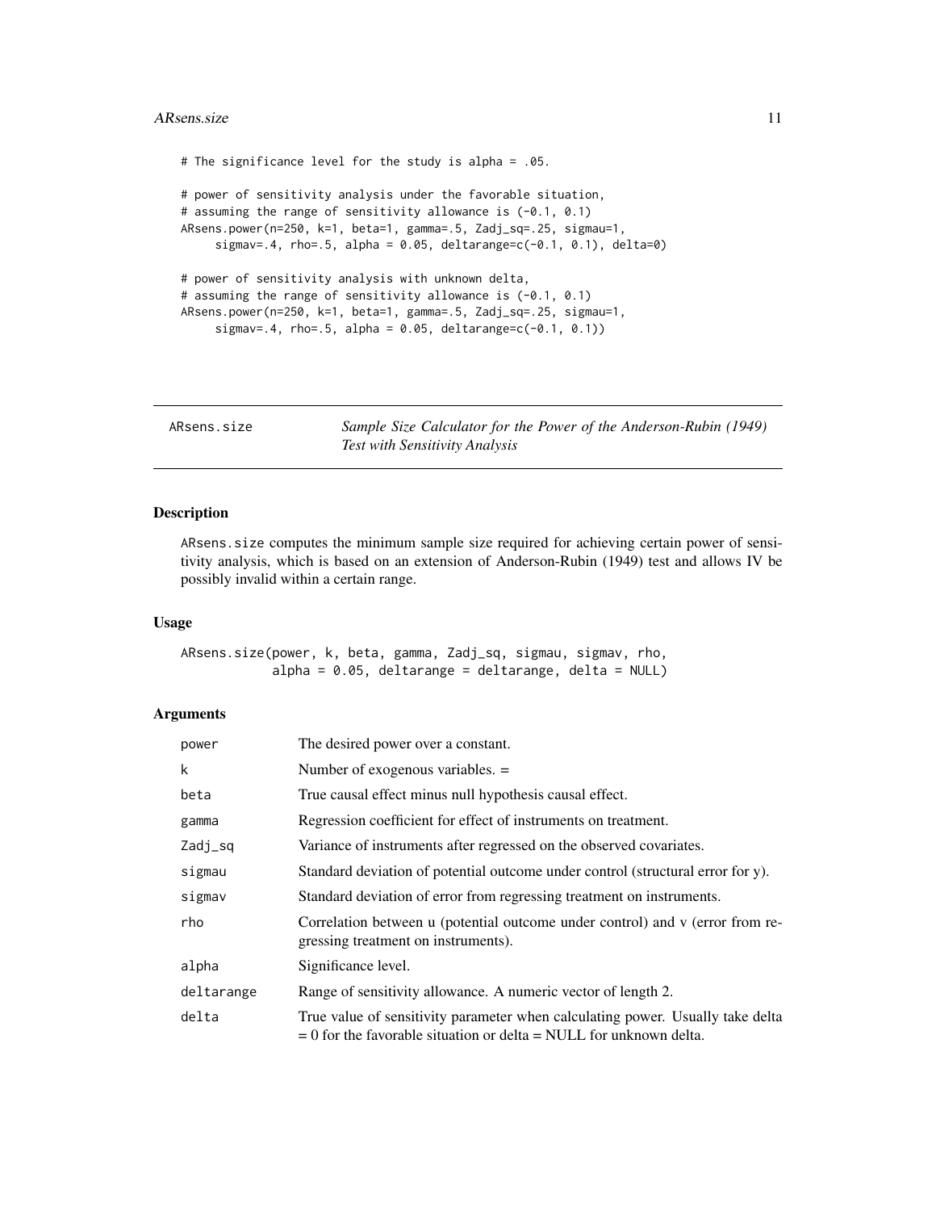```
# The significance level for the study is alpha = .05.

# power of sensitivity analysis under the favorable situation,
# assuming the range of sensitivity allowance is (-0.1, 0.1)
ARsens.power(n=250, k=1, beta=1, gamma=.5, Zadj_sq=.25, sigmau=1,
     sigmav=.4, rho=.5, alpha = 0.05, deltarange=c(-0.1, 0.1), delta=0)

# power of sensitivity analysis with unknown delta,
# assuming the range of sensitivity allowance is (-0.1, 0.1)
ARsens.power(n=250, k=1, beta=1, gamma=.5, Zadj_sq=.25, sigmau=1,
     sigmav=.4, rho=.5, alpha = 0.05, deltarange=c(-0.1, 0.1))
```

---

## ARsens.size — *Sample Size Calculator for the Power of the Anderson-Rubin (1949) Test with Sensitivity Analysis*

---

### Description

ARsens.size computes the minimum sample size required for achieving certain power of sensitivity analysis, which is based on an extension of Anderson-Rubin (1949) test and allows IV be possibly invalid within a certain range.

### Usage

```
ARsens.size(power, k, beta, gamma, Zadj_sq, sigmau, sigmav, rho,
            alpha = 0.05, deltarange = deltarange, delta = NULL)
```

### Arguments

| | |
|---|---|
| power | The desired power over a constant. |
| k | Number of exogenous variables. = |
| beta | True causal effect minus null hypothesis causal effect. |
| gamma | Regression coefficient for effect of instruments on treatment. |
| Zadj_sq | Variance of instruments after regressed on the observed covariates. |
| sigmau | Standard deviation of potential outcome under control (structural error for y). |
| sigmav | Standard deviation of error from regressing treatment on instruments. |
| rho | Correlation between u (potential outcome under control) and v (error from regressing treatment on instruments). |
| alpha | Significance level. |
| deltarange | Range of sensitivity allowance. A numeric vector of length 2. |
| delta | True value of sensitivity parameter when calculating power. Usually take delta = 0 for the favorable situation or delta = NULL for unknown delta. |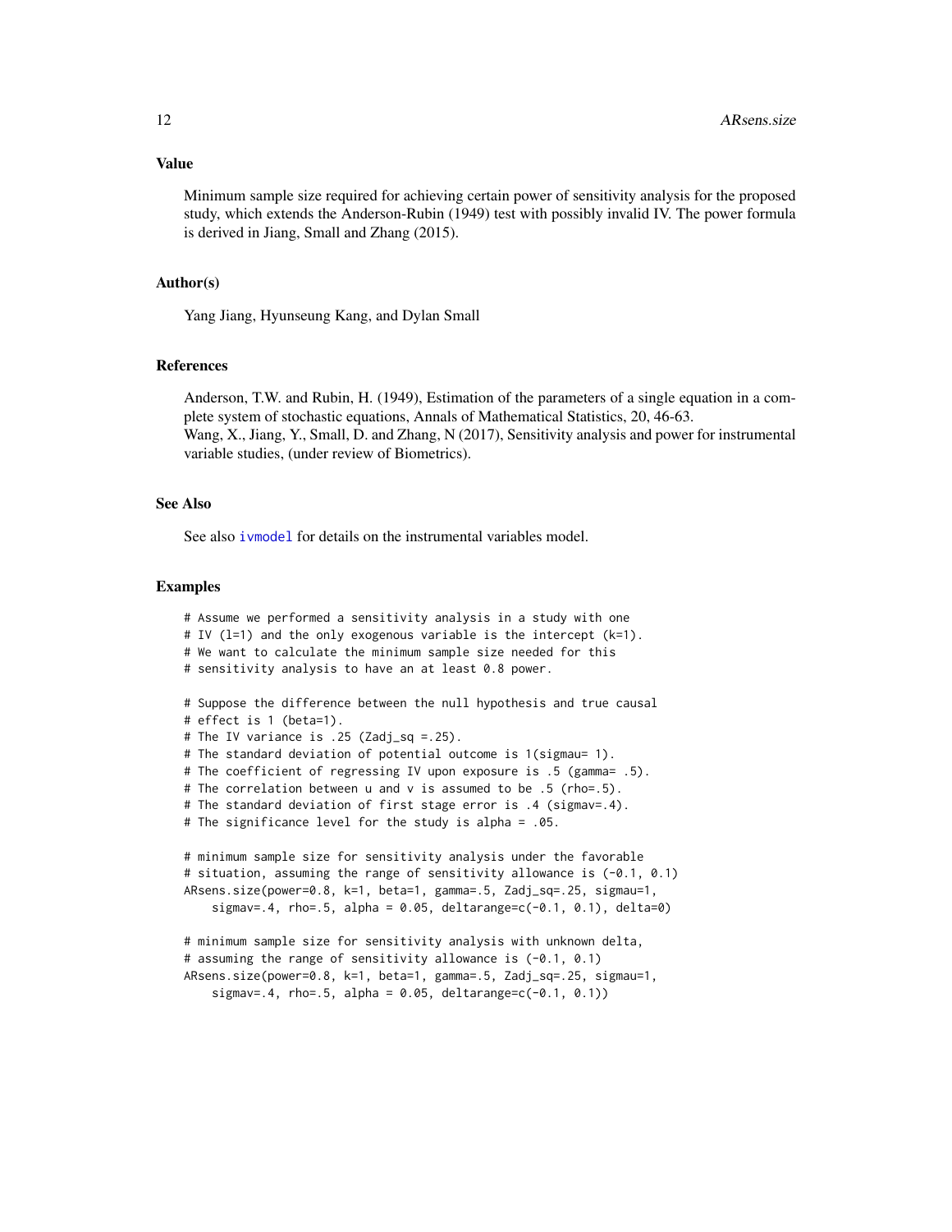## Value

Minimum sample size required for achieving certain power of sensitivity analysis for the proposed study, which extends the Anderson-Rubin (1949) test with possibly invalid IV. The power formula is derived in Jiang, Small and Zhang (2015).

## Author(s)

Yang Jiang, Hyunseung Kang, and Dylan Small

## References

Anderson, T.W. and Rubin, H. (1949), Estimation of the parameters of a single equation in a complete system of stochastic equations, Annals of Mathematical Statistics, 20, 46-63.
Wang, X., Jiang, Y., Small, D. and Zhang, N (2017), Sensitivity analysis and power for instrumental variable studies, (under review of Biometrics).

## See Also

See also ivmodel for details on the instrumental variables model.

## Examples

```
# Assume we performed a sensitivity analysis in a study with one
# IV (l=1) and the only exogenous variable is the intercept (k=1).
# We want to calculate the minimum sample size needed for this
# sensitivity analysis to have an at least 0.8 power.

# Suppose the difference between the null hypothesis and true causal
# effect is 1 (beta=1).
# The IV variance is .25 (Zadj_sq =.25).
# The standard deviation of potential outcome is 1(sigmau= 1).
# The coefficient of regressing IV upon exposure is .5 (gamma= .5).
# The correlation between u and v is assumed to be .5 (rho=.5).
# The standard deviation of first stage error is .4 (sigmav=.4).
# The significance level for the study is alpha = .05.

# minimum sample size for sensitivity analysis under the favorable
# situation, assuming the range of sensitivity allowance is (-0.1, 0.1)
ARsens.size(power=0.8, k=1, beta=1, gamma=.5, Zadj_sq=.25, sigmau=1,
    sigmav=.4, rho=.5, alpha = 0.05, deltarange=c(-0.1, 0.1), delta=0)

# minimum sample size for sensitivity analysis with unknown delta,
# assuming the range of sensitivity allowance is (-0.1, 0.1)
ARsens.size(power=0.8, k=1, beta=1, gamma=.5, Zadj_sq=.25, sigmau=1,
    sigmav=.4, rho=.5, alpha = 0.05, deltarange=c(-0.1, 0.1))
```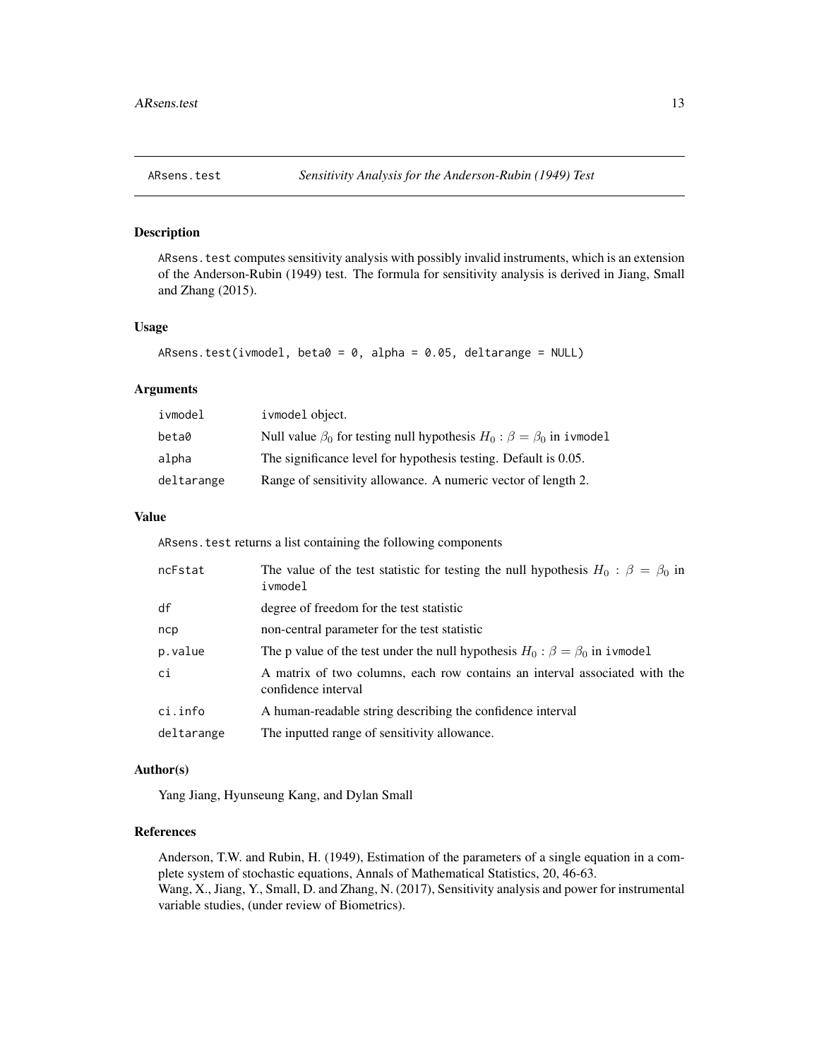## ARsens.test — *Sensitivity Analysis for the Anderson-Rubin (1949) Test*

### Description

ARsens.test computes sensitivity analysis with possibly invalid instruments, which is an extension of the Anderson-Rubin (1949) test. The formula for sensitivity analysis is derived in Jiang, Small and Zhang (2015).

### Usage

```
ARsens.test(ivmodel, beta0 = 0, alpha = 0.05, deltarange = NULL)
```

### Arguments

| | |
|---|---|
| ivmodel | ivmodel object. |
| beta0 | Null value $\beta_0$ for testing null hypothesis $H_0 : \beta = \beta_0$ in ivmodel |
| alpha | The significance level for hypothesis testing. Default is 0.05. |
| deltarange | Range of sensitivity allowance. A numeric vector of length 2. |

### Value

ARsens.test returns a list containing the following components

| | |
|---|---|
| ncFstat | The value of the test statistic for testing the null hypothesis $H_0 : \beta = \beta_0$ in ivmodel |
| df | degree of freedom for the test statistic |
| ncp | non-central parameter for the test statistic |
| p.value | The p value of the test under the null hypothesis $H_0 : \beta = \beta_0$ in ivmodel |
| ci | A matrix of two columns, each row contains an interval associated with the confidence interval |
| ci.info | A human-readable string describing the confidence interval |
| deltarange | The inputted range of sensitivity allowance. |

### Author(s)

Yang Jiang, Hyunseung Kang, and Dylan Small

### References

Anderson, T.W. and Rubin, H. (1949), Estimation of the parameters of a single equation in a complete system of stochastic equations, Annals of Mathematical Statistics, 20, 46-63.
Wang, X., Jiang, Y., Small, D. and Zhang, N. (2017), Sensitivity analysis and power for instrumental variable studies, (under review of Biometrics).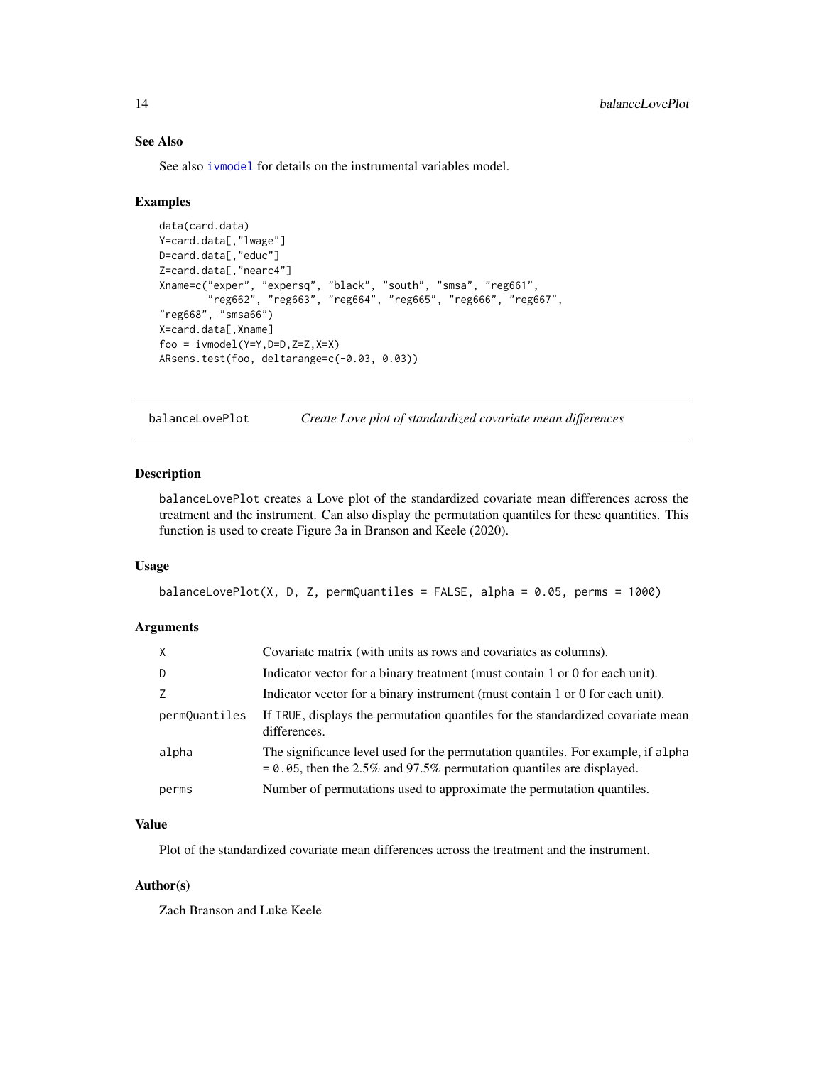### See Also

See also ivmodel for details on the instrumental variables model.

### Examples

```
data(card.data)
Y=card.data[,"lwage"]
D=card.data[,"educ"]
Z=card.data[,"nearc4"]
Xname=c("exper", "expersq", "black", "south", "smsa", "reg661",
        "reg662", "reg663", "reg664", "reg665", "reg666", "reg667",
"reg668", "smsa66")
X=card.data[,Xname]
foo = ivmodel(Y=Y,D=D,Z=Z,X=X)
ARsens.test(foo, deltarange=c(-0.03, 0.03))
```

---

## balanceLovePlot *Create Love plot of standardized covariate mean differences*

### Description

balanceLovePlot creates a Love plot of the standardized covariate mean differences across the treatment and the instrument. Can also display the permutation quantiles for these quantities. This function is used to create Figure 3a in Branson and Keele (2020).

### Usage

```
balanceLovePlot(X, D, Z, permQuantiles = FALSE, alpha = 0.05, perms = 1000)
```

### Arguments

| | |
|---|---|
| X | Covariate matrix (with units as rows and covariates as columns). |
| D | Indicator vector for a binary treatment (must contain 1 or 0 for each unit). |
| Z | Indicator vector for a binary instrument (must contain 1 or 0 for each unit). |
| permQuantiles | If TRUE, displays the permutation quantiles for the standardized covariate mean differences. |
| alpha | The significance level used for the permutation quantiles. For example, if alpha = 0.05, then the 2.5% and 97.5% permutation quantiles are displayed. |
| perms | Number of permutations used to approximate the permutation quantiles. |

### Value

Plot of the standardized covariate mean differences across the treatment and the instrument.

### Author(s)

Zach Branson and Luke Keele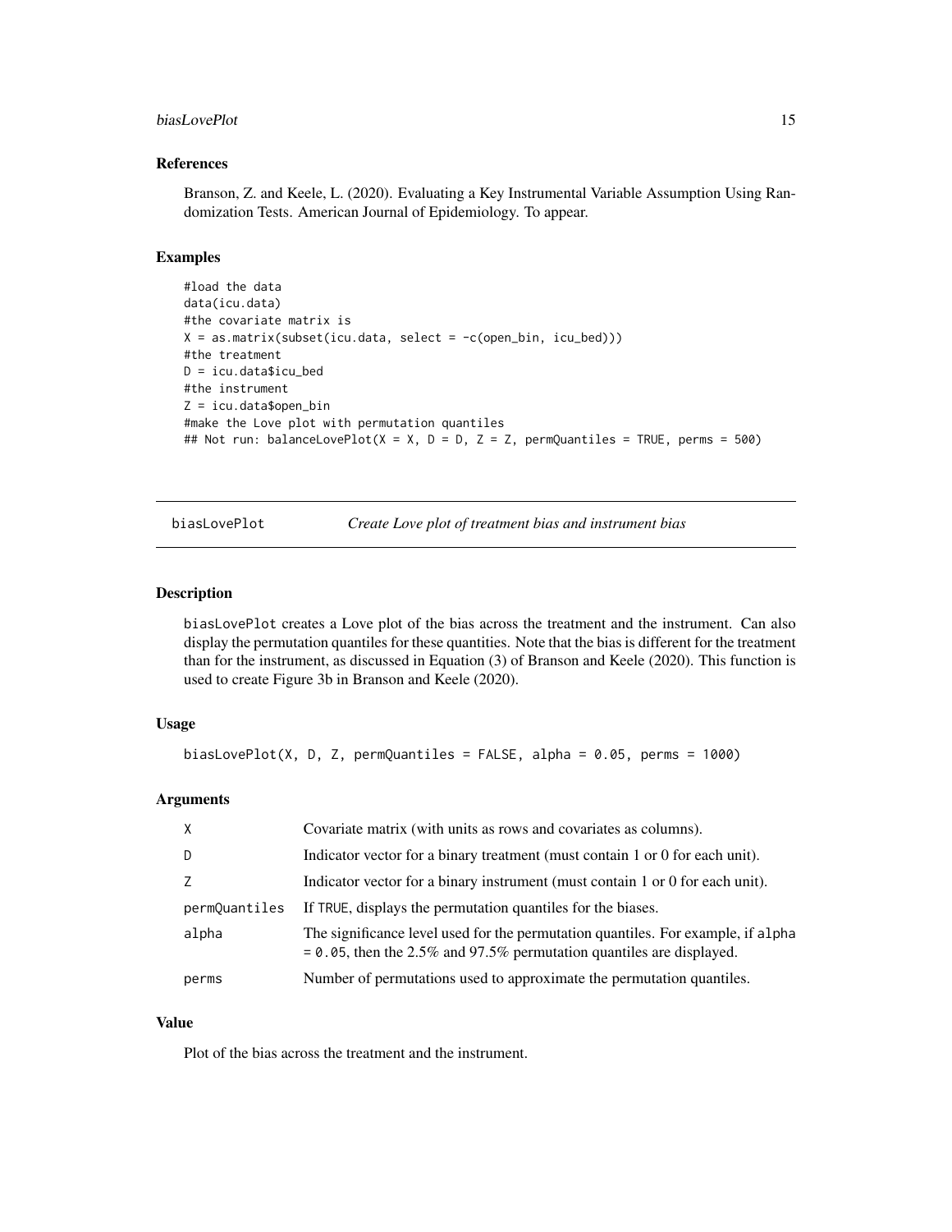### References

Branson, Z. and Keele, L. (2020). Evaluating a Key Instrumental Variable Assumption Using Randomization Tests. American Journal of Epidemiology. To appear.

### Examples

```
#load the data
data(icu.data)
#the covariate matrix is
X = as.matrix(subset(icu.data, select = -c(open_bin, icu_bed)))
#the treatment
D = icu.data$icu_bed
#the instrument
Z = icu.data$open_bin
#make the Love plot with permutation quantiles
## Not run: balanceLovePlot(X = X, D = D, Z = Z, permQuantiles = TRUE, perms = 500)
```

---

## biasLovePlot — *Create Love plot of treatment bias and instrument bias*

---

### Description

biasLovePlot creates a Love plot of the bias across the treatment and the instrument. Can also display the permutation quantiles for these quantities. Note that the bias is different for the treatment than for the instrument, as discussed in Equation (3) of Branson and Keele (2020). This function is used to create Figure 3b in Branson and Keele (2020).

### Usage

```
biasLovePlot(X, D, Z, permQuantiles = FALSE, alpha = 0.05, perms = 1000)
```

### Arguments

| | |
|---|---|
| X | Covariate matrix (with units as rows and covariates as columns). |
| D | Indicator vector for a binary treatment (must contain 1 or 0 for each unit). |
| Z | Indicator vector for a binary instrument (must contain 1 or 0 for each unit). |
| permQuantiles | If TRUE, displays the permutation quantiles for the biases. |
| alpha | The significance level used for the permutation quantiles. For example, if alpha = 0.05, then the 2.5% and 97.5% permutation quantiles are displayed. |
| perms | Number of permutations used to approximate the permutation quantiles. |

### Value

Plot of the bias across the treatment and the instrument.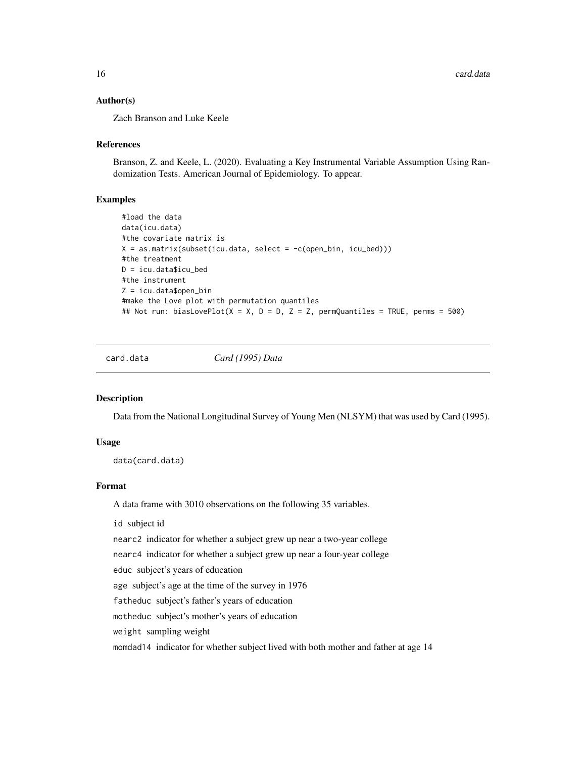### Author(s)

Zach Branson and Luke Keele

### References

Branson, Z. and Keele, L. (2020). Evaluating a Key Instrumental Variable Assumption Using Randomization Tests. American Journal of Epidemiology. To appear.

### Examples

```
#load the data
data(icu.data)
#the covariate matrix is
X = as.matrix(subset(icu.data, select = -c(open_bin, icu_bed)))
#the treatment
D = icu.data$icu_bed
#the instrument
Z = icu.data$open_bin
#make the Love plot with permutation quantiles
## Not run: biasLovePlot(X = X, D = D, Z = Z, permQuantiles = TRUE, perms = 500)
```

---

## card.data *Card (1995) Data*

---

### Description

Data from the National Longitudinal Survey of Young Men (NLSYM) that was used by Card (1995).

### Usage

```
data(card.data)
```

### Format

A data frame with 3010 observations on the following 35 variables.

- `id` subject id
- `nearc2` indicator for whether a subject grew up near a two-year college
- `nearc4` indicator for whether a subject grew up near a four-year college
- `educ` subject's years of education
- `age` subject's age at the time of the survey in 1976
- `fatheduc` subject's father's years of education
- `motheduc` subject's mother's years of education
- `weight` sampling weight
- `momdad14` indicator for whether subject lived with both mother and father at age 14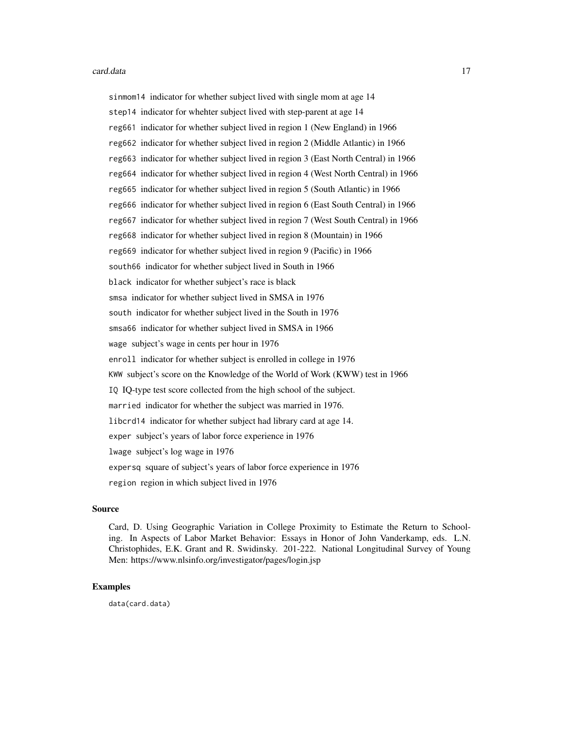- `sinmom14` indicator for whether subject lived with single mom at age 14
- `step14` indicator for whehter subject lived with step-parent at age 14
- `reg661` indicator for whether subject lived in region 1 (New England) in 1966
- `reg662` indicator for whether subject lived in region 2 (Middle Atlantic) in 1966
- `reg663` indicator for whether subject lived in region 3 (East North Central) in 1966
- `reg664` indicator for whether subject lived in region 4 (West North Central) in 1966
- `reg665` indicator for whether subject lived in region 5 (South Atlantic) in 1966
- `reg666` indicator for whether subject lived in region 6 (East South Central) in 1966
- `reg667` indicator for whether subject lived in region 7 (West South Central) in 1966
- `reg668` indicator for whether subject lived in region 8 (Mountain) in 1966
- `reg669` indicator for whether subject lived in region 9 (Pacific) in 1966
- `south66` indicator for whether subject lived in South in 1966
- `black` indicator for whether subject's race is black
- `smsa` indicator for whether subject lived in SMSA in 1976
- `south` indicator for whether subject lived in the South in 1976
- `smsa66` indicator for whether subject lived in SMSA in 1966
- `wage` subject's wage in cents per hour in 1976
- `enroll` indicator for whether subject is enrolled in college in 1976
- `KWW` subject's score on the Knowledge of the World of Work (KWW) test in 1966
- `IQ` IQ-type test score collected from the high school of the subject.
- `married` indicator for whether the subject was married in 1976.
- `libcrd14` indicator for whether subject had library card at age 14.
- `exper` subject's years of labor force experience in 1976
- `lwage` subject's log wage in 1976
- `expersq` square of subject's years of labor force experience in 1976
- `region` region in which subject lived in 1976

### Source

Card, D. Using Geographic Variation in College Proximity to Estimate the Return to Schooling. In Aspects of Labor Market Behavior: Essays in Honor of John Vanderkamp, eds. L.N. Christophides, E.K. Grant and R. Swidinsky. 201-222. National Longitudinal Survey of Young Men: https://www.nlsinfo.org/investigator/pages/login.jsp

### Examples

```
data(card.data)
```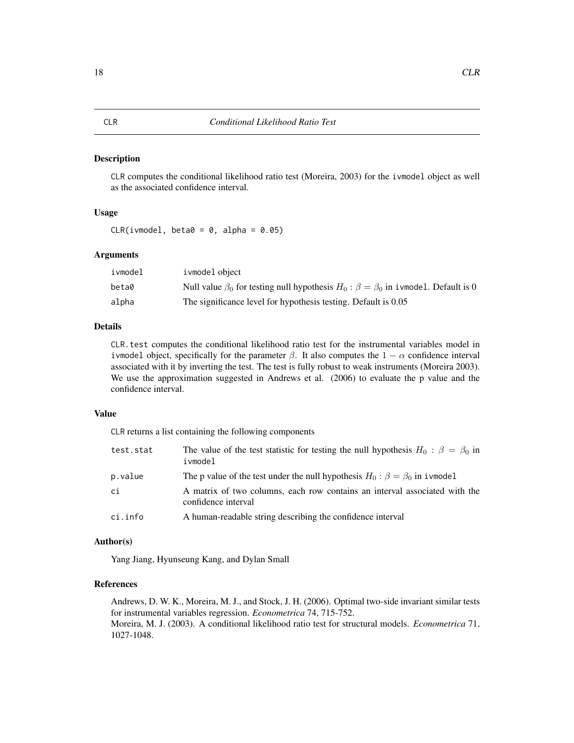# CLR — Conditional Likelihood Ratio Test

## Description

CLR computes the conditional likelihood ratio test (Moreira, 2003) for the ivmodel object as well as the associated confidence interval.

## Usage

```
CLR(ivmodel, beta0 = 0, alpha = 0.05)
```

## Arguments

| | |
|---|---|
| ivmodel | ivmodel object |
| beta0 | Null value $\beta_0$ for testing null hypothesis $H_0 : \beta = \beta_0$ in ivmodel. Default is 0 |
| alpha | The significance level for hypothesis testing. Default is 0.05 |

## Details

CLR.test computes the conditional likelihood ratio test for the instrumental variables model in ivmodel object, specifically for the parameter $\beta$. It also computes the $1 - \alpha$ confidence interval associated with it by inverting the test. The test is fully robust to weak instruments (Moreira 2003). We use the approximation suggested in Andrews et al. (2006) to evaluate the p value and the confidence interval.

## Value

CLR returns a list containing the following components

| | |
|---|---|
| test.stat | The value of the test statistic for testing the null hypothesis $H_0 : \beta = \beta_0$ in ivmodel |
| p.value | The p value of the test under the null hypothesis $H_0 : \beta = \beta_0$ in ivmodel |
| ci | A matrix of two columns, each row contains an interval associated with the confidence interval |
| ci.info | A human-readable string describing the confidence interval |

## Author(s)

Yang Jiang, Hyunseung Kang, and Dylan Small

## References

Andrews, D. W. K., Moreira, M. J., and Stock, J. H. (2006). Optimal two-side invariant similar tests for instrumental variables regression. *Econometrica* 74, 715-752.
Moreira, M. J. (2003). A conditional likelihood ratio test for structural models. *Econometrica* 71, 1027-1048.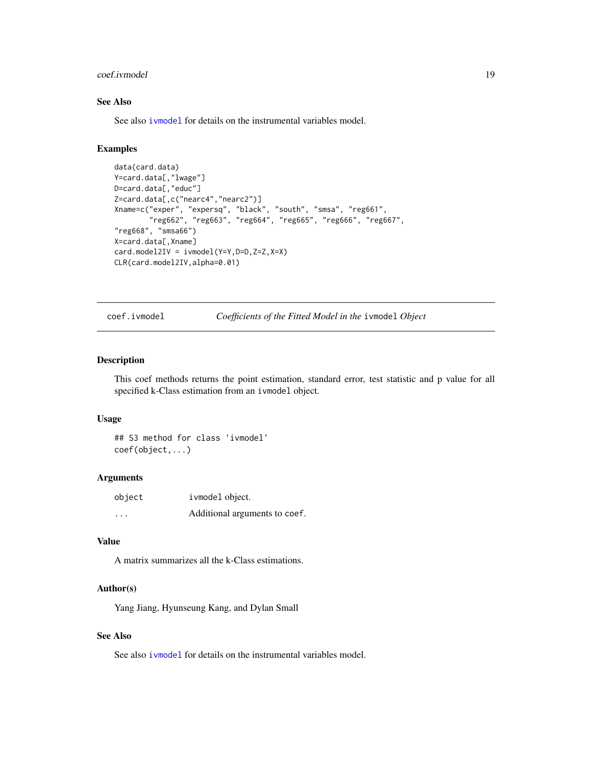## See Also

See also `ivmodel` for details on the instrumental variables model.

## Examples

```
data(card.data)
Y=card.data[,"lwage"]
D=card.data[,"educ"]
Z=card.data[,c("nearc4","nearc2")]
Xname=c("exper", "expersq", "black", "south", "smsa", "reg661",
        "reg662", "reg663", "reg664", "reg665", "reg666", "reg667",
"reg668", "smsa66")
X=card.data[,Xname]
card.model2IV = ivmodel(Y=Y,D=D,Z=Z,X=X)
CLR(card.model2IV,alpha=0.01)
```

---

# coef.ivmodel — *Coefficients of the Fitted Model in the* `ivmodel` *Object*

## Description

This coef methods returns the point estimation, standard error, test statistic and p value for all specified k-Class estimation from an `ivmodel` object.

## Usage

```
## S3 method for class 'ivmodel'
coef(object,...)
```

## Arguments

| | |
|---|---|
| `object` | `ivmodel` object. |
| `...` | Additional arguments to `coef`. |

## Value

A matrix summarizes all the k-Class estimations.

## Author(s)

Yang Jiang, Hyunseung Kang, and Dylan Small

## See Also

See also `ivmodel` for details on the instrumental variables model.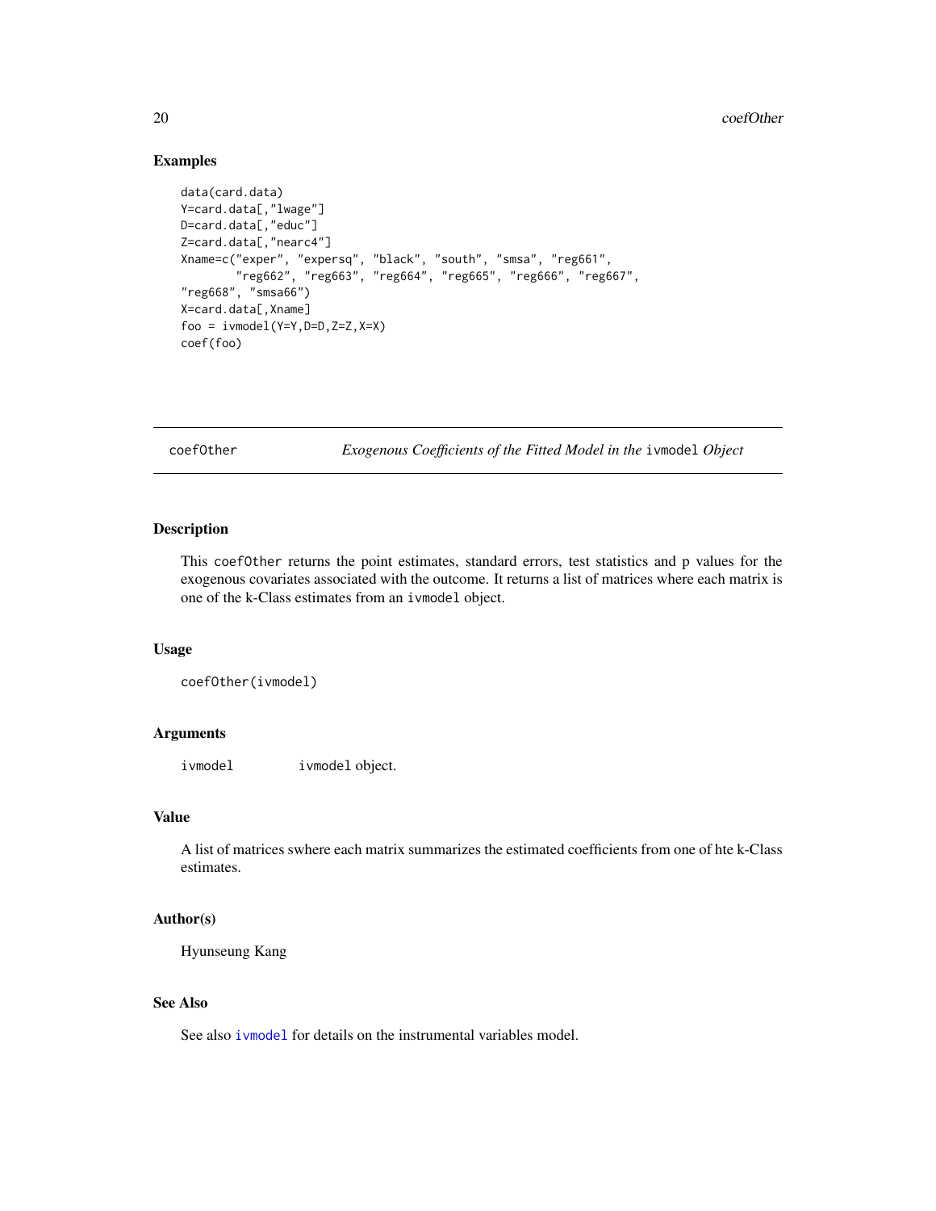## Examples

```
data(card.data)
Y=card.data[,"lwage"]
D=card.data[,"educ"]
Z=card.data[,"nearc4"]
Xname=c("exper", "expersq", "black", "south", "smsa", "reg661",
        "reg662", "reg663", "reg664", "reg665", "reg666", "reg667",
"reg668", "smsa66")
X=card.data[,Xname]
foo = ivmodel(Y=Y,D=D,Z=Z,X=X)
coef(foo)
```

---

# coefOther — *Exogenous Coefficients of the Fitted Model in the* `ivmodel` *Object*

---

## Description

This `coefOther` returns the point estimates, standard errors, test statistics and p values for the exogenous covariates associated with the outcome. It returns a list of matrices where each matrix is one of the k-Class estimates from an `ivmodel` object.

## Usage

```
coefOther(ivmodel)
```

## Arguments

| | |
|---|---|
| `ivmodel` | `ivmodel` object. |

## Value

A list of matrices swhere each matrix summarizes the estimated coefficients from one of hte k-Class estimates.

## Author(s)

Hyunseung Kang

## See Also

See also `ivmodel` for details on the instrumental variables model.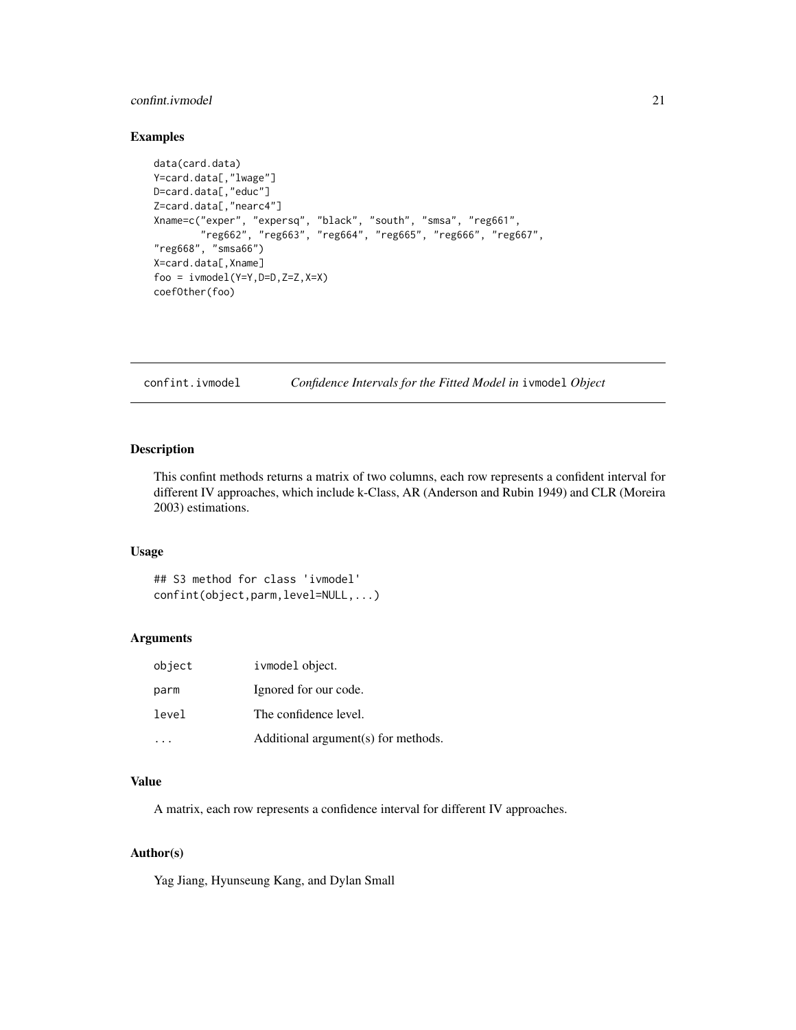## Examples

```
data(card.data)
Y=card.data[,"lwage"]
D=card.data[,"educ"]
Z=card.data[,"nearc4"]
Xname=c("exper", "expersq", "black", "south", "smsa", "reg661",
        "reg662", "reg663", "reg664", "reg665", "reg666", "reg667",
"reg668", "smsa66")
X=card.data[,Xname]
foo = ivmodel(Y=Y,D=D,Z=Z,X=X)
coefOther(foo)
```

---

# confint.ivmodel    *Confidence Intervals for the Fitted Model in* `ivmodel` *Object*

---

## Description

This confint methods returns a matrix of two columns, each row represents a confident interval for different IV approaches, which include k-Class, AR (Anderson and Rubin 1949) and CLR (Moreira 2003) estimations.

## Usage

```
## S3 method for class 'ivmodel'
confint(object,parm,level=NULL,...)
```

## Arguments

| | |
|---|---|
| object | ivmodel object. |
| parm | Ignored for our code. |
| level | The confidence level. |
| ... | Additional argument(s) for methods. |

## Value

A matrix, each row represents a confidence interval for different IV approaches.

## Author(s)

Yag Jiang, Hyunseung Kang, and Dylan Small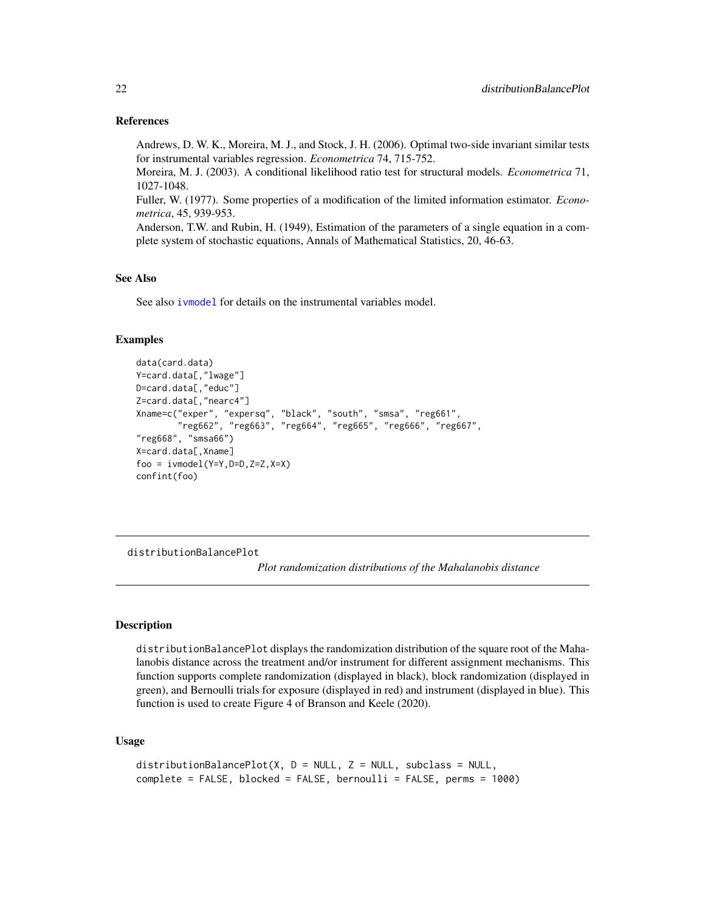### References

Andrews, D. W. K., Moreira, M. J., and Stock, J. H. (2006). Optimal two-side invariant similar tests for instrumental variables regression. *Econometrica* 74, 715-752.
Moreira, M. J. (2003). A conditional likelihood ratio test for structural models. *Econometrica* 71, 1027-1048.
Fuller, W. (1977). Some properties of a modification of the limited information estimator. *Econometrica*, 45, 939-953.
Anderson, T.W. and Rubin, H. (1949), Estimation of the parameters of a single equation in a complete system of stochastic equations, Annals of Mathematical Statistics, 20, 46-63.

### See Also

See also ivmodel for details on the instrumental variables model.

### Examples

```
data(card.data)
Y=card.data[,"lwage"]
D=card.data[,"educ"]
Z=card.data[,"nearc4"]
Xname=c("exper", "expersq", "black", "south", "smsa", "reg661",
        "reg662", "reg663", "reg664", "reg665", "reg666", "reg667",
"reg668", "smsa66")
X=card.data[,Xname]
foo = ivmodel(Y=Y,D=D,Z=Z,X=X)
confint(foo)
```

---

## distributionBalancePlot

*Plot randomization distributions of the Mahalanobis distance*

### Description

distributionBalancePlot displays the randomization distribution of the square root of the Mahalanobis distance across the treatment and/or instrument for different assignment mechanisms. This function supports complete randomization (displayed in black), block randomization (displayed in green), and Bernoulli trials for exposure (displayed in red) and instrument (displayed in blue). This function is used to create Figure 4 of Branson and Keele (2020).

### Usage

```
distributionBalancePlot(X, D = NULL, Z = NULL, subclass = NULL,
complete = FALSE, blocked = FALSE, bernoulli = FALSE, perms = 1000)
```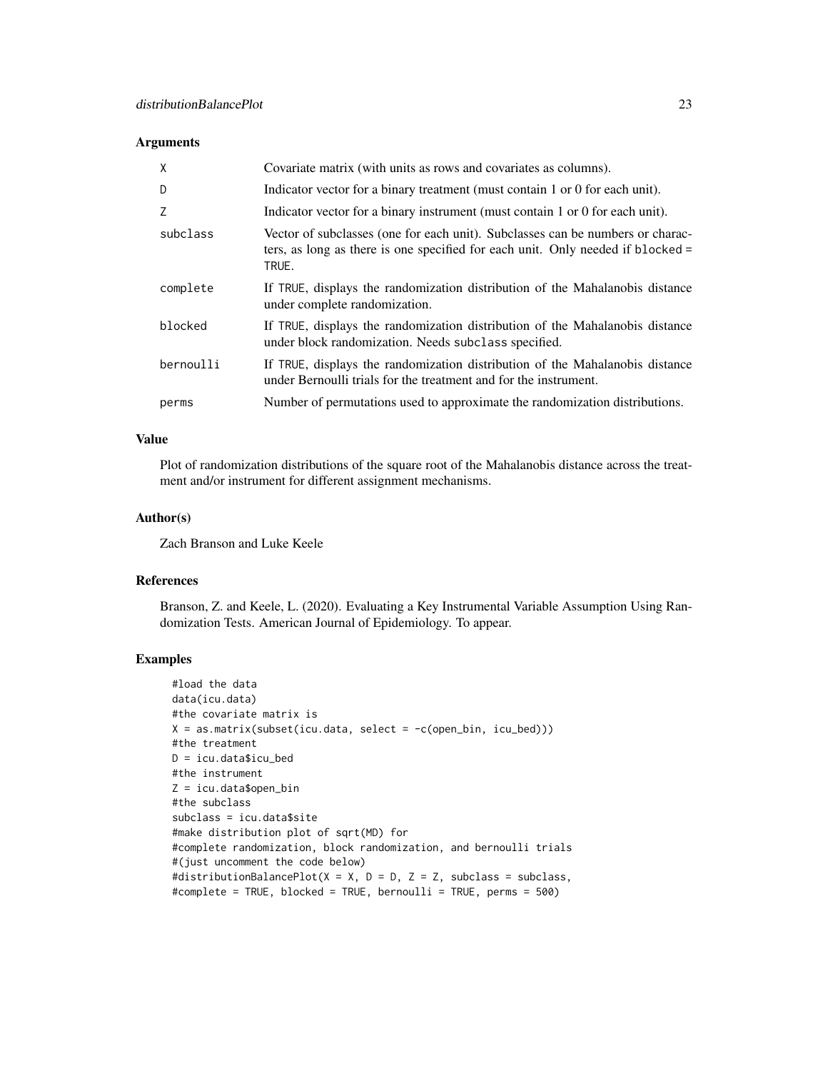## Arguments

| | |
|---|---|
| X | Covariate matrix (with units as rows and covariates as columns). |
| D | Indicator vector for a binary treatment (must contain 1 or 0 for each unit). |
| Z | Indicator vector for a binary instrument (must contain 1 or 0 for each unit). |
| subclass | Vector of subclasses (one for each unit). Subclasses can be numbers or characters, as long as there is one specified for each unit. Only needed if blocked = TRUE. |
| complete | If TRUE, displays the randomization distribution of the Mahalanobis distance under complete randomization. |
| blocked | If TRUE, displays the randomization distribution of the Mahalanobis distance under block randomization. Needs subclass specified. |
| bernoulli | If TRUE, displays the randomization distribution of the Mahalanobis distance under Bernoulli trials for the treatment and for the instrument. |
| perms | Number of permutations used to approximate the randomization distributions. |

## Value

Plot of randomization distributions of the square root of the Mahalanobis distance across the treatment and/or instrument for different assignment mechanisms.

## Author(s)

Zach Branson and Luke Keele

## References

Branson, Z. and Keele, L. (2020). Evaluating a Key Instrumental Variable Assumption Using Randomization Tests. American Journal of Epidemiology. To appear.

## Examples

```
#load the data
data(icu.data)
#the covariate matrix is
X = as.matrix(subset(icu.data, select = -c(open_bin, icu_bed)))
#the treatment
D = icu.data$icu_bed
#the instrument
Z = icu.data$open_bin
#the subclass
subclass = icu.data$site
#make distribution plot of sqrt(MD) for
#complete randomization, block randomization, and bernoulli trials
#(just uncomment the code below)
#distributionBalancePlot(X = X, D = D, Z = Z, subclass = subclass,
#complete = TRUE, blocked = TRUE, bernoulli = TRUE, perms = 500)
```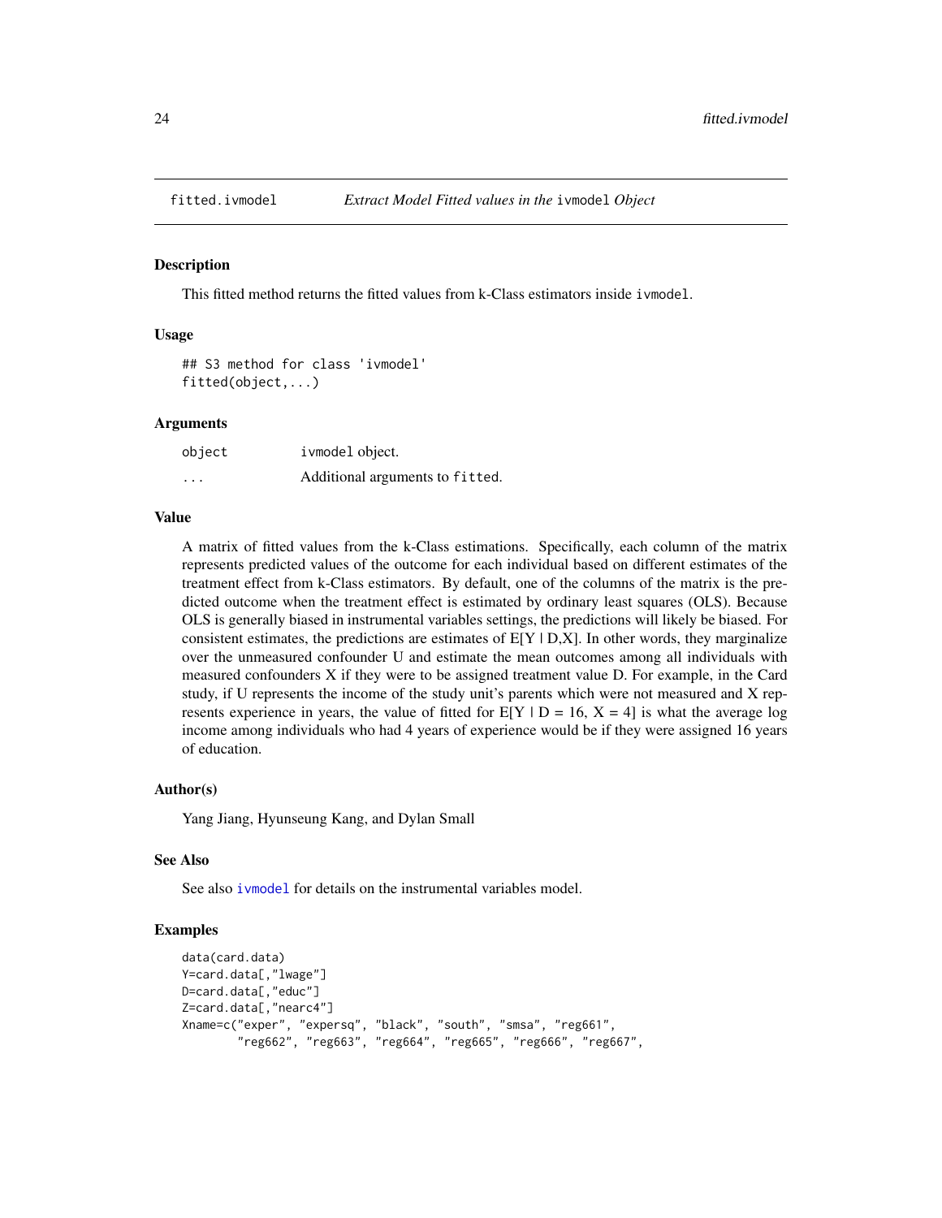# fitted.ivmodel — *Extract Model Fitted values in the* ivmodel *Object*

## Description

This fitted method returns the fitted values from k-Class estimators inside `ivmodel`.

## Usage

```
## S3 method for class 'ivmodel'
fitted(object,...)
```

## Arguments

| | |
|---|---|
| `object` | `ivmodel` object. |
| `...` | Additional arguments to `fitted`. |

## Value

A matrix of fitted values from the k-Class estimations. Specifically, each column of the matrix represents predicted values of the outcome for each individual based on different estimates of the treatment effect from k-Class estimators. By default, one of the columns of the matrix is the predicted outcome when the treatment effect is estimated by ordinary least squares (OLS). Because OLS is generally biased in instrumental variables settings, the predictions will likely be biased. For consistent estimates, the predictions are estimates of $E[Y \mid D,X]$. In other words, they marginalize over the unmeasured confounder U and estimate the mean outcomes among all individuals with measured confounders X if they were to be assigned treatment value D. For example, in the Card study, if U represents the income of the study unit's parents which were not measured and X represents experience in years, the value of fitted for $E[Y \mid D = 16, X = 4]$ is what the average log income among individuals who had 4 years of experience would be if they were assigned 16 years of education.

## Author(s)

Yang Jiang, Hyunseung Kang, and Dylan Small

## See Also

See also `ivmodel` for details on the instrumental variables model.

## Examples

```
data(card.data)
Y=card.data[,"lwage"]
D=card.data[,"educ"]
Z=card.data[,"nearc4"]
Xname=c("exper", "expersq", "black", "south", "smsa", "reg661",
        "reg662", "reg663", "reg664", "reg665", "reg666", "reg667",
```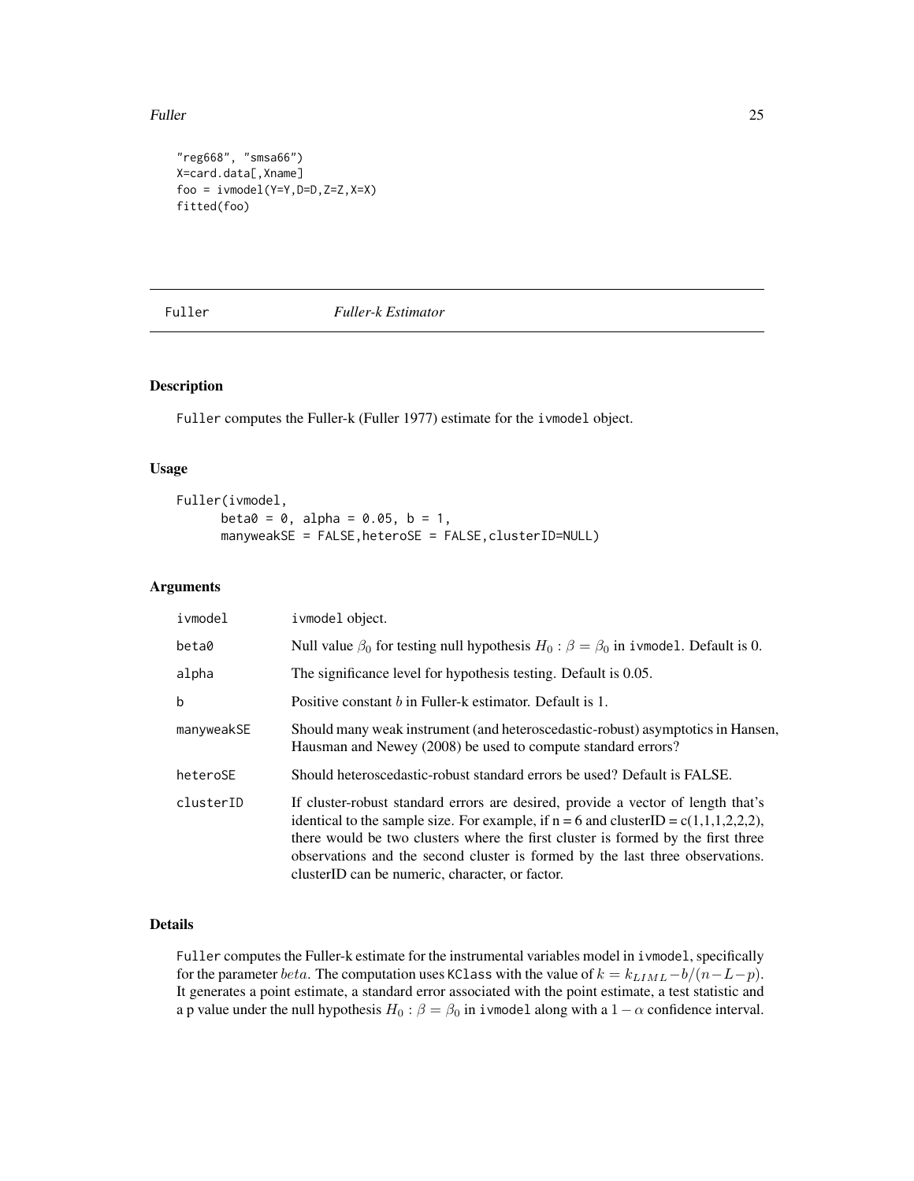```
"reg668", "smsa66")
X=card.data[,Xname]
foo = ivmodel(Y=Y,D=D,Z=Z,X=X)
fitted(foo)
```

## Fuller *Fuller-k Estimator*

### Description

Fuller computes the Fuller-k (Fuller 1977) estimate for the ivmodel object.

### Usage

```
Fuller(ivmodel,
      beta0 = 0, alpha = 0.05, b = 1,
      manyweakSE = FALSE,heteroSE = FALSE,clusterID=NULL)
```

### Arguments

| | |
|---|---|
| ivmodel | ivmodel object. |
| beta0 | Null value $\beta_0$ for testing null hypothesis $H_0 : \beta = \beta_0$ in ivmodel. Default is 0. |
| alpha | The significance level for hypothesis testing. Default is 0.05. |
| b | Positive constant $b$ in Fuller-k estimator. Default is 1. |
| manyweakSE | Should many weak instrument (and heteroscedastic-robust) asymptotics in Hansen, Hausman and Newey (2008) be used to compute standard errors? |
| heteroSE | Should heteroscedastic-robust standard errors be used? Default is FALSE. |
| clusterID | If cluster-robust standard errors are desired, provide a vector of length that's identical to the sample size. For example, if n = 6 and clusterID = c(1,1,1,2,2,2), there would be two clusters where the first cluster is formed by the first three observations and the second cluster is formed by the last three observations. clusterID can be numeric, character, or factor. |

### Details

Fuller computes the Fuller-k estimate for the instrumental variables model in ivmodel, specifically for the parameter $beta$. The computation uses KClass with the value of $k = k_{LIML} - b/(n-L-p)$. It generates a point estimate, a standard error associated with the point estimate, a test statistic and a p value under the null hypothesis $H_0 : \beta = \beta_0$ in ivmodel along with a $1 - \alpha$ confidence interval.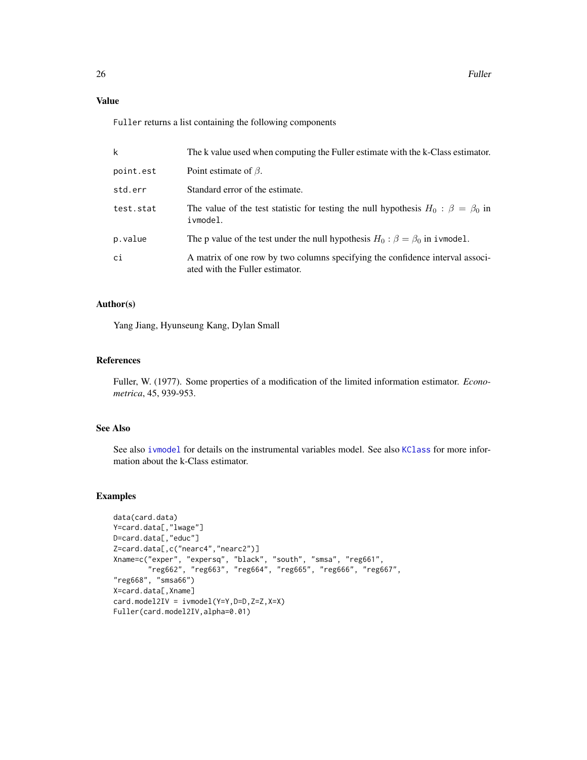## Value

`Fuller` returns a list containing the following components

| | |
|---|---|
| `k` | The k value used when computing the Fuller estimate with the k-Class estimator. |
| `point.est` | Point estimate of $\beta$. |
| `std.err` | Standard error of the estimate. |
| `test.stat` | The value of the test statistic for testing the null hypothesis $H_0 : \beta = \beta_0$ in `ivmodel`. |
| `p.value` | The p value of the test under the null hypothesis $H_0 : \beta = \beta_0$ in `ivmodel`. |
| `ci` | A matrix of one row by two columns specifying the confidence interval associated with the Fuller estimator. |

## Author(s)

Yang Jiang, Hyunseung Kang, Dylan Small

## References

Fuller, W. (1977). Some properties of a modification of the limited information estimator. *Econometrica*, 45, 939-953.

## See Also

See also `ivmodel` for details on the instrumental variables model. See also `KClass` for more information about the k-Class estimator.

## Examples

```
data(card.data)
Y=card.data[,"lwage"]
D=card.data[,"educ"]
Z=card.data[,c("nearc4","nearc2")]
Xname=c("exper", "expersq", "black", "south", "smsa", "reg661",
        "reg662", "reg663", "reg664", "reg665", "reg666", "reg667",
"reg668", "smsa66")
X=card.data[,Xname]
card.model2IV = ivmodel(Y=Y,D=D,Z=Z,X=X)
Fuller(card.model2IV,alpha=0.01)
```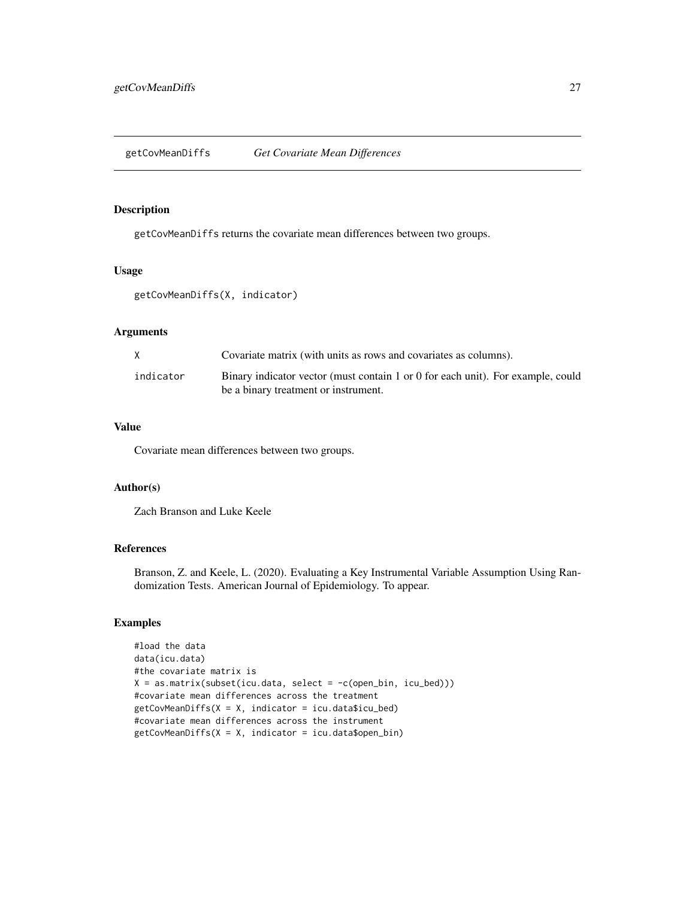## getCovMeanDiffs *Get Covariate Mean Differences*

### Description

getCovMeanDiffs returns the covariate mean differences between two groups.

### Usage

```
getCovMeanDiffs(X, indicator)
```

### Arguments

| | |
|---|---|
| X | Covariate matrix (with units as rows and covariates as columns). |
| indicator | Binary indicator vector (must contain 1 or 0 for each unit). For example, could be a binary treatment or instrument. |

### Value

Covariate mean differences between two groups.

### Author(s)

Zach Branson and Luke Keele

### References

Branson, Z. and Keele, L. (2020). Evaluating a Key Instrumental Variable Assumption Using Randomization Tests. American Journal of Epidemiology. To appear.

### Examples

```
#load the data
data(icu.data)
#the covariate matrix is
X = as.matrix(subset(icu.data, select = -c(open_bin, icu_bed)))
#covariate mean differences across the treatment
getCovMeanDiffs(X = X, indicator = icu.data$icu_bed)
#covariate mean differences across the instrument
getCovMeanDiffs(X = X, indicator = icu.data$open_bin)
```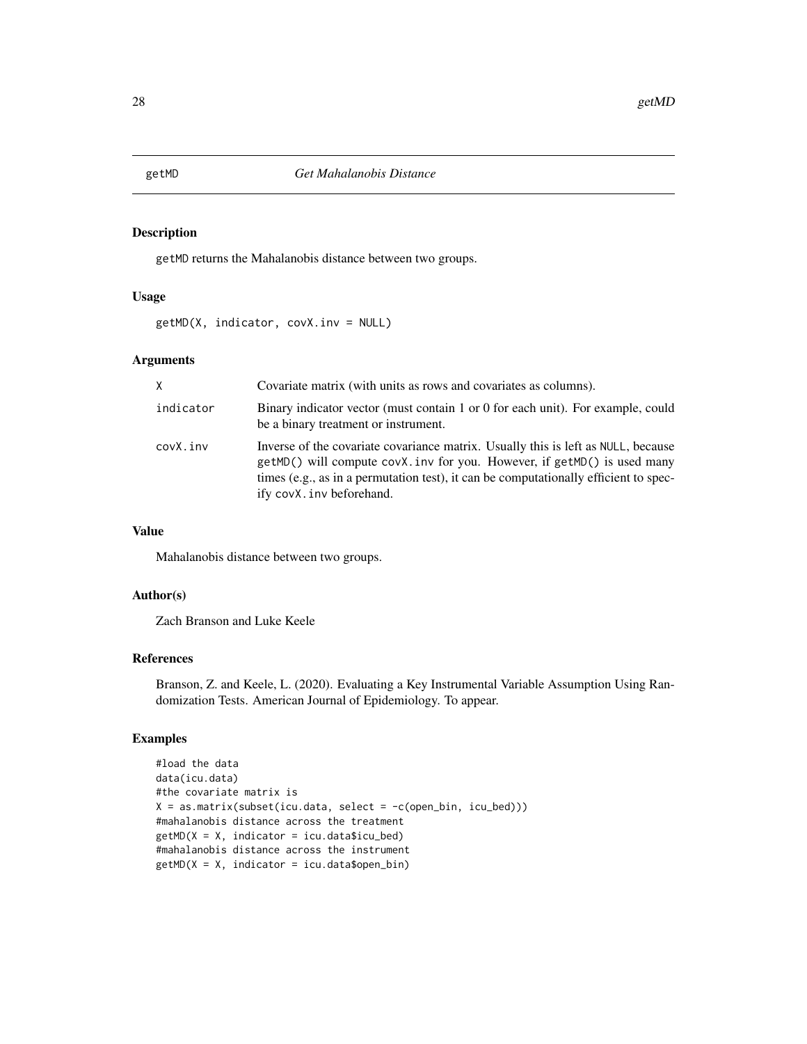# getMD *Get Mahalanobis Distance*

## Description

getMD returns the Mahalanobis distance between two groups.

## Usage

```
getMD(X, indicator, covX.inv = NULL)
```

## Arguments

| | |
|---|---|
| X | Covariate matrix (with units as rows and covariates as columns). |
| indicator | Binary indicator vector (must contain 1 or 0 for each unit). For example, could be a binary treatment or instrument. |
| covX.inv | Inverse of the covariate covariance matrix. Usually this is left as NULL, because getMD() will compute covX.inv for you. However, if getMD() is used many times (e.g., as in a permutation test), it can be computationally efficient to specify covX.inv beforehand. |

## Value

Mahalanobis distance between two groups.

## Author(s)

Zach Branson and Luke Keele

## References

Branson, Z. and Keele, L. (2020). Evaluating a Key Instrumental Variable Assumption Using Randomization Tests. American Journal of Epidemiology. To appear.

## Examples

```
#load the data
data(icu.data)
#the covariate matrix is
X = as.matrix(subset(icu.data, select = -c(open_bin, icu_bed)))
#mahalanobis distance across the treatment
getMD(X = X, indicator = icu.data$icu_bed)
#mahalanobis distance across the instrument
getMD(X = X, indicator = icu.data$open_bin)
```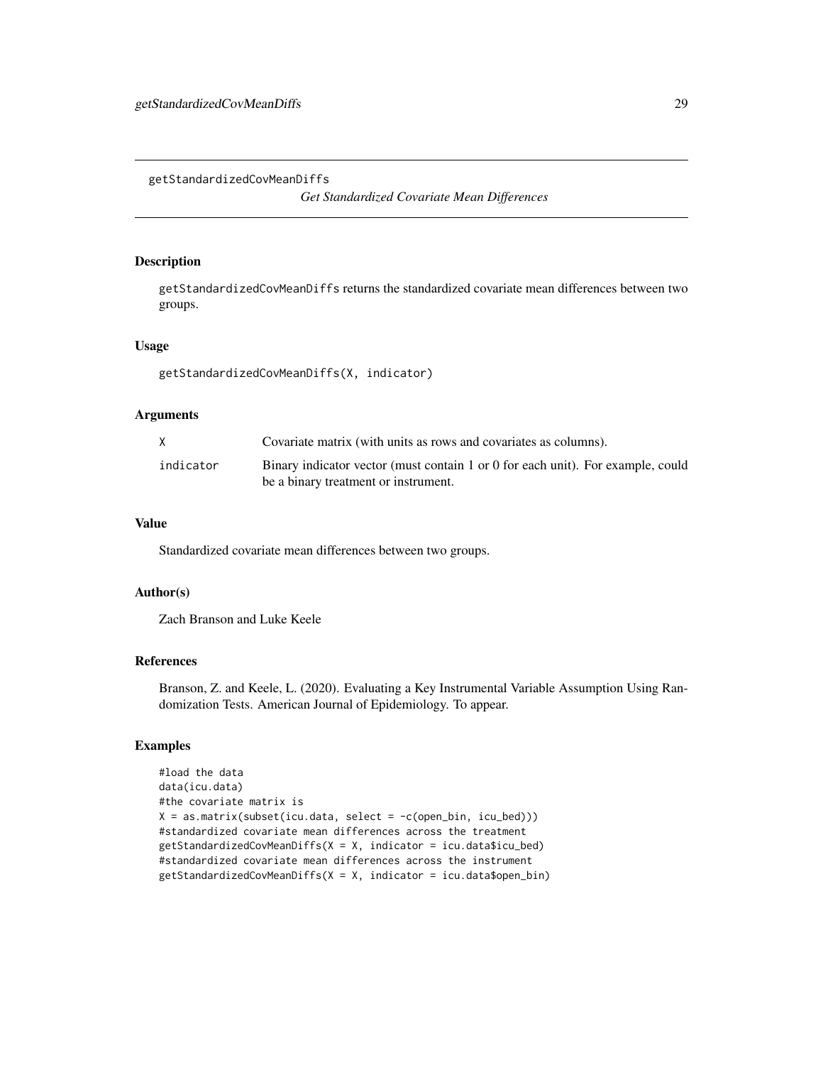getStandardizedCovMeanDiffs

*Get Standardized Covariate Mean Differences*

## Description

getStandardizedCovMeanDiffs returns the standardized covariate mean differences between two groups.

## Usage

```
getStandardizedCovMeanDiffs(X, indicator)
```

## Arguments

| | |
|---|---|
| X | Covariate matrix (with units as rows and covariates as columns). |
| indicator | Binary indicator vector (must contain 1 or 0 for each unit). For example, could be a binary treatment or instrument. |

## Value

Standardized covariate mean differences between two groups.

## Author(s)

Zach Branson and Luke Keele

## References

Branson, Z. and Keele, L. (2020). Evaluating a Key Instrumental Variable Assumption Using Randomization Tests. American Journal of Epidemiology. To appear.

## Examples

```
#load the data
data(icu.data)
#the covariate matrix is
X = as.matrix(subset(icu.data, select = -c(open_bin, icu_bed)))
#standardized covariate mean differences across the treatment
getStandardizedCovMeanDiffs(X = X, indicator = icu.data$icu_bed)
#standardized covariate mean differences across the instrument
getStandardizedCovMeanDiffs(X = X, indicator = icu.data$open_bin)
```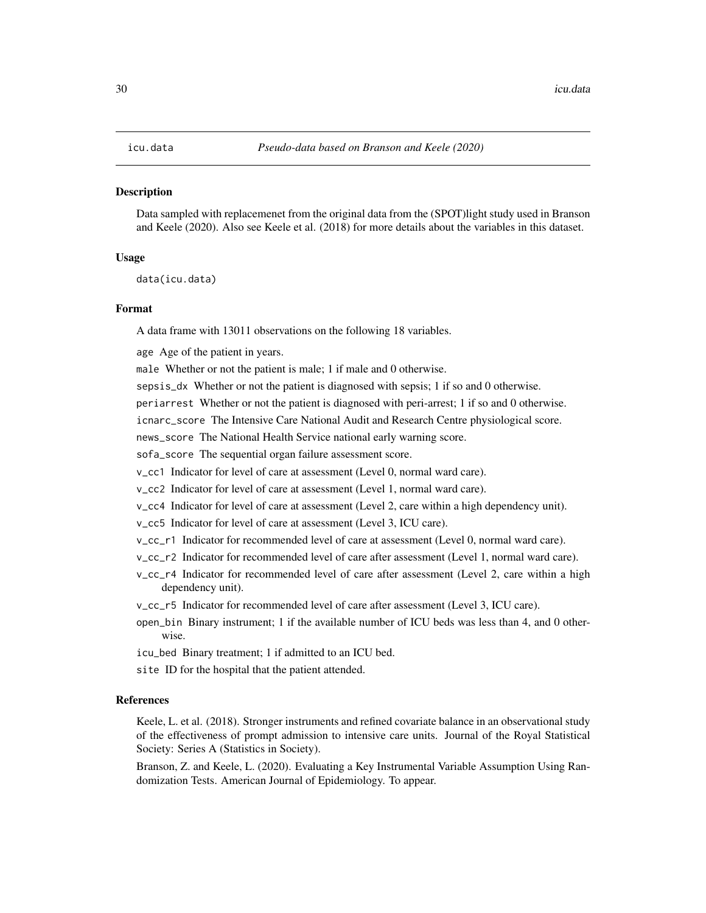## icu.data *Pseudo-data based on Branson and Keele (2020)*

### Description

Data sampled with replacemenet from the original data from the (SPOT)light study used in Branson and Keele (2020). Also see Keele et al. (2018) for more details about the variables in this dataset.

### Usage

```
data(icu.data)
```

### Format

A data frame with 13011 observations on the following 18 variables.

- `age` Age of the patient in years.
- `male` Whether or not the patient is male; 1 if male and 0 otherwise.
- `sepsis_dx` Whether or not the patient is diagnosed with sepsis; 1 if so and 0 otherwise.
- `periarrest` Whether or not the patient is diagnosed with peri-arrest; 1 if so and 0 otherwise.
- `icnarc_score` The Intensive Care National Audit and Research Centre physiological score.
- `news_score` The National Health Service national early warning score.
- `sofa_score` The sequential organ failure assessment score.
- `v_cc1` Indicator for level of care at assessment (Level 0, normal ward care).
- `v_cc2` Indicator for level of care at assessment (Level 1, normal ward care).
- `v_cc4` Indicator for level of care at assessment (Level 2, care within a high dependency unit).
- `v_cc5` Indicator for level of care at assessment (Level 3, ICU care).
- `v_cc_r1` Indicator for recommended level of care at assessment (Level 0, normal ward care).
- `v_cc_r2` Indicator for recommended level of care after assessment (Level 1, normal ward care).
- `v_cc_r4` Indicator for recommended level of care after assessment (Level 2, care within a high dependency unit).
- `v_cc_r5` Indicator for recommended level of care after assessment (Level 3, ICU care).
- `open_bin` Binary instrument; 1 if the available number of ICU beds was less than 4, and 0 otherwise.
- `icu_bed` Binary treatment; 1 if admitted to an ICU bed.
- `site` ID for the hospital that the patient attended.

### References

Keele, L. et al. (2018). Stronger instruments and refined covariate balance in an observational study of the effectiveness of prompt admission to intensive care units. Journal of the Royal Statistical Society: Series A (Statistics in Society).

Branson, Z. and Keele, L. (2020). Evaluating a Key Instrumental Variable Assumption Using Randomization Tests. American Journal of Epidemiology. To appear.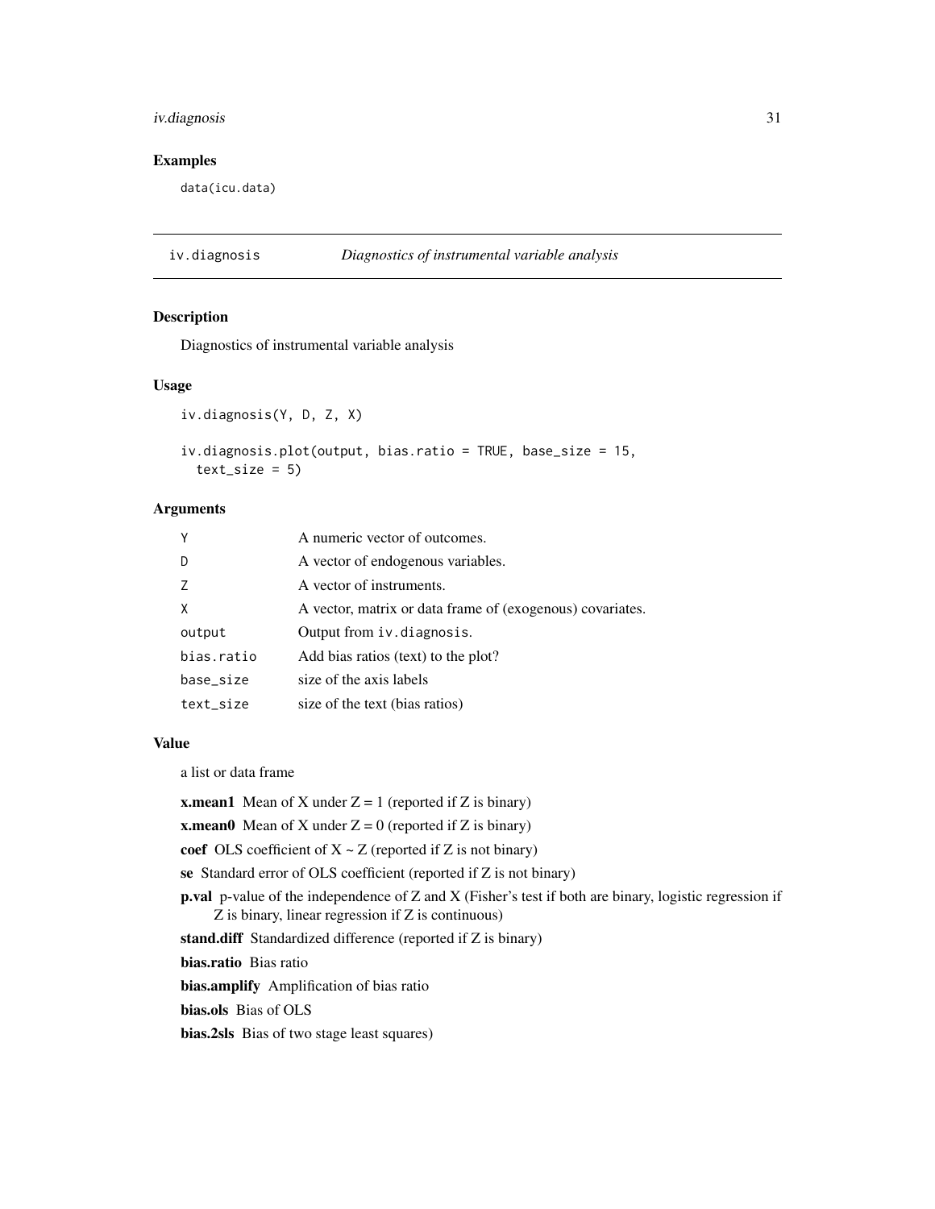## Examples

```
data(icu.data)
```

## iv.diagnosis *Diagnostics of instrumental variable analysis*

### Description

Diagnostics of instrumental variable analysis

### Usage

```
iv.diagnosis(Y, D, Z, X)

iv.diagnosis.plot(output, bias.ratio = TRUE, base_size = 15,
  text_size = 5)
```

### Arguments

| | |
|---|---|
| Y | A numeric vector of outcomes. |
| D | A vector of endogenous variables. |
| Z | A vector of instruments. |
| X | A vector, matrix or data frame of (exogenous) covariates. |
| output | Output from `iv.diagnosis`. |
| bias.ratio | Add bias ratios (text) to the plot? |
| base_size | size of the axis labels |
| text_size | size of the text (bias ratios) |

### Value

a list or data frame

**x.mean1** Mean of X under Z = 1 (reported if Z is binary)

**x.mean0** Mean of X under Z = 0 (reported if Z is binary)

**coef** OLS coefficient of X ~ Z (reported if Z is not binary)

**se** Standard error of OLS coefficient (reported if Z is not binary)

**p.val** p-value of the independence of Z and X (Fisher's test if both are binary, logistic regression if Z is binary, linear regression if Z is continuous)

**stand.diff** Standardized difference (reported if Z is binary)

**bias.ratio** Bias ratio

**bias.amplify** Amplification of bias ratio

**bias.ols** Bias of OLS

**bias.2sls** Bias of two stage least squares)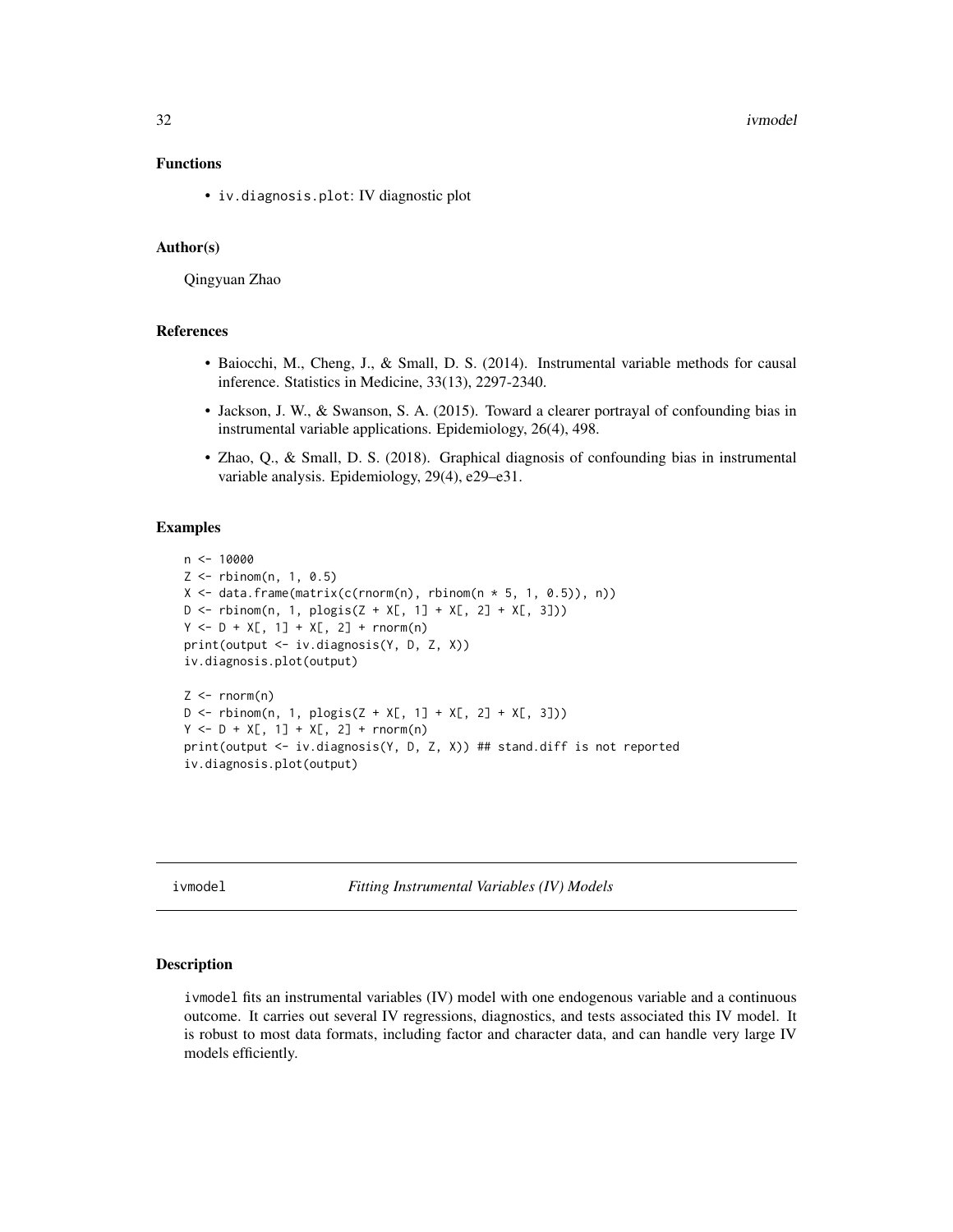### Functions

- `iv.diagnosis.plot`: IV diagnostic plot

### Author(s)

Qingyuan Zhao

### References

- Baiocchi, M., Cheng, J., & Small, D. S. (2014). Instrumental variable methods for causal inference. Statistics in Medicine, 33(13), 2297-2340.
- Jackson, J. W., & Swanson, S. A. (2015). Toward a clearer portrayal of confounding bias in instrumental variable applications. Epidemiology, 26(4), 498.
- Zhao, Q., & Small, D. S. (2018). Graphical diagnosis of confounding bias in instrumental variable analysis. Epidemiology, 29(4), e29–e31.

### Examples

```
n <- 10000
Z <- rbinom(n, 1, 0.5)
X <- data.frame(matrix(c(rnorm(n), rbinom(n * 5, 1, 0.5)), n))
D <- rbinom(n, 1, plogis(Z + X[, 1] + X[, 2] + X[, 3]))
Y <- D + X[, 1] + X[, 2] + rnorm(n)
print(output <- iv.diagnosis(Y, D, Z, X))
iv.diagnosis.plot(output)

Z <- rnorm(n)
D <- rbinom(n, 1, plogis(Z + X[, 1] + X[, 2] + X[, 3]))
Y <- D + X[, 1] + X[, 2] + rnorm(n)
print(output <- iv.diagnosis(Y, D, Z, X)) ## stand.diff is not reported
iv.diagnosis.plot(output)
```

---

## ivmodel *Fitting Instrumental Variables (IV) Models*

### Description

`ivmodel` fits an instrumental variables (IV) model with one endogenous variable and a continuous outcome. It carries out several IV regressions, diagnostics, and tests associated this IV model. It is robust to most data formats, including factor and character data, and can handle very large IV models efficiently.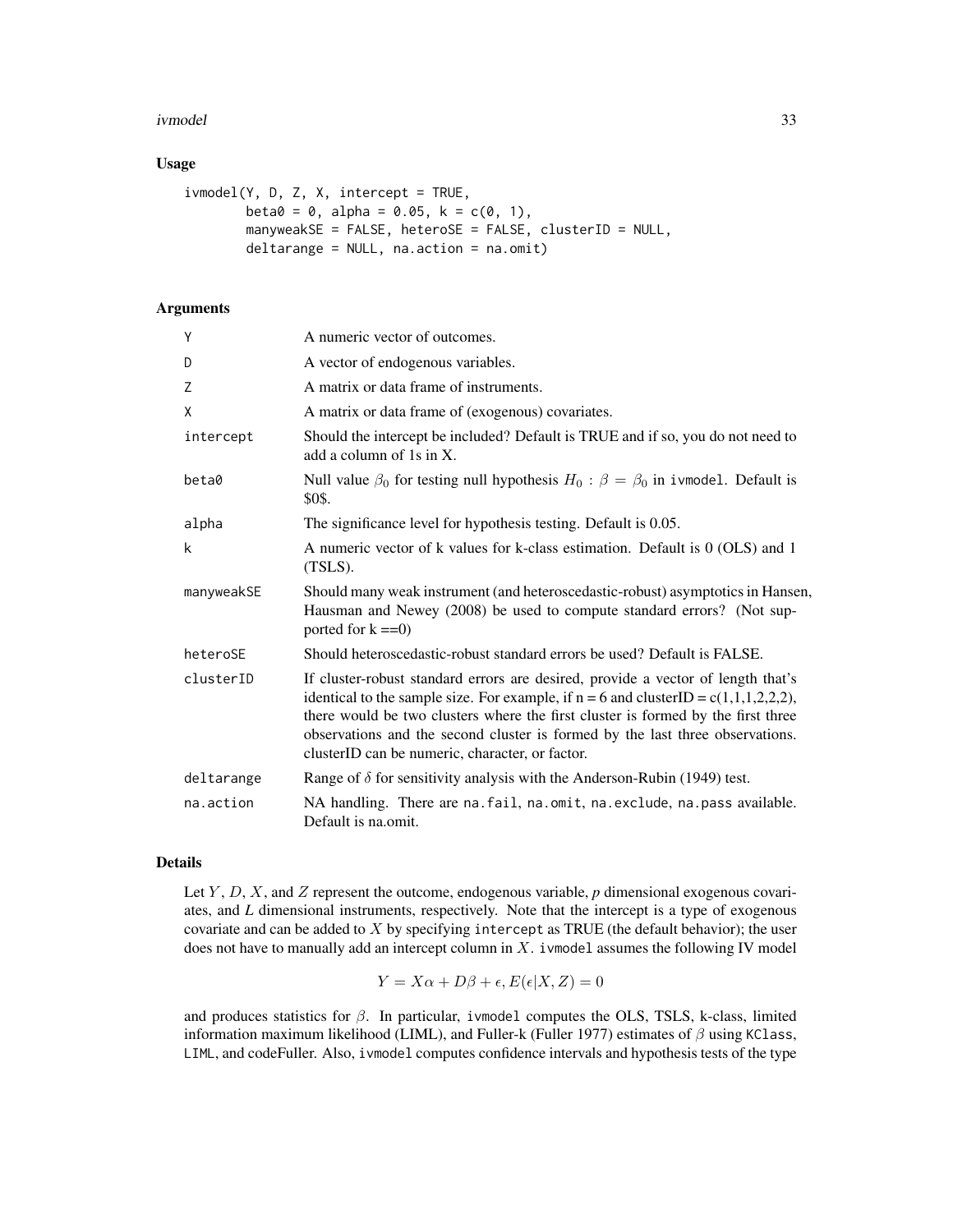## Usage

```
ivmodel(Y, D, Z, X, intercept = TRUE,
        beta0 = 0, alpha = 0.05, k = c(0, 1),
        manyweakSE = FALSE, heteroSE = FALSE, clusterID = NULL,
        deltarange = NULL, na.action = na.omit)
```

## Arguments

| | |
|---|---|
| Y | A numeric vector of outcomes. |
| D | A vector of endogenous variables. |
| Z | A matrix or data frame of instruments. |
| X | A matrix or data frame of (exogenous) covariates. |
| intercept | Should the intercept be included? Default is TRUE and if so, you do not need to add a column of 1s in X. |
| beta0 | Null value $\beta_0$ for testing null hypothesis $H_0 : \beta = \beta_0$ in ivmodel. Default is \$0\$. |
| alpha | The significance level for hypothesis testing. Default is 0.05. |
| k | A numeric vector of k values for k-class estimation. Default is 0 (OLS) and 1 (TSLS). |
| manyweakSE | Should many weak instrument (and heteroscedastic-robust) asymptotics in Hansen, Hausman and Newey (2008) be used to compute standard errors? (Not supported for k ==0) |
| heteroSE | Should heteroscedastic-robust standard errors be used? Default is FALSE. |
| clusterID | If cluster-robust standard errors are desired, provide a vector of length that's identical to the sample size. For example, if n = 6 and clusterID = c(1,1,1,2,2,2), there would be two clusters where the first cluster is formed by the first three observations and the second cluster is formed by the last three observations. clusterID can be numeric, character, or factor. |
| deltarange | Range of $\delta$ for sensitivity analysis with the Anderson-Rubin (1949) test. |
| na.action | NA handling. There are na.fail, na.omit, na.exclude, na.pass available. Default is na.omit. |

## Details

Let $Y$, $D$, $X$, and $Z$ represent the outcome, endogenous variable, *p* dimensional exogenous covariates, and *L* dimensional instruments, respectively. Note that the intercept is a type of exogenous covariate and can be added to $X$ by specifying intercept as TRUE (the default behavior); the user does not have to manually add an intercept column in $X$. ivmodel assumes the following IV model

$$Y = X\alpha + D\beta + \epsilon, E(\epsilon|X, Z) = 0$$

and produces statistics for $\beta$. In particular, ivmodel computes the OLS, TSLS, k-class, limited information maximum likelihood (LIML), and Fuller-k (Fuller 1977) estimates of $\beta$ using KClass, LIML, and codeFuller. Also, ivmodel computes confidence intervals and hypothesis tests of the type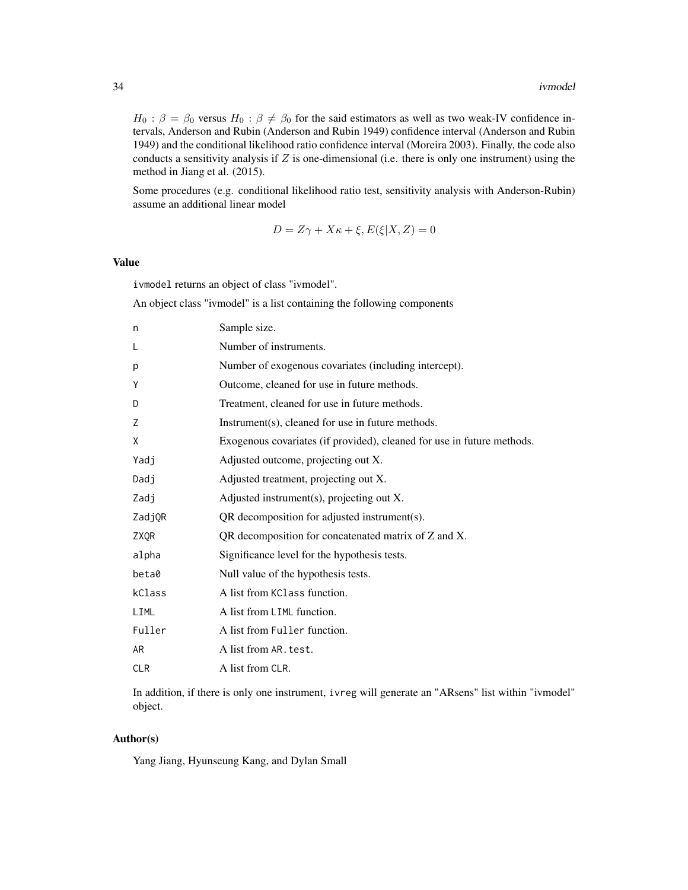$H_0 : \beta = \beta_0$ versus $H_0 : \beta \neq \beta_0$ for the said estimators as well as two weak-IV confidence intervals, Anderson and Rubin (Anderson and Rubin 1949) confidence interval (Anderson and Rubin 1949) and the conditional likelihood ratio confidence interval (Moreira 2003). Finally, the code also conducts a sensitivity analysis if $Z$ is one-dimensional (i.e. there is only one instrument) using the method in Jiang et al. (2015).

Some procedures (e.g. conditional likelihood ratio test, sensitivity analysis with Anderson-Rubin) assume an additional linear model

$$D = Z\gamma + X\kappa + \xi, E(\xi|X, Z) = 0$$

## Value

ivmodel returns an object of class "ivmodel".

An object class "ivmodel" is a list containing the following components

| | |
|---|---|
| n | Sample size. |
| L | Number of instruments. |
| p | Number of exogenous covariates (including intercept). |
| Y | Outcome, cleaned for use in future methods. |
| D | Treatment, cleaned for use in future methods. |
| Z | Instrument(s), cleaned for use in future methods. |
| X | Exogenous covariates (if provided), cleaned for use in future methods. |
| Yadj | Adjusted outcome, projecting out X. |
| Dadj | Adjusted treatment, projecting out X. |
| Zadj | Adjusted instrument(s), projecting out X. |
| ZadjQR | QR decomposition for adjusted instrument(s). |
| ZXQR | QR decomposition for concatenated matrix of Z and X. |
| alpha | Significance level for the hypothesis tests. |
| beta0 | Null value of the hypothesis tests. |
| kClass | A list from KClass function. |
| LIML | A list from LIML function. |
| Fuller | A list from Fuller function. |
| AR | A list from AR.test. |
| CLR | A list from CLR. |

In addition, if there is only one instrument, ivreg will generate an "ARsens" list within "ivmodel" object.

## Author(s)

Yang Jiang, Hyunseung Kang, and Dylan Small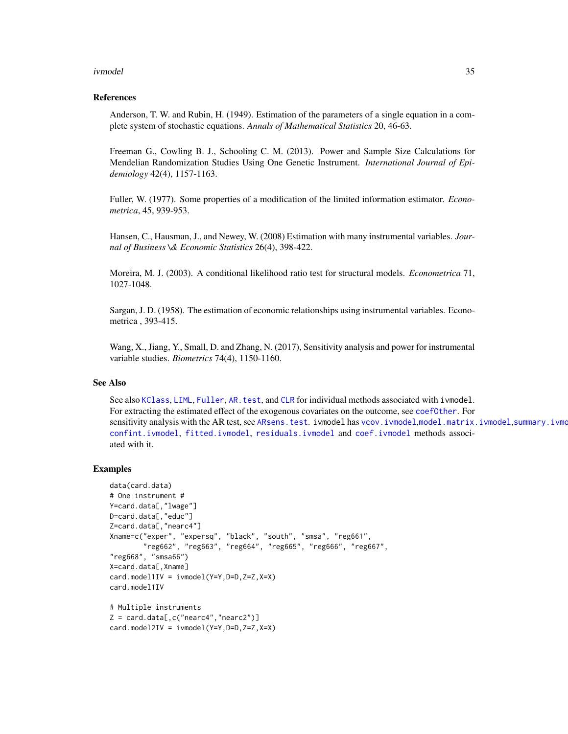## References

Anderson, T. W. and Rubin, H. (1949). Estimation of the parameters of a single equation in a complete system of stochastic equations. *Annals of Mathematical Statistics* 20, 46-63.

Freeman G., Cowling B. J., Schooling C. M. (2013). Power and Sample Size Calculations for Mendelian Randomization Studies Using One Genetic Instrument. *International Journal of Epidemiology* 42(4), 1157-1163.

Fuller, W. (1977). Some properties of a modification of the limited information estimator. *Econometrica*, 45, 939-953.

Hansen, C., Hausman, J., and Newey, W. (2008) Estimation with many instrumental variables. *Journal of Business \& Economic Statistics* 26(4), 398-422.

Moreira, M. J. (2003). A conditional likelihood ratio test for structural models. *Econometrica* 71, 1027-1048.

Sargan, J. D. (1958). The estimation of economic relationships using instrumental variables. Econometrica , 393-415.

Wang, X., Jiang, Y., Small, D. and Zhang, N. (2017), Sensitivity analysis and power for instrumental variable studies. *Biometrics* 74(4), 1150-1160.

## See Also

See also `KClass`, `LIML`, `Fuller`, `AR.test`, and `CLR` for individual methods associated with `ivmodel`. For extracting the estimated effect of the exogenous covariates on the outcome, see `coefOther`. For sensitivity analysis with the AR test, see `ARsens.test`. `ivmodel` has `vcov.ivmodel`,`model.matrix.ivmodel`,`summary.ivmo` `confint.ivmodel`, `fitted.ivmodel`, `residuals.ivmodel` and `coef.ivmodel` methods associated with it.

## Examples

```
data(card.data)
# One instrument #
Y=card.data[,"lwage"]
D=card.data[,"educ"]
Z=card.data[,"nearc4"]
Xname=c("exper", "expersq", "black", "south", "smsa", "reg661",
        "reg662", "reg663", "reg664", "reg665", "reg666", "reg667",
"reg668", "smsa66")
X=card.data[,Xname]
card.model1IV = ivmodel(Y=Y,D=D,Z=Z,X=X)
card.model1IV

# Multiple instruments
Z = card.data[,c("nearc4","nearc2")]
card.model2IV = ivmodel(Y=Y,D=D,Z=Z,X=X)
```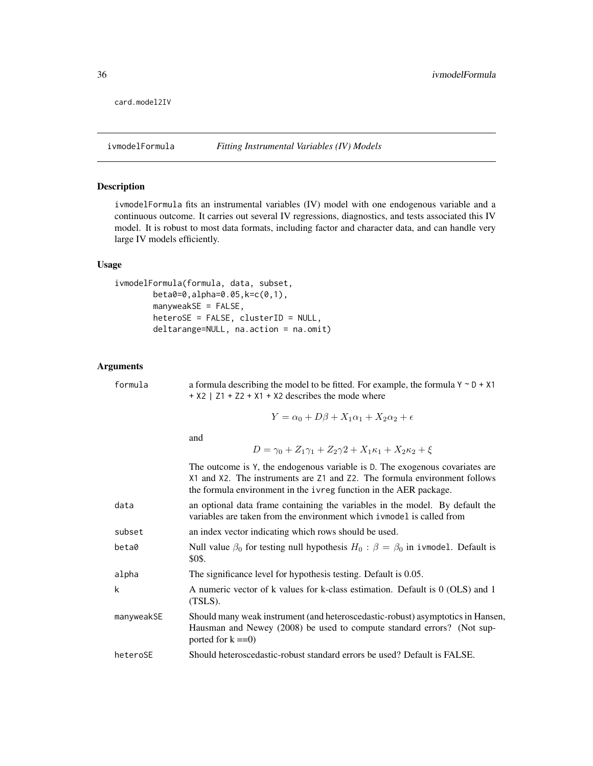card.model2IV

## ivmodelFormula *Fitting Instrumental Variables (IV) Models*

### Description

ivmodelFormula fits an instrumental variables (IV) model with one endogenous variable and a continuous outcome. It carries out several IV regressions, diagnostics, and tests associated this IV model. It is robust to most data formats, including factor and character data, and can handle very large IV models efficiently.

### Usage

```
ivmodelFormula(formula, data, subset,
        beta0=0,alpha=0.05,k=c(0,1),
        manyweakSE = FALSE,
        heteroSE = FALSE, clusterID = NULL,
        deltarange=NULL, na.action = na.omit)
```

### Arguments

**formula** a formula describing the model to be fitted. For example, the formula `Y ~ D + X1 + X2 | Z1 + Z2 + X1 + X2` describes the mode where

$$Y = \alpha_0 + D\beta + X_1\alpha_1 + X_2\alpha_2 + \epsilon$$

and

$$D = \gamma_0 + Z_1\gamma_1 + Z_2\gamma 2 + X_1\kappa_1 + X_2\kappa_2 + \xi$$

The outcome is Y, the endogenous variable is D. The exogenous covariates are X1 and X2. The instruments are Z1 and Z2. The formula environment follows the formula environment in the ivreg function in the AER package.

**data** an optional data frame containing the variables in the model. By default the variables are taken from the environment which ivmodel is called from

**subset** an index vector indicating which rows should be used.

**beta0** Null value $\beta_0$ for testing null hypothesis $H_0 : \beta = \beta_0$ in ivmodel. Default is \$0\$.

**alpha** The significance level for hypothesis testing. Default is 0.05.

**k** A numeric vector of k values for k-class estimation. Default is 0 (OLS) and 1 (TSLS).

**manyweakSE** Should many weak instrument (and heteroscedastic-robust) asymptotics in Hansen, Hausman and Newey (2008) be used to compute standard errors? (Not supported for k ==0)

**heteroSE** Should heteroscedastic-robust standard errors be used? Default is FALSE.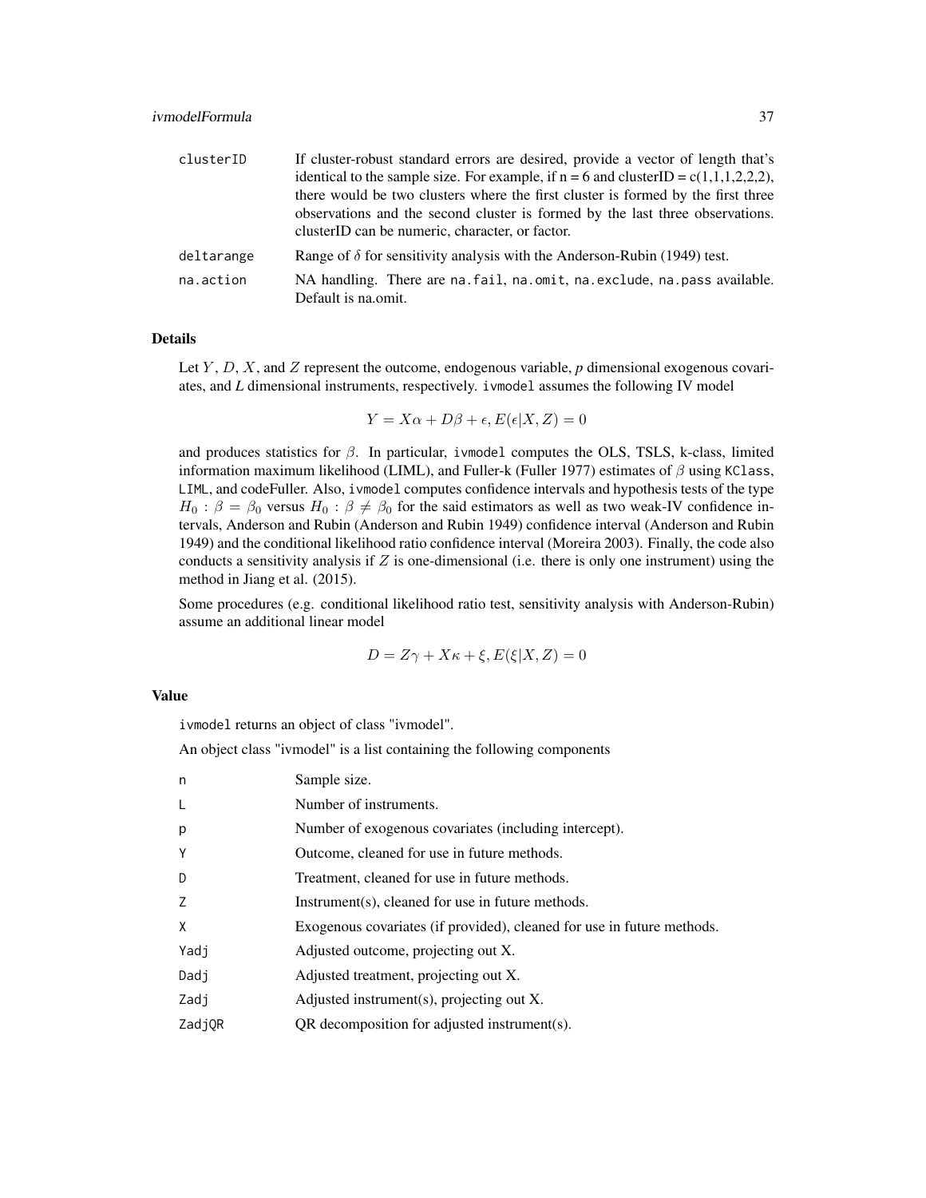| | |
|---|---|
| clusterID | If cluster-robust standard errors are desired, provide a vector of length that's identical to the sample size. For example, if n = 6 and clusterID = c(1,1,1,2,2,2), there would be two clusters where the first cluster is formed by the first three observations and the second cluster is formed by the last three observations. clusterID can be numeric, character, or factor. |
| deltarange | Range of $\delta$ for sensitivity analysis with the Anderson-Rubin (1949) test. |
| na.action | NA handling. There are `na.fail`, `na.omit`, `na.exclude`, `na.pass` available. Default is na.omit. |

## Details

Let $Y$, $D$, $X$, and $Z$ represent the outcome, endogenous variable, *p* dimensional exogenous covariates, and *L* dimensional instruments, respectively. `ivmodel` assumes the following IV model

$$Y = X\alpha + D\beta + \epsilon, E(\epsilon|X, Z) = 0$$

and produces statistics for $\beta$. In particular, `ivmodel` computes the OLS, TSLS, k-class, limited information maximum likelihood (LIML), and Fuller-k (Fuller 1977) estimates of $\beta$ using `KClass`, `LIML`, and codeFuller. Also, `ivmodel` computes confidence intervals and hypothesis tests of the type $H_0 : \beta = \beta_0$ versus $H_0 : \beta \neq \beta_0$ for the said estimators as well as two weak-IV confidence intervals, Anderson and Rubin (Anderson and Rubin 1949) confidence interval (Anderson and Rubin 1949) and the conditional likelihood ratio confidence interval (Moreira 2003). Finally, the code also conducts a sensitivity analysis if $Z$ is one-dimensional (i.e. there is only one instrument) using the method in Jiang et al. (2015).

Some procedures (e.g. conditional likelihood ratio test, sensitivity analysis with Anderson-Rubin) assume an additional linear model

$$D = Z\gamma + X\kappa + \xi, E(\xi|X, Z) = 0$$

## Value

`ivmodel` returns an object of class "ivmodel".

An object class "ivmodel" is a list containing the following components

| | |
|---|---|
| n | Sample size. |
| L | Number of instruments. |
| p | Number of exogenous covariates (including intercept). |
| Y | Outcome, cleaned for use in future methods. |
| D | Treatment, cleaned for use in future methods. |
| Z | Instrument(s), cleaned for use in future methods. |
| X | Exogenous covariates (if provided), cleaned for use in future methods. |
| Yadj | Adjusted outcome, projecting out X. |
| Dadj | Adjusted treatment, projecting out X. |
| Zadj | Adjusted instrument(s), projecting out X. |
| ZadjQR | QR decomposition for adjusted instrument(s). |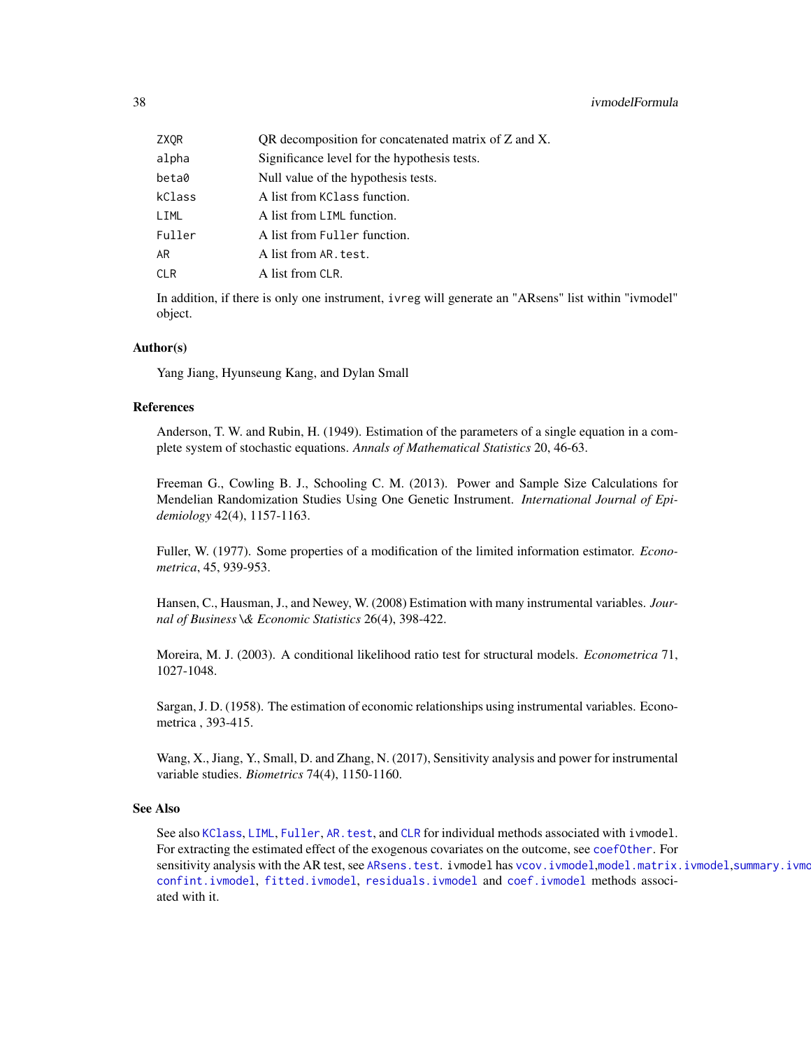| | |
|---|---|
| ZXQR | QR decomposition for concatenated matrix of Z and X. |
| alpha | Significance level for the hypothesis tests. |
| beta0 | Null value of the hypothesis tests. |
| kClass | A list from KClass function. |
| LIML | A list from LIML function. |
| Fuller | A list from Fuller function. |
| AR | A list from AR.test. |
| CLR | A list from CLR. |

In addition, if there is only one instrument, ivreg will generate an "ARsens" list within "ivmodel" object.

### Author(s)

Yang Jiang, Hyunseung Kang, and Dylan Small

### References

Anderson, T. W. and Rubin, H. (1949). Estimation of the parameters of a single equation in a complete system of stochastic equations. *Annals of Mathematical Statistics* 20, 46-63.

Freeman G., Cowling B. J., Schooling C. M. (2013). Power and Sample Size Calculations for Mendelian Randomization Studies Using One Genetic Instrument. *International Journal of Epidemiology* 42(4), 1157-1163.

Fuller, W. (1977). Some properties of a modification of the limited information estimator. *Econometrica*, 45, 939-953.

Hansen, C., Hausman, J., and Newey, W. (2008) Estimation with many instrumental variables. *Journal of Business \& Economic Statistics* 26(4), 398-422.

Moreira, M. J. (2003). A conditional likelihood ratio test for structural models. *Econometrica* 71, 1027-1048.

Sargan, J. D. (1958). The estimation of economic relationships using instrumental variables. Econometrica , 393-415.

Wang, X., Jiang, Y., Small, D. and Zhang, N. (2017), Sensitivity analysis and power for instrumental variable studies. *Biometrics* 74(4), 1150-1160.

### See Also

See also KClass, LIML, Fuller, AR.test, and CLR for individual methods associated with ivmodel. For extracting the estimated effect of the exogenous covariates on the outcome, see coefOther. For sensitivity analysis with the AR test, see ARsens.test. ivmodel has vcov.ivmodel,model.matrix.ivmodel,summary.ivmodel, confint.ivmodel, fitted.ivmodel, residuals.ivmodel and coef.ivmodel methods associated with it.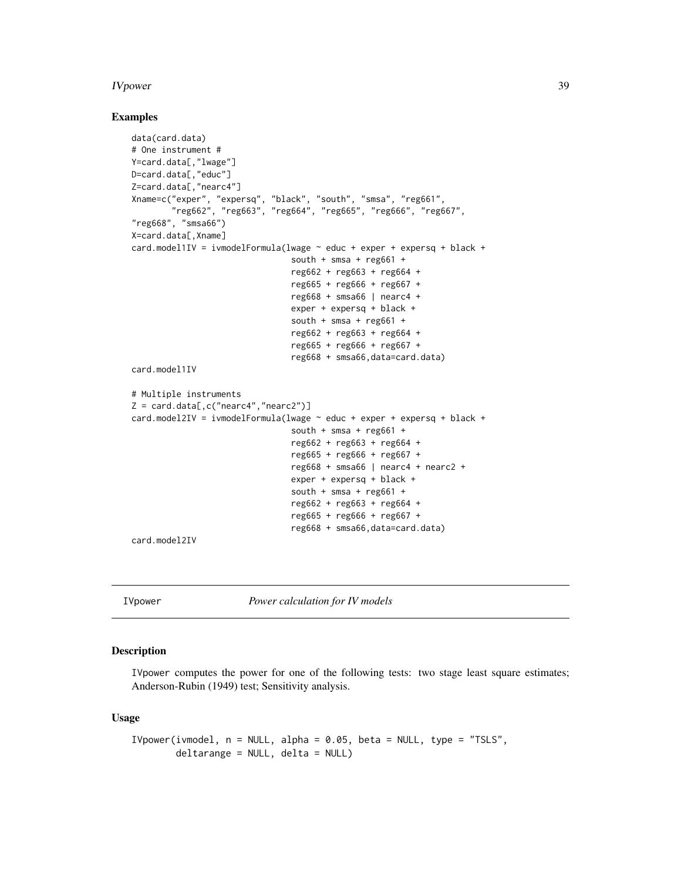## Examples

```
data(card.data)
# One instrument #
Y=card.data[,"lwage"]
D=card.data[,"educ"]
Z=card.data[,"nearc4"]
Xname=c("exper", "expersq", "black", "south", "smsa", "reg661",
        "reg662", "reg663", "reg664", "reg665", "reg666", "reg667",
"reg668", "smsa66")
X=card.data[,Xname]
card.model1IV = ivmodelFormula(lwage ~ educ + exper + expersq + black +
                                south + smsa + reg661 +
                                reg662 + reg663 + reg664 +
                                reg665 + reg666 + reg667 +
                                reg668 + smsa66 | nearc4 +
                                exper + expersq + black +
                                south + smsa + reg661 +
                                reg662 + reg663 + reg664 +
                                reg665 + reg666 + reg667 +
                                reg668 + smsa66,data=card.data)
card.model1IV

# Multiple instruments
Z = card.data[,c("nearc4","nearc2")]
card.model2IV = ivmodelFormula(lwage ~ educ + exper + expersq + black +
                                south + smsa + reg661 +
                                reg662 + reg663 + reg664 +
                                reg665 + reg666 + reg667 +
                                reg668 + smsa66 | nearc4 + nearc2 +
                                exper + expersq + black +
                                south + smsa + reg661 +
                                reg662 + reg663 + reg664 +
                                reg665 + reg666 + reg667 +
                                reg668 + smsa66,data=card.data)
card.model2IV
```

---

IVpower *Power calculation for IV models*

---

## Description

IVpower computes the power for one of the following tests: two stage least square estimates; Anderson-Rubin (1949) test; Sensitivity analysis.

## Usage

```
IVpower(ivmodel, n = NULL, alpha = 0.05, beta = NULL, type = "TSLS",
        deltarange = NULL, delta = NULL)
```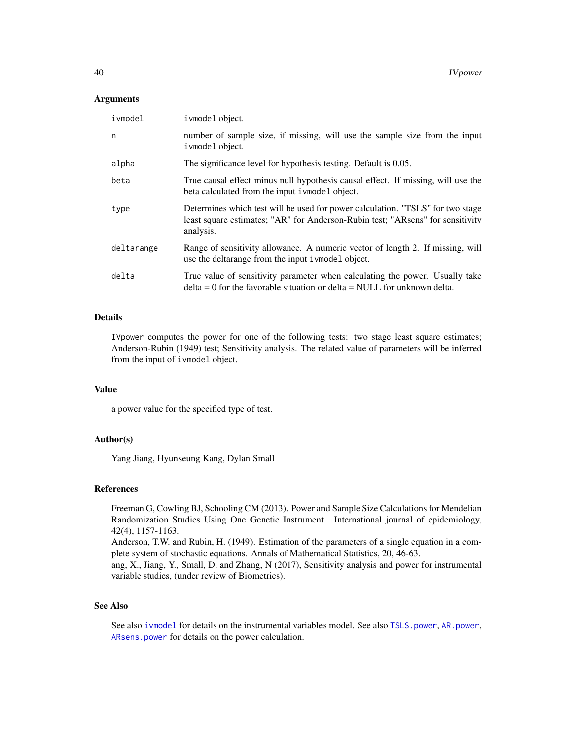### Arguments

| | |
|---|---|
| ivmodel | ivmodel object. |
| n | number of sample size, if missing, will use the sample size from the input ivmodel object. |
| alpha | The significance level for hypothesis testing. Default is 0.05. |
| beta | True causal effect minus null hypothesis causal effect. If missing, will use the beta calculated from the input ivmodel object. |
| type | Determines which test will be used for power calculation. "TSLS" for two stage least square estimates; "AR" for Anderson-Rubin test; "ARsens" for sensitivity analysis. |
| deltarange | Range of sensitivity allowance. A numeric vector of length 2. If missing, will use the deltarange from the input ivmodel object. |
| delta | True value of sensitivity parameter when calculating the power. Usually take delta = 0 for the favorable situation or delta = NULL for unknown delta. |

### Details

IVpower computes the power for one of the following tests: two stage least square estimates; Anderson-Rubin (1949) test; Sensitivity analysis. The related value of parameters will be inferred from the input of ivmodel object.

### Value

a power value for the specified type of test.

### Author(s)

Yang Jiang, Hyunseung Kang, Dylan Small

### References

Freeman G, Cowling BJ, Schooling CM (2013). Power and Sample Size Calculations for Mendelian Randomization Studies Using One Genetic Instrument. International journal of epidemiology, 42(4), 1157-1163.
Anderson, T.W. and Rubin, H. (1949). Estimation of the parameters of a single equation in a complete system of stochastic equations. Annals of Mathematical Statistics, 20, 46-63.
ang, X., Jiang, Y., Small, D. and Zhang, N (2017), Sensitivity analysis and power for instrumental variable studies, (under review of Biometrics).

### See Also

See also ivmodel for details on the instrumental variables model. See also TSLS.power, AR.power, ARsens.power for details on the power calculation.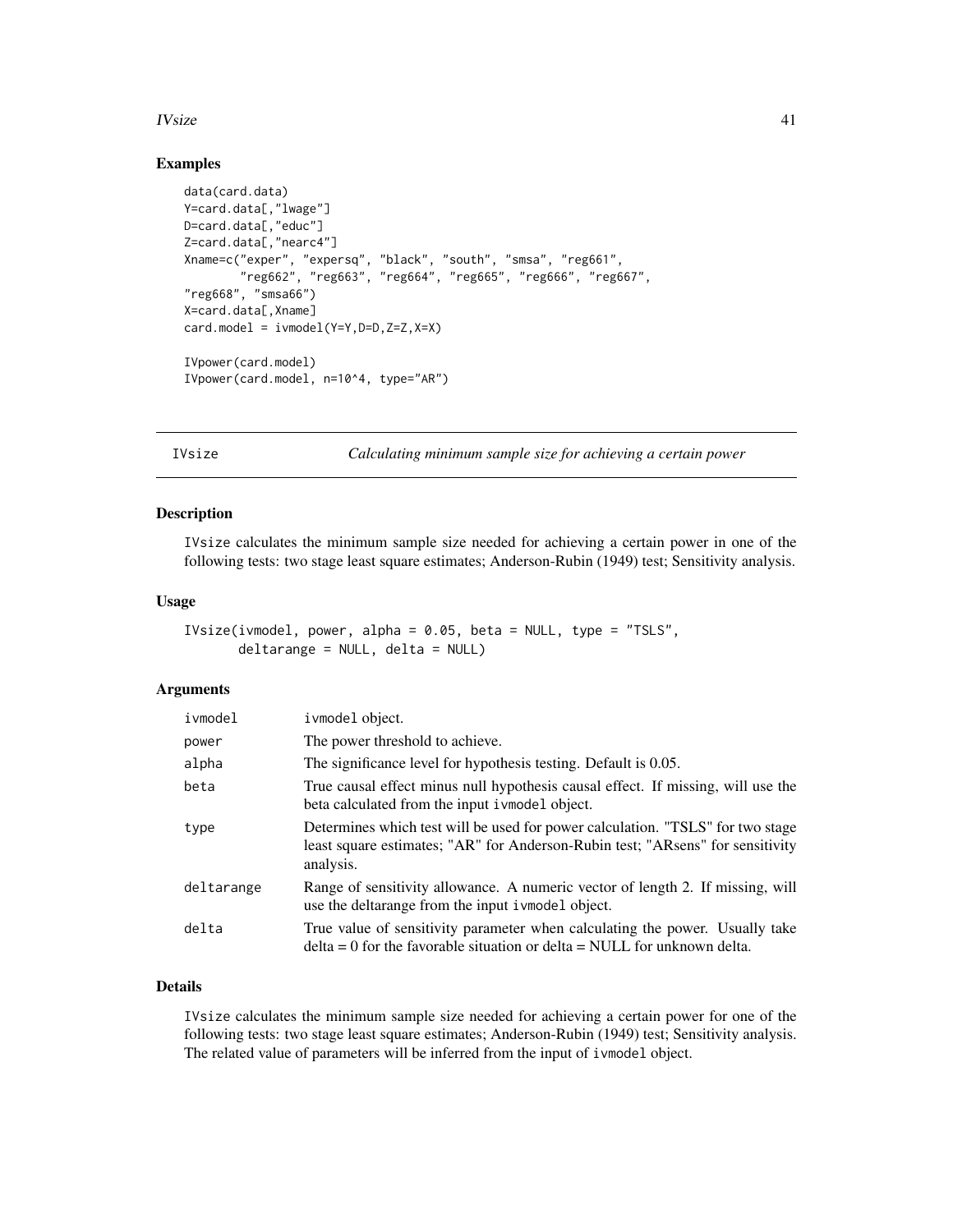## Examples

```
data(card.data)
Y=card.data[,"lwage"]
D=card.data[,"educ"]
Z=card.data[,"nearc4"]
Xname=c("exper", "expersq", "black", "south", "smsa", "reg661",
        "reg662", "reg663", "reg664", "reg665", "reg666", "reg667",
"reg668", "smsa66")
X=card.data[,Xname]
card.model = ivmodel(Y=Y,D=D,Z=Z,X=X)

IVpower(card.model)
IVpower(card.model, n=10^4, type="AR")
```

---

# IVsize — *Calculating minimum sample size for achieving a certain power*

## Description

`IVsize` calculates the minimum sample size needed for achieving a certain power in one of the following tests: two stage least square estimates; Anderson-Rubin (1949) test; Sensitivity analysis.

## Usage

```
IVsize(ivmodel, power, alpha = 0.05, beta = NULL, type = "TSLS",
       deltarange = NULL, delta = NULL)
```

## Arguments

| | |
|---|---|
| `ivmodel` | `ivmodel` object. |
| `power` | The power threshold to achieve. |
| `alpha` | The significance level for hypothesis testing. Default is 0.05. |
| `beta` | True causal effect minus null hypothesis causal effect. If missing, will use the beta calculated from the input `ivmodel` object. |
| `type` | Determines which test will be used for power calculation. "TSLS" for two stage least square estimates; "AR" for Anderson-Rubin test; "ARsens" for sensitivity analysis. |
| `deltarange` | Range of sensitivity allowance. A numeric vector of length 2. If missing, will use the deltarange from the input `ivmodel` object. |
| `delta` | True value of sensitivity parameter when calculating the power. Usually take delta = 0 for the favorable situation or delta = NULL for unknown delta. |

## Details

`IVsize` calculates the minimum sample size needed for achieving a certain power for one of the following tests: two stage least square estimates; Anderson-Rubin (1949) test; Sensitivity analysis. The related value of parameters will be inferred from the input of `ivmodel` object.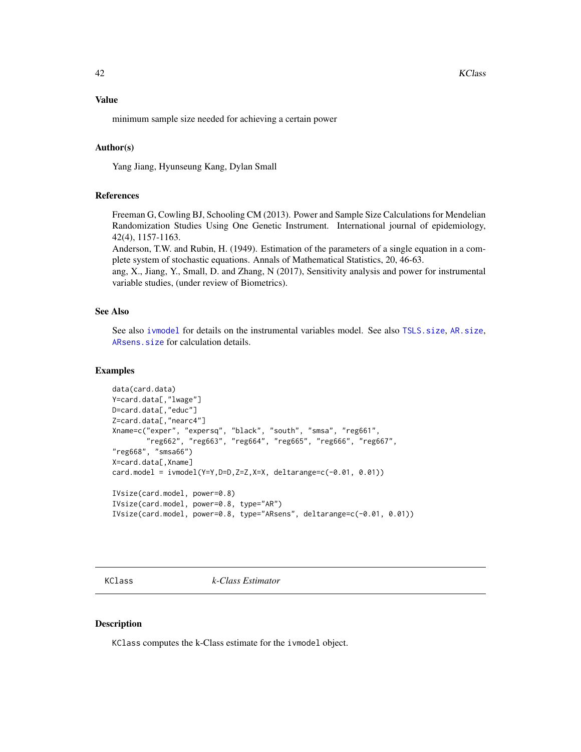## Value

minimum sample size needed for achieving a certain power

## Author(s)

Yang Jiang, Hyunseung Kang, Dylan Small

## References

Freeman G, Cowling BJ, Schooling CM (2013). Power and Sample Size Calculations for Mendelian Randomization Studies Using One Genetic Instrument. International journal of epidemiology, 42(4), 1157-1163.
Anderson, T.W. and Rubin, H. (1949). Estimation of the parameters of a single equation in a complete system of stochastic equations. Annals of Mathematical Statistics, 20, 46-63.
ang, X., Jiang, Y., Small, D. and Zhang, N (2017), Sensitivity analysis and power for instrumental variable studies, (under review of Biometrics).

## See Also

See also ivmodel for details on the instrumental variables model. See also TSLS.size, AR.size, ARsens.size for calculation details.

## Examples

```
data(card.data)
Y=card.data[,"lwage"]
D=card.data[,"educ"]
Z=card.data[,"nearc4"]
Xname=c("exper", "expersq", "black", "south", "smsa", "reg661",
        "reg662", "reg663", "reg664", "reg665", "reg666", "reg667",
"reg668", "smsa66")
X=card.data[,Xname]
card.model = ivmodel(Y=Y,D=D,Z=Z,X=X, deltarange=c(-0.01, 0.01))

IVsize(card.model, power=0.8)
IVsize(card.model, power=0.8, type="AR")
IVsize(card.model, power=0.8, type="ARsens", deltarange=c(-0.01, 0.01))
```

---

# KClass *k-Class Estimator*

## Description

KClass computes the k-Class estimate for the ivmodel object.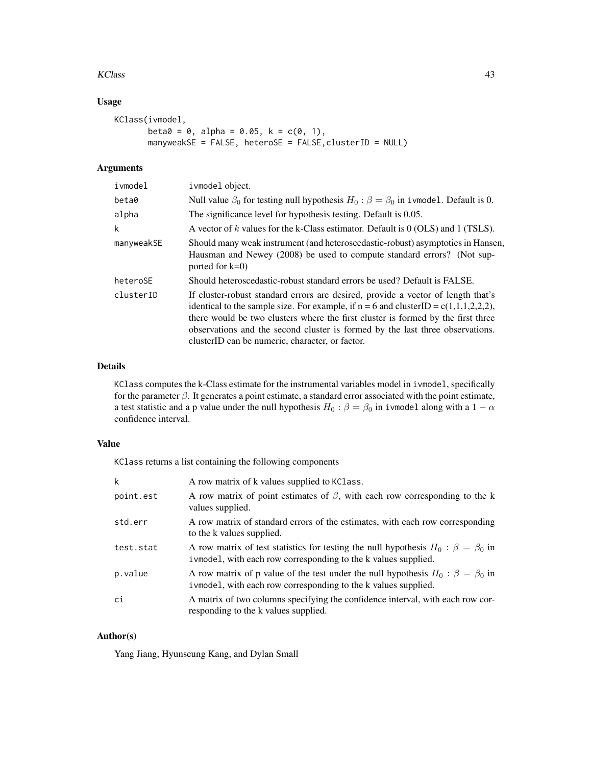### Usage

```
KClass(ivmodel,
       beta0 = 0, alpha = 0.05, k = c(0, 1),
       manyweakSE = FALSE, heteroSE = FALSE,clusterID = NULL)
```

### Arguments

| | |
|---|---|
| ivmodel | ivmodel object. |
| beta0 | Null value $\beta_0$ for testing null hypothesis $H_0 : \beta = \beta_0$ in ivmodel. Default is 0. |
| alpha | The significance level for hypothesis testing. Default is 0.05. |
| k | A vector of $k$ values for the k-Class estimator. Default is 0 (OLS) and 1 (TSLS). |
| manyweakSE | Should many weak instrument (and heteroscedastic-robust) asymptotics in Hansen, Hausman and Newey (2008) be used to compute standard errors? (Not supported for k=0) |
| heteroSE | Should heteroscedastic-robust standard errors be used? Default is FALSE. |
| clusterID | If cluster-robust standard errors are desired, provide a vector of length that's identical to the sample size. For example, if n = 6 and clusterID = c(1,1,1,2,2,2), there would be two clusters where the first cluster is formed by the first three observations and the second cluster is formed by the last three observations. clusterID can be numeric, character, or factor. |

### Details

KClass computes the k-Class estimate for the instrumental variables model in ivmodel, specifically for the parameter $\beta$. It generates a point estimate, a standard error associated with the point estimate, a test statistic and a p value under the null hypothesis $H_0 : \beta = \beta_0$ in ivmodel along with a $1 - \alpha$ confidence interval.

### Value

KClass returns a list containing the following components

| | |
|---|---|
| k | A row matrix of k values supplied to KClass. |
| point.est | A row matrix of point estimates of $\beta$, with each row corresponding to the k values supplied. |
| std.err | A row matrix of standard errors of the estimates, with each row corresponding to the k values supplied. |
| test.stat | A row matrix of test statistics for testing the null hypothesis $H_0 : \beta = \beta_0$ in ivmodel, with each row corresponding to the k values supplied. |
| p.value | A row matrix of p value of the test under the null hypothesis $H_0 : \beta = \beta_0$ in ivmodel, with each row corresponding to the k values supplied. |
| ci | A matrix of two columns specifying the confidence interval, with each row corresponding to the k values supplied. |

### Author(s)

Yang Jiang, Hyunseung Kang, and Dylan Small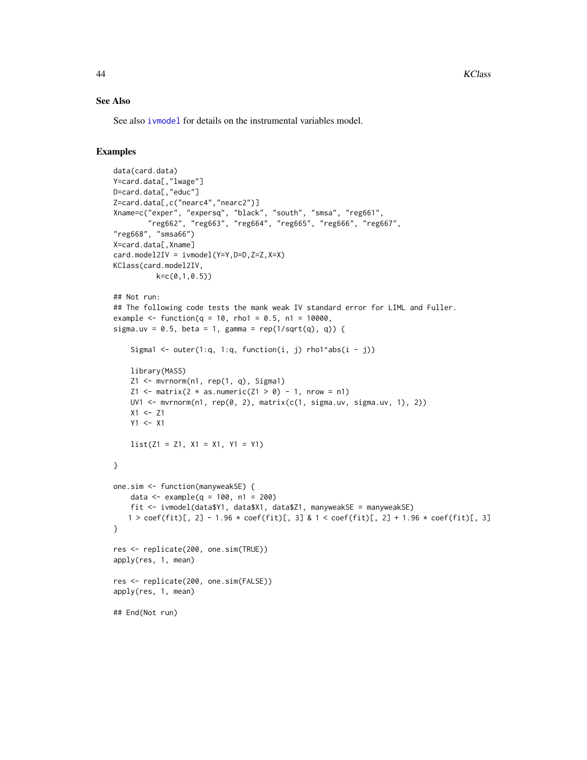### See Also

See also ivmodel for details on the instrumental variables model.

### Examples

```
data(card.data)
Y=card.data[,"lwage"]
D=card.data[,"educ"]
Z=card.data[,c("nearc4","nearc2")]
Xname=c("exper", "expersq", "black", "south", "smsa", "reg661",
        "reg662", "reg663", "reg664", "reg665", "reg666", "reg667",
"reg668", "smsa66")
X=card.data[,Xname]
card.model2IV = ivmodel(Y=Y,D=D,Z=Z,X=X)
KClass(card.model2IV,
          k=c(0,1,0.5))

## Not run:
## The following code tests the mank weak IV standard error for LIML and Fuller.
example <- function(q = 10, rho1 = 0.5, n1 = 10000,
sigma.uv = 0.5, beta = 1, gamma = rep(1/sqrt(q), q)) {

    Sigma1 <- outer(1:q, 1:q, function(i, j) rho1^abs(i - j))

    library(MASS)
    Z1 <- mvrnorm(n1, rep(1, q), Sigma1)
    Z1 <- matrix(2 * as.numeric(Z1 > 0) - 1, nrow = n1)
    UV1 <- mvrnorm(n1, rep(0, 2), matrix(c(1, sigma.uv, sigma.uv, 1), 2))
    X1 <- Z1
    Y1 <- X1

    list(Z1 = Z1, X1 = X1, Y1 = Y1)

}

one.sim <- function(manyweakSE) {
    data <- example(q = 100, n1 = 200)
    fit <- ivmodel(data$Y1, data$X1, data$Z1, manyweakSE = manyweakSE)
   1 > coef(fit)[, 2] - 1.96 * coef(fit)[, 3] & 1 < coef(fit)[, 2] + 1.96 * coef(fit)[, 3]
}

res <- replicate(200, one.sim(TRUE))
apply(res, 1, mean)

res <- replicate(200, one.sim(FALSE))
apply(res, 1, mean)

## End(Not run)
```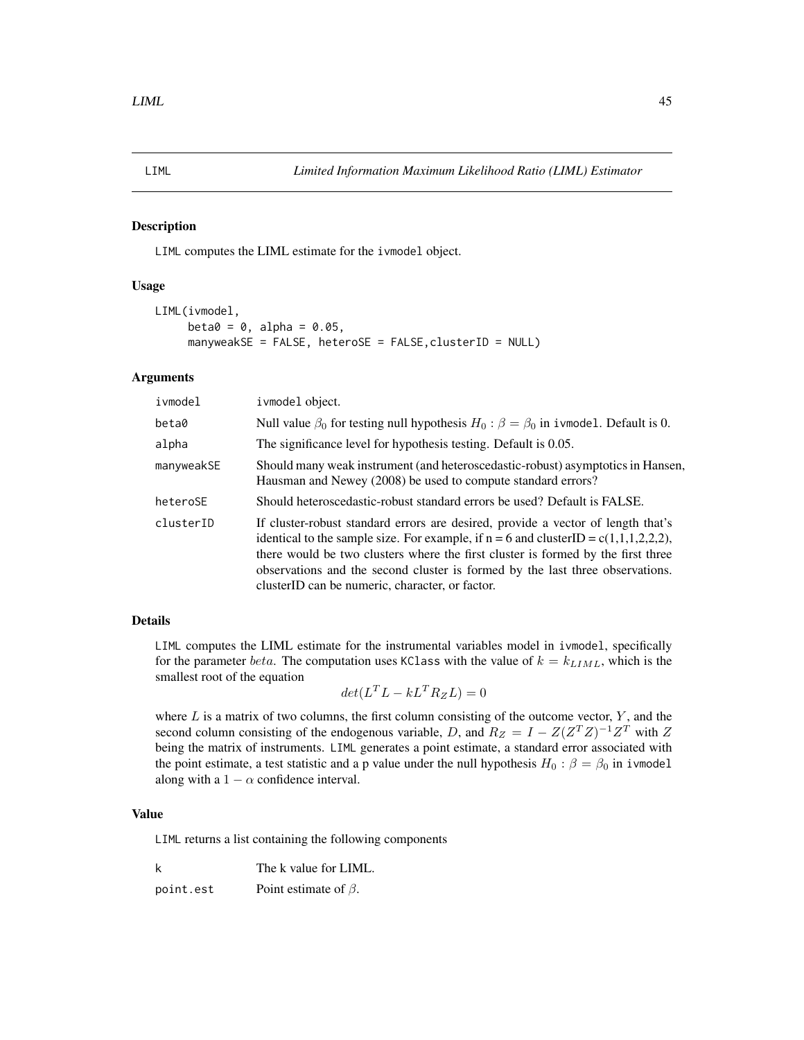# LIML — *Limited Information Maximum Likelihood Ratio (LIML) Estimator*

## Description

LIML computes the LIML estimate for the ivmodel object.

## Usage

```
LIML(ivmodel,
     beta0 = 0, alpha = 0.05,
     manyweakSE = FALSE, heteroSE = FALSE,clusterID = NULL)
```

## Arguments

| | |
|---|---|
| ivmodel | ivmodel object. |
| beta0 | Null value $\beta_0$ for testing null hypothesis $H_0 : \beta = \beta_0$ in ivmodel. Default is 0. |
| alpha | The significance level for hypothesis testing. Default is 0.05. |
| manyweakSE | Should many weak instrument (and heteroscedastic-robust) asymptotics in Hansen, Hausman and Newey (2008) be used to compute standard errors? |
| heteroSE | Should heteroscedastic-robust standard errors be used? Default is FALSE. |
| clusterID | If cluster-robust standard errors are desired, provide a vector of length that's identical to the sample size. For example, if n = 6 and clusterID = c(1,1,1,2,2,2), there would be two clusters where the first cluster is formed by the first three observations and the second cluster is formed by the last three observations. clusterID can be numeric, character, or factor. |

## Details

LIML computes the LIML estimate for the instrumental variables model in ivmodel, specifically for the parameter $beta$. The computation uses KClass with the value of $k = k_{LIML}$, which is the smallest root of the equation

$$det(L^T L - kL^T R_Z L) = 0$$

where $L$ is a matrix of two columns, the first column consisting of the outcome vector, $Y$, and the second column consisting of the endogenous variable, $D$, and $R_Z = I - Z(Z^T Z)^{-1} Z^T$ with $Z$ being the matrix of instruments. LIML generates a point estimate, a standard error associated with the point estimate, a test statistic and a p value under the null hypothesis $H_0 : \beta = \beta_0$ in ivmodel along with a $1 - \alpha$ confidence interval.

## Value

LIML returns a list containing the following components

| | |
|---|---|
| k | The k value for LIML. |
| point.est | Point estimate of $\beta$. |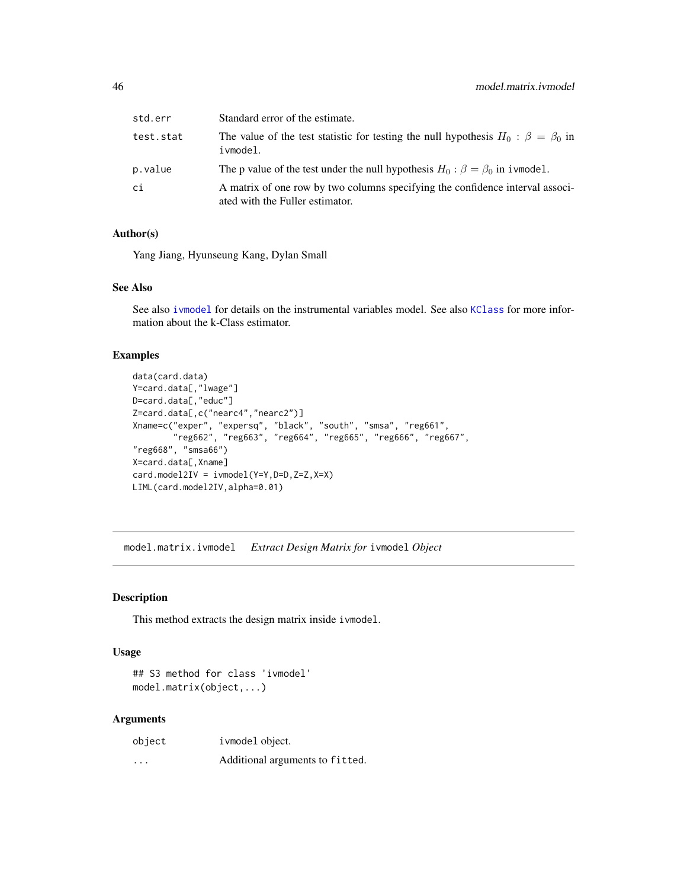| | |
|---|---|
| std.err | Standard error of the estimate. |
| test.stat | The value of the test statistic for testing the null hypothesis $H_0 : \beta = \beta_0$ in ivmodel. |
| p.value | The p value of the test under the null hypothesis $H_0 : \beta = \beta_0$ in ivmodel. |
| ci | A matrix of one row by two columns specifying the confidence interval associated with the Fuller estimator. |

### Author(s)

Yang Jiang, Hyunseung Kang, Dylan Small

### See Also

See also ivmodel for details on the instrumental variables model. See also KClass for more information about the k-Class estimator.

### Examples

```
data(card.data)
Y=card.data[,"lwage"]
D=card.data[,"educ"]
Z=card.data[,c("nearc4","nearc2")]
Xname=c("exper", "expersq", "black", "south", "smsa", "reg661",
        "reg662", "reg663", "reg664", "reg665", "reg666", "reg667",
"reg668", "smsa66")
X=card.data[,Xname]
card.model2IV = ivmodel(Y=Y,D=D,Z=Z,X=X)
LIML(card.model2IV,alpha=0.01)
```

---

## model.matrix.ivmodel *Extract Design Matrix for* ivmodel *Object*

### Description

This method extracts the design matrix inside ivmodel.

### Usage

```
## S3 method for class 'ivmodel'
model.matrix(object,...)
```

### Arguments

| | |
|---|---|
| object | ivmodel object. |
| ... | Additional arguments to fitted. |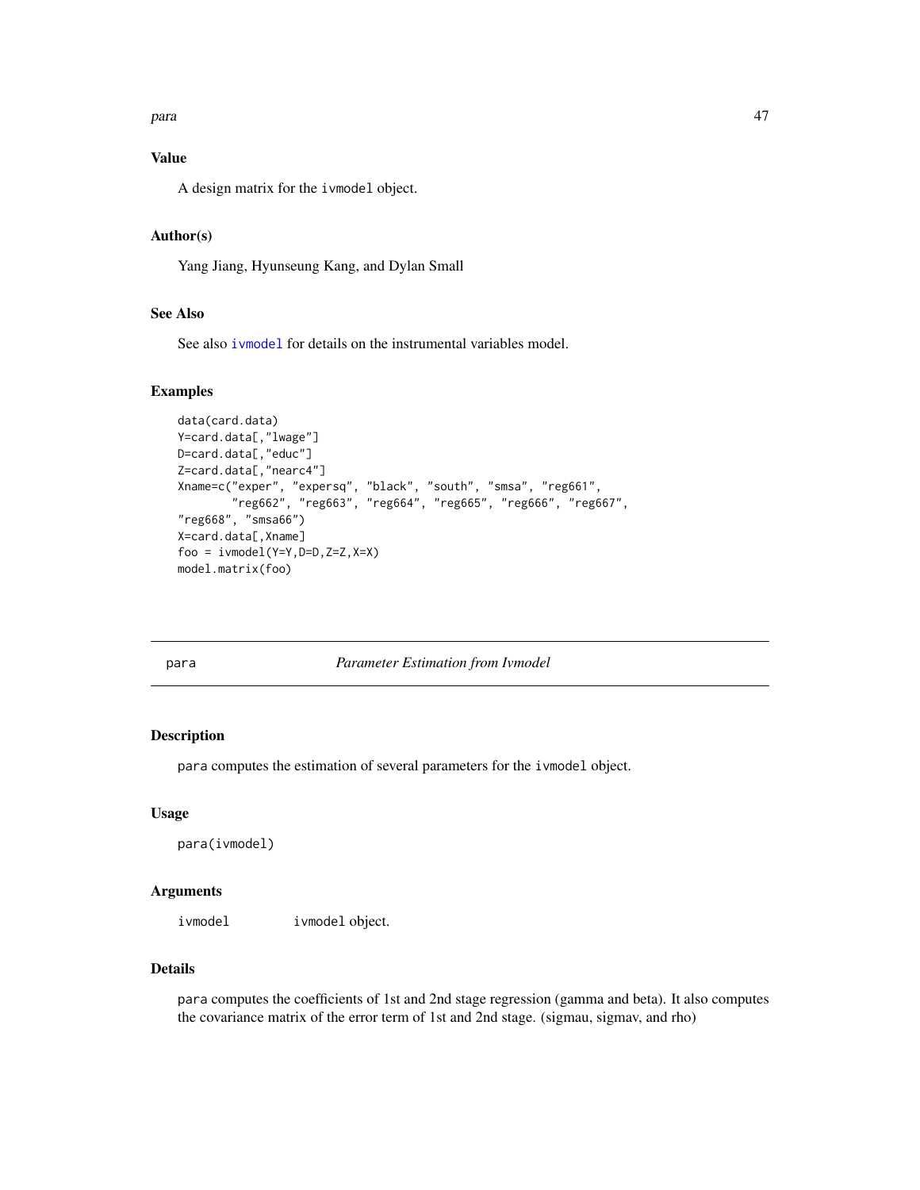## Value

A design matrix for the `ivmodel` object.

## Author(s)

Yang Jiang, Hyunseung Kang, and Dylan Small

## See Also

See also ivmodel for details on the instrumental variables model.

## Examples

```
data(card.data)
Y=card.data[,"lwage"]
D=card.data[,"educ"]
Z=card.data[,"nearc4"]
Xname=c("exper", "expersq", "black", "south", "smsa", "reg661",
        "reg662", "reg663", "reg664", "reg665", "reg666", "reg667",
"reg668", "smsa66")
X=card.data[,Xname]
foo = ivmodel(Y=Y,D=D,Z=Z,X=X)
model.matrix(foo)
```

---

# para — *Parameter Estimation from Ivmodel*

## Description

`para` computes the estimation of several parameters for the `ivmodel` object.

## Usage

```
para(ivmodel)
```

## Arguments

| | |
|---|---|
| `ivmodel` | `ivmodel` object. |

## Details

`para` computes the coefficients of 1st and 2nd stage regression (gamma and beta). It also computes the covariance matrix of the error term of 1st and 2nd stage. (sigmau, sigmav, and rho)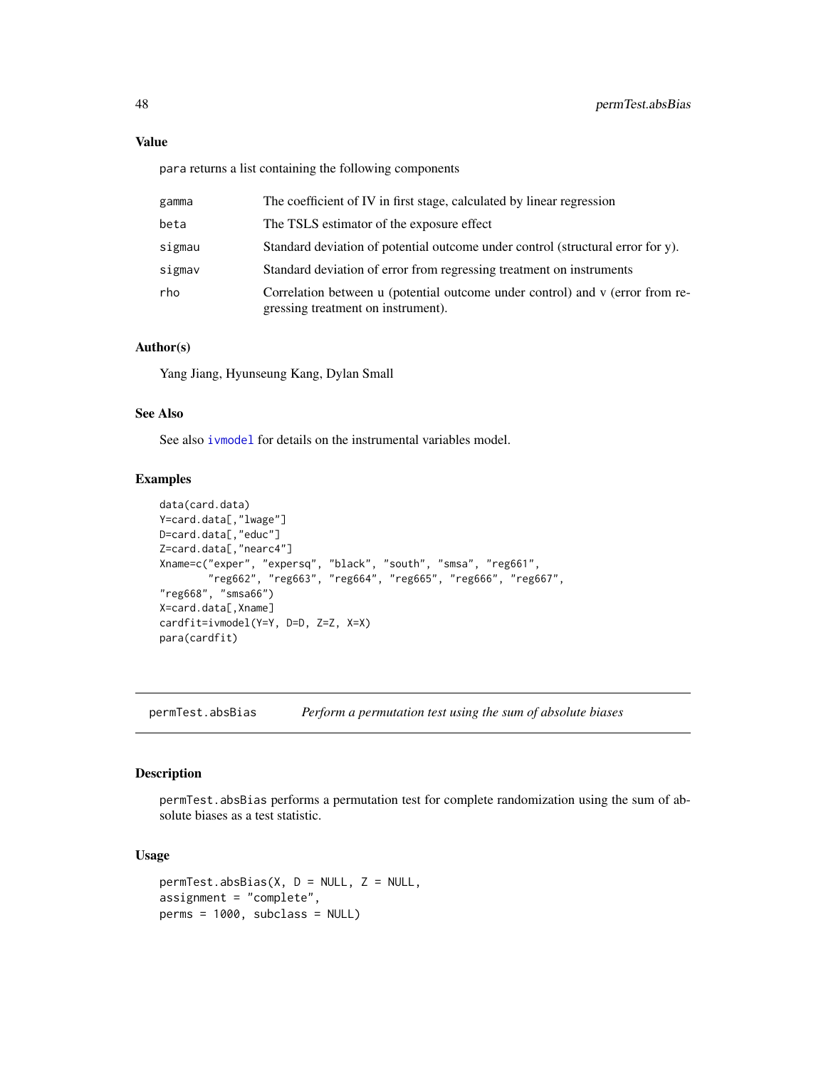### Value

`para` returns a list containing the following components

| | |
|---|---|
| gamma | The coefficient of IV in first stage, calculated by linear regression |
| beta | The TSLS estimator of the exposure effect |
| sigmau | Standard deviation of potential outcome under control (structural error for y). |
| sigmav | Standard deviation of error from regressing treatment on instruments |
| rho | Correlation between u (potential outcome under control) and v (error from regressing treatment on instrument). |

### Author(s)

Yang Jiang, Hyunseung Kang, Dylan Small

### See Also

See also `ivmodel` for details on the instrumental variables model.

### Examples

```
data(card.data)
Y=card.data[,"lwage"]
D=card.data[,"educ"]
Z=card.data[,"nearc4"]
Xname=c("exper", "expersq", "black", "south", "smsa", "reg661",
        "reg662", "reg663", "reg664", "reg665", "reg666", "reg667",
"reg668", "smsa66")
X=card.data[,Xname]
cardfit=ivmodel(Y=Y, D=D, Z=Z, X=X)
para(cardfit)
```

## permTest.absBias    *Perform a permutation test using the sum of absolute biases*

### Description

`permTest.absBias` performs a permutation test for complete randomization using the sum of absolute biases as a test statistic.

### Usage

```
permTest.absBias(X, D = NULL, Z = NULL,
assignment = "complete",
perms = 1000, subclass = NULL)
```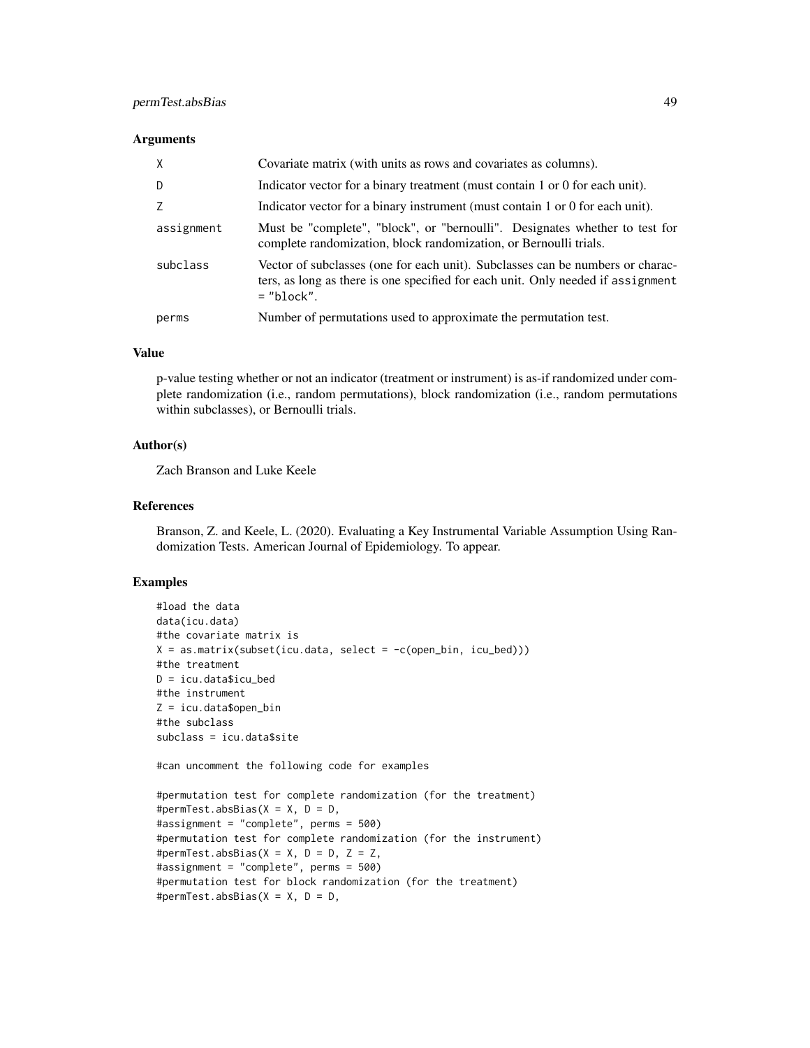### Arguments

| | |
|---|---|
| X | Covariate matrix (with units as rows and covariates as columns). |
| D | Indicator vector for a binary treatment (must contain 1 or 0 for each unit). |
| Z | Indicator vector for a binary instrument (must contain 1 or 0 for each unit). |
| assignment | Must be "complete", "block", or "bernoulli". Designates whether to test for complete randomization, block randomization, or Bernoulli trials. |
| subclass | Vector of subclasses (one for each unit). Subclasses can be numbers or characters, as long as there is one specified for each unit. Only needed if `assignment = "block"`. |
| perms | Number of permutations used to approximate the permutation test. |

### Value

p-value testing whether or not an indicator (treatment or instrument) is as-if randomized under complete randomization (i.e., random permutations), block randomization (i.e., random permutations within subclasses), or Bernoulli trials.

### Author(s)

Zach Branson and Luke Keele

### References

Branson, Z. and Keele, L. (2020). Evaluating a Key Instrumental Variable Assumption Using Randomization Tests. American Journal of Epidemiology. To appear.

### Examples

```
#load the data
data(icu.data)
#the covariate matrix is
X = as.matrix(subset(icu.data, select = -c(open_bin, icu_bed)))
#the treatment
D = icu.data$icu_bed
#the instrument
Z = icu.data$open_bin
#the subclass
subclass = icu.data$site

#can uncomment the following code for examples

#permutation test for complete randomization (for the treatment)
#permTest.absBias(X = X, D = D,
#assignment = "complete", perms = 500)
#permutation test for complete randomization (for the instrument)
#permTest.absBias(X = X, D = D, Z = Z,
#assignment = "complete", perms = 500)
#permutation test for block randomization (for the treatment)
#permTest.absBias(X = X, D = D,
```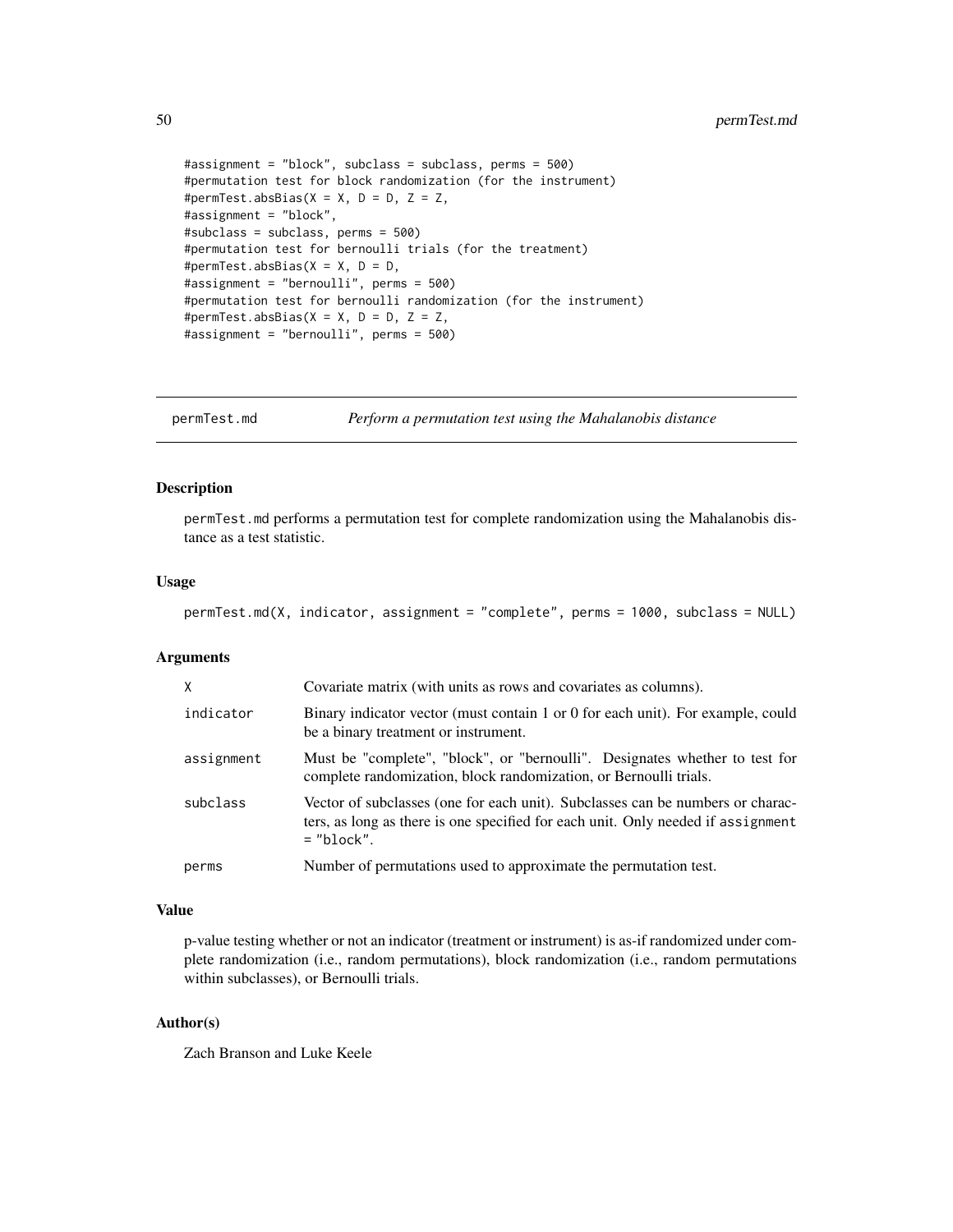```
#assignment = "block", subclass = subclass, perms = 500)
#permutation test for block randomization (for the instrument)
#permTest.absBias(X = X, D = D, Z = Z,
#assignment = "block",
#subclass = subclass, perms = 500)
#permutation test for bernoulli trials (for the treatment)
#permTest.absBias(X = X, D = D,
#assignment = "bernoulli", perms = 500)
#permutation test for bernoulli randomization (for the instrument)
#permTest.absBias(X = X, D = D, Z = Z,
#assignment = "bernoulli", perms = 500)
```

---

## permTest.md — *Perform a permutation test using the Mahalanobis distance*

---

### Description

permTest.md performs a permutation test for complete randomization using the Mahalanobis distance as a test statistic.

### Usage

```
permTest.md(X, indicator, assignment = "complete", perms = 1000, subclass = NULL)
```

### Arguments

| | |
|---|---|
| X | Covariate matrix (with units as rows and covariates as columns). |
| indicator | Binary indicator vector (must contain 1 or 0 for each unit). For example, could be a binary treatment or instrument. |
| assignment | Must be "complete", "block", or "bernoulli". Designates whether to test for complete randomization, block randomization, or Bernoulli trials. |
| subclass | Vector of subclasses (one for each unit). Subclasses can be numbers or characters, as long as there is one specified for each unit. Only needed if assignment = "block". |
| perms | Number of permutations used to approximate the permutation test. |

### Value

p-value testing whether or not an indicator (treatment or instrument) is as-if randomized under complete randomization (i.e., random permutations), block randomization (i.e., random permutations within subclasses), or Bernoulli trials.

### Author(s)

Zach Branson and Luke Keele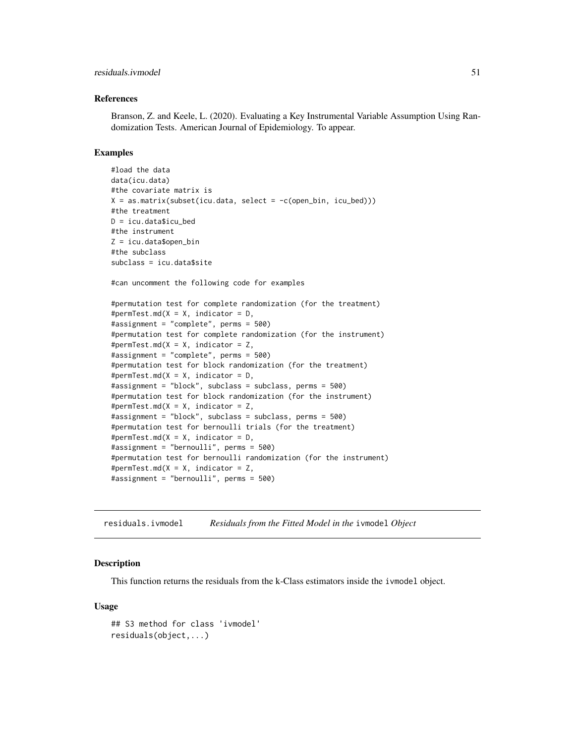### References

Branson, Z. and Keele, L. (2020). Evaluating a Key Instrumental Variable Assumption Using Randomization Tests. American Journal of Epidemiology. To appear.

### Examples

```
#load the data
data(icu.data)
#the covariate matrix is
X = as.matrix(subset(icu.data, select = -c(open_bin, icu_bed)))
#the treatment
D = icu.data$icu_bed
#the instrument
Z = icu.data$open_bin
#the subclass
subclass = icu.data$site

#can uncomment the following code for examples

#permutation test for complete randomization (for the treatment)
#permTest.md(X = X, indicator = D,
#assignment = "complete", perms = 500)
#permutation test for complete randomization (for the instrument)
#permTest.md(X = X, indicator = Z,
#assignment = "complete", perms = 500)
#permutation test for block randomization (for the treatment)
#permTest.md(X = X, indicator = D,
#assignment = "block", subclass = subclass, perms = 500)
#permutation test for block randomization (for the instrument)
#permTest.md(X = X, indicator = Z,
#assignment = "block", subclass = subclass, perms = 500)
#permutation test for bernoulli trials (for the treatment)
#permTest.md(X = X, indicator = D,
#assignment = "bernoulli", perms = 500)
#permutation test for bernoulli randomization (for the instrument)
#permTest.md(X = X, indicator = Z,
#assignment = "bernoulli", perms = 500)
```

---

## residuals.ivmodel — *Residuals from the Fitted Model in the* `ivmodel` *Object*

### Description

This function returns the residuals from the k-Class estimators inside the `ivmodel` object.

### Usage

```
## S3 method for class 'ivmodel'
residuals(object,...)
```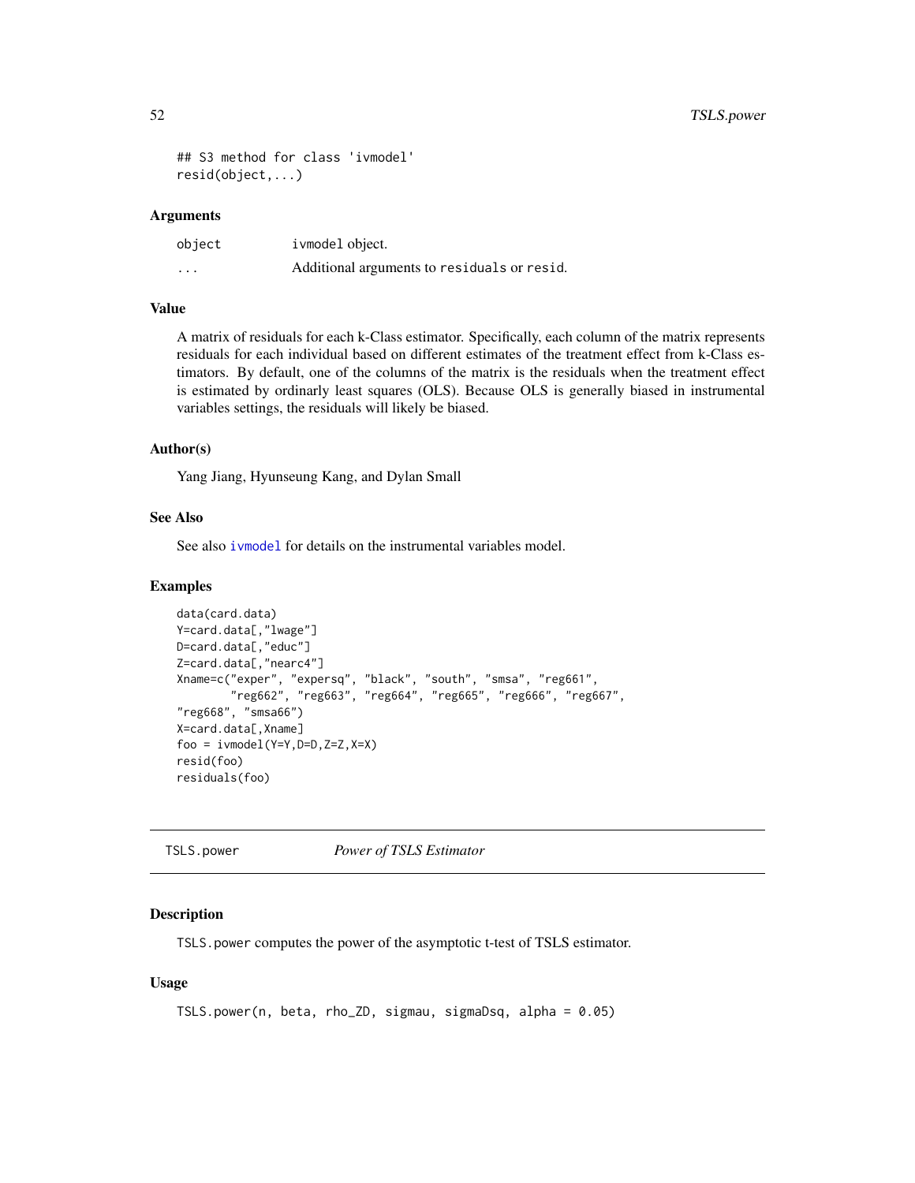```
## S3 method for class 'ivmodel'
resid(object,...)
```

### Arguments

| | |
|---|---|
| object | ivmodel object. |
| ... | Additional arguments to residuals or resid. |

### Value

A matrix of residuals for each k-Class estimator. Specifically, each column of the matrix represents residuals for each individual based on different estimates of the treatment effect from k-Class estimators. By default, one of the columns of the matrix is the residuals when the treatment effect is estimated by ordinarly least squares (OLS). Because OLS is generally biased in instrumental variables settings, the residuals will likely be biased.

### Author(s)

Yang Jiang, Hyunseung Kang, and Dylan Small

### See Also

See also ivmodel for details on the instrumental variables model.

### Examples

```
data(card.data)
Y=card.data[,"lwage"]
D=card.data[,"educ"]
Z=card.data[,"nearc4"]
Xname=c("exper", "expersq", "black", "south", "smsa", "reg661",
        "reg662", "reg663", "reg664", "reg665", "reg666", "reg667",
"reg668", "smsa66")
X=card.data[,Xname]
foo = ivmodel(Y=Y,D=D,Z=Z,X=X)
resid(foo)
residuals(foo)
```

---

## TSLS.power    *Power of TSLS Estimator*

---

### Description

TSLS.power computes the power of the asymptotic t-test of TSLS estimator.

### Usage

```
TSLS.power(n, beta, rho_ZD, sigmau, sigmaDsq, alpha = 0.05)
```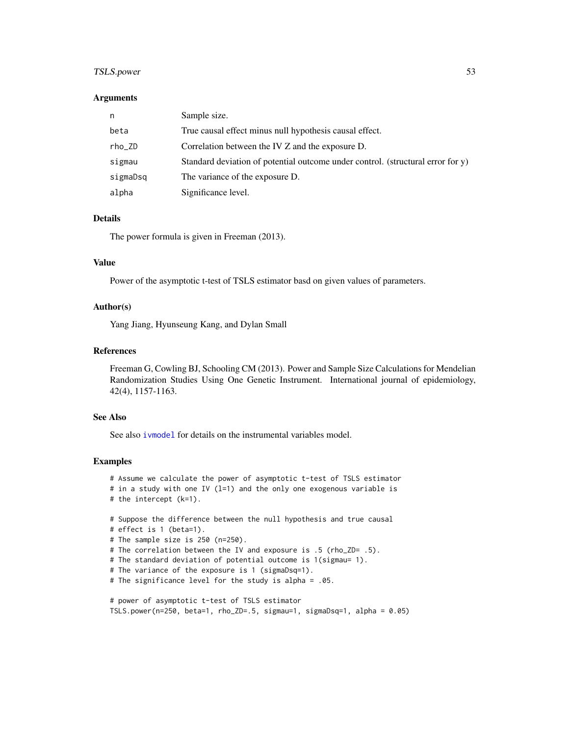### Arguments

| | |
|---|---|
| n | Sample size. |
| beta | True causal effect minus null hypothesis causal effect. |
| rho_ZD | Correlation between the IV Z and the exposure D. |
| sigmau | Standard deviation of potential outcome under control. (structural error for y) |
| sigmaDsq | The variance of the exposure D. |
| alpha | Significance level. |

### Details

The power formula is given in Freeman (2013).

### Value

Power of the asymptotic t-test of TSLS estimator basd on given values of parameters.

### Author(s)

Yang Jiang, Hyunseung Kang, and Dylan Small

### References

Freeman G, Cowling BJ, Schooling CM (2013). Power and Sample Size Calculations for Mendelian Randomization Studies Using One Genetic Instrument. International journal of epidemiology, 42(4), 1157-1163.

### See Also

See also ivmodel for details on the instrumental variables model.

### Examples

```
# Assume we calculate the power of asymptotic t-test of TSLS estimator
# in a study with one IV (l=1) and the only one exogenous variable is
# the intercept (k=1).

# Suppose the difference between the null hypothesis and true causal
# effect is 1 (beta=1).
# The sample size is 250 (n=250).
# The correlation between the IV and exposure is .5 (rho_ZD= .5).
# The standard deviation of potential outcome is 1(sigmau= 1).
# The variance of the exposure is 1 (sigmaDsq=1).
# The significance level for the study is alpha = .05.

# power of asymptotic t-test of TSLS estimator
TSLS.power(n=250, beta=1, rho_ZD=.5, sigmau=1, sigmaDsq=1, alpha = 0.05)
```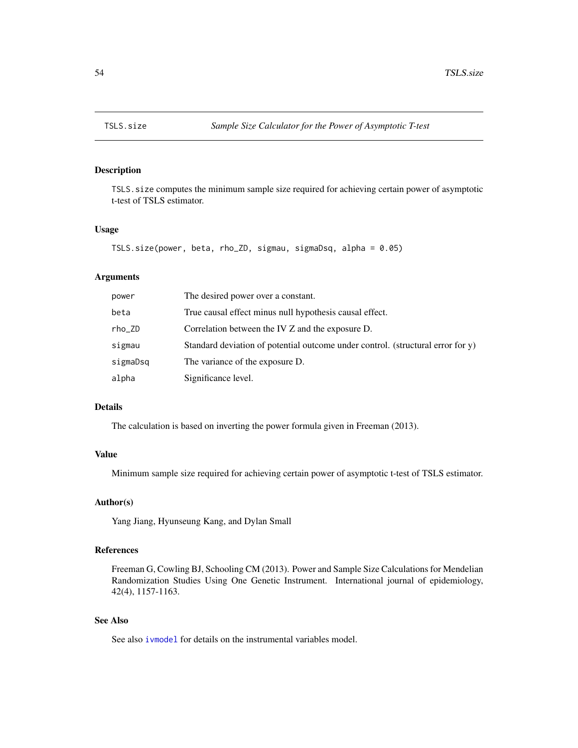# TSLS.size — *Sample Size Calculator for the Power of Asymptotic T-test*

## Description

TSLS.size computes the minimum sample size required for achieving certain power of asymptotic t-test of TSLS estimator.

## Usage

```
TSLS.size(power, beta, rho_ZD, sigmau, sigmaDsq, alpha = 0.05)
```

## Arguments

| | |
|---|---|
| power | The desired power over a constant. |
| beta | True causal effect minus null hypothesis causal effect. |
| rho_ZD | Correlation between the IV Z and the exposure D. |
| sigmau | Standard deviation of potential outcome under control. (structural error for y) |
| sigmaDsq | The variance of the exposure D. |
| alpha | Significance level. |

## Details

The calculation is based on inverting the power formula given in Freeman (2013).

## Value

Minimum sample size required for achieving certain power of asymptotic t-test of TSLS estimator.

## Author(s)

Yang Jiang, Hyunseung Kang, and Dylan Small

## References

Freeman G, Cowling BJ, Schooling CM (2013). Power and Sample Size Calculations for Mendelian Randomization Studies Using One Genetic Instrument. International journal of epidemiology, 42(4), 1157-1163.

## See Also

See also ivmodel for details on the instrumental variables model.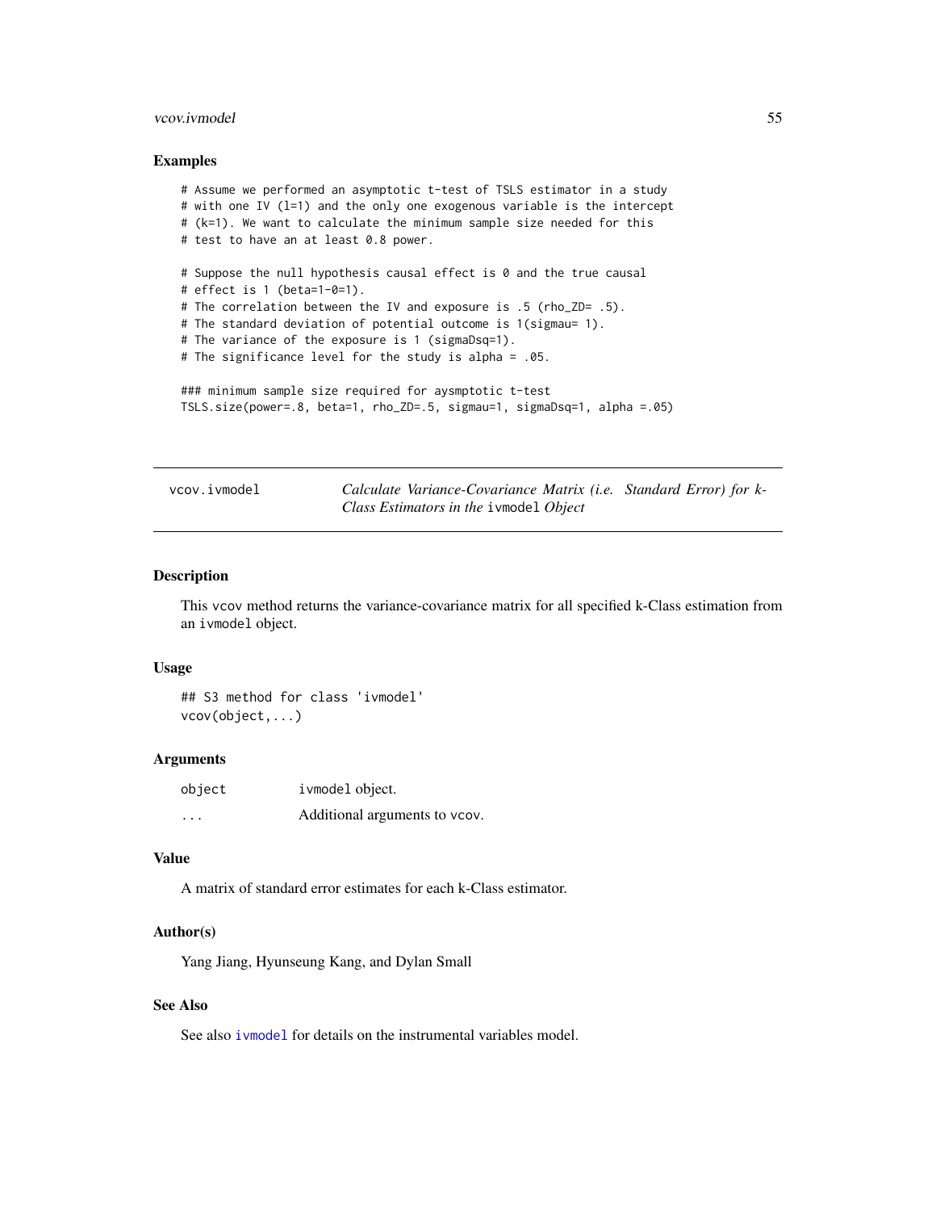## Examples

```
# Assume we performed an asymptotic t-test of TSLS estimator in a study
# with one IV (l=1) and the only one exogenous variable is the intercept
# (k=1). We want to calculate the minimum sample size needed for this
# test to have an at least 0.8 power.

# Suppose the null hypothesis causal effect is 0 and the true causal
# effect is 1 (beta=1-0=1).
# The correlation between the IV and exposure is .5 (rho_ZD= .5).
# The standard deviation of potential outcome is 1(sigmau= 1).
# The variance of the exposure is 1 (sigmaDsq=1).
# The significance level for the study is alpha = .05.

### minimum sample size required for aysmptotic t-test
TSLS.size(power=.8, beta=1, rho_ZD=.5, sigmau=1, sigmaDsq=1, alpha =.05)
```

---

# vcov.ivmodel — *Calculate Variance-Covariance Matrix (i.e. Standard Error) for k-Class Estimators in the* `ivmodel` *Object*

## Description

This `vcov` method returns the variance-covariance matrix for all specified k-Class estimation from an `ivmodel` object.

## Usage

```
## S3 method for class 'ivmodel'
vcov(object,...)
```

## Arguments

| | |
|---|---|
| `object` | `ivmodel` object. |
| `...` | Additional arguments to `vcov`. |

## Value

A matrix of standard error estimates for each k-Class estimator.

## Author(s)

Yang Jiang, Hyunseung Kang, and Dylan Small

## See Also

See also `ivmodel` for details on the instrumental variables model.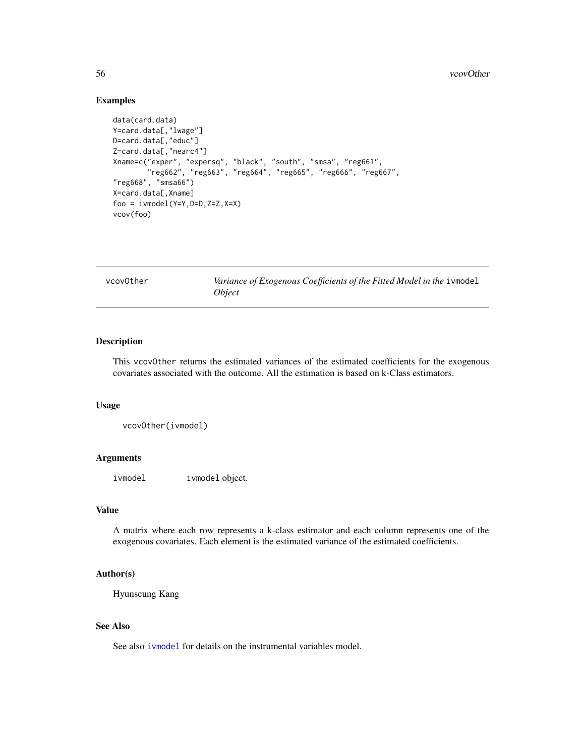## Examples

```
data(card.data)
Y=card.data[,"lwage"]
D=card.data[,"educ"]
Z=card.data[,"nearc4"]
Xname=c("exper", "expersq", "black", "south", "smsa", "reg661",
        "reg662", "reg663", "reg664", "reg665", "reg666", "reg667",
"reg668", "smsa66")
X=card.data[,Xname]
foo = ivmodel(Y=Y,D=D,Z=Z,X=X)
vcov(foo)
```

---

# vcovOther — *Variance of Exogenous Coefficients of the Fitted Model in the* `ivmodel` *Object*

---

## Description

This `vcovOther` returns the estimated variances of the estimated coefficients for the exogenous covariates associated with the outcome. All the estimation is based on k-Class estimators.

## Usage

```
vcovOther(ivmodel)
```

## Arguments

| | |
|---|---|
| `ivmodel` | `ivmodel` object. |

## Value

A matrix where each row represents a k-class estimator and each column represents one of the exogenous covariates. Each element is the estimated variance of the estimated coefficients.

## Author(s)

Hyunseung Kang

## See Also

See also `ivmodel` for details on the instrumental variables model.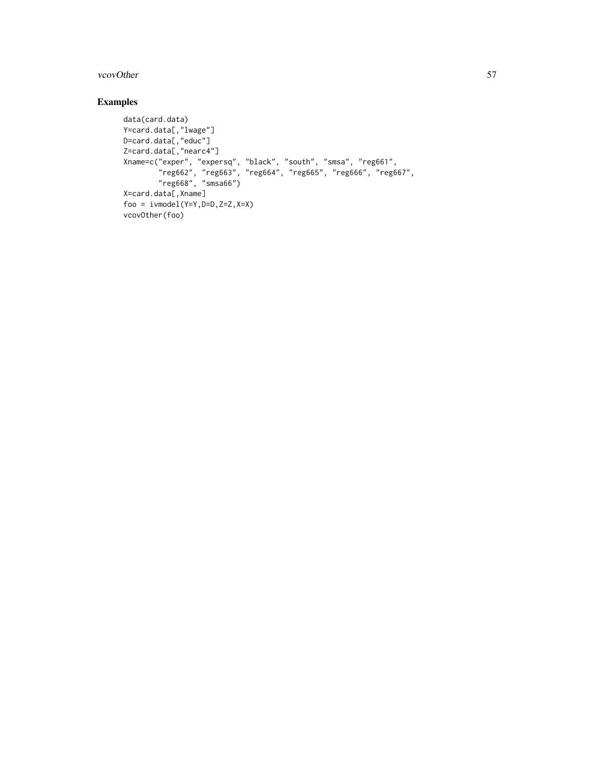## Examples

```
data(card.data)
Y=card.data[,"lwage"]
D=card.data[,"educ"]
Z=card.data[,"nearc4"]
Xname=c("exper", "expersq", "black", "south", "smsa", "reg661",
        "reg662", "reg663", "reg664", "reg665", "reg666", "reg667",
        "reg668", "smsa66")
X=card.data[,Xname]
foo = ivmodel(Y=Y,D=D,Z=Z,X=X)
vcovOther(foo)
```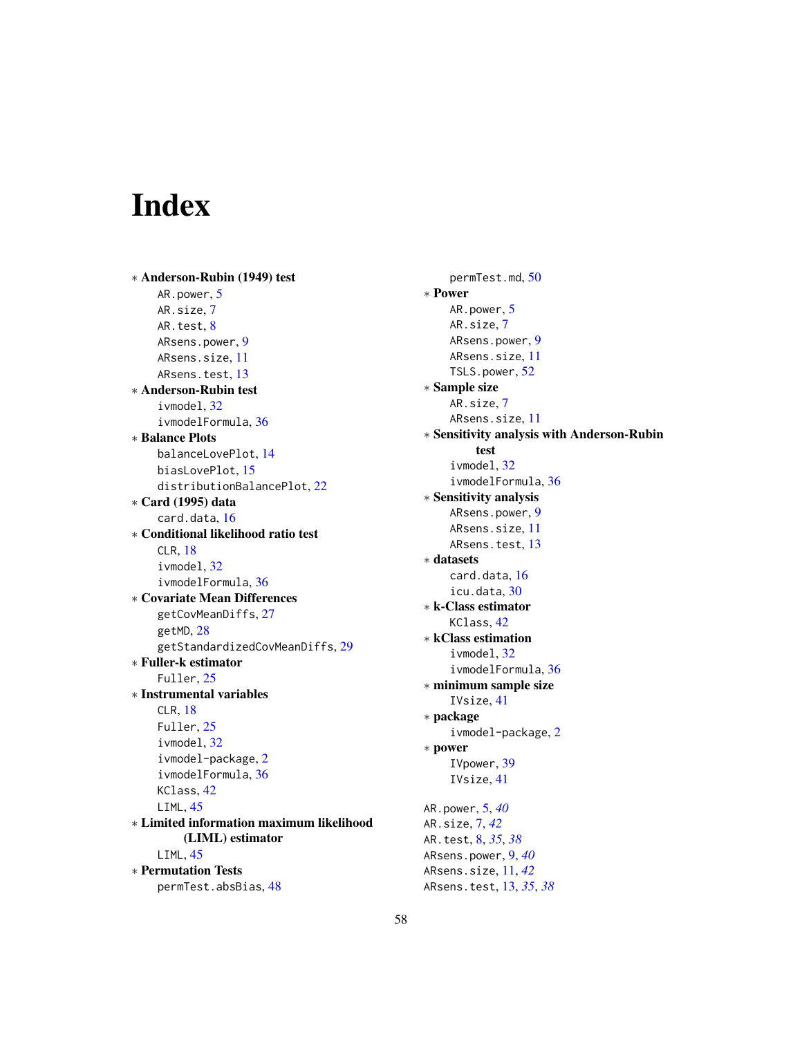# Index

∗ **Anderson-Rubin (1949) test**
  AR.power, 5
  AR.size, 7
  AR.test, 8
  ARsens.power, 9
  ARsens.size, 11
  ARsens.test, 13

∗ **Anderson-Rubin test**
  ivmodel, 32
  ivmodelFormula, 36

∗ **Balance Plots**
  balanceLovePlot, 14
  biasLovePlot, 15
  distributionBalancePlot, 22

∗ **Card (1995) data**
  card.data, 16

∗ **Conditional likelihood ratio test**
  CLR, 18
  ivmodel, 32
  ivmodelFormula, 36

∗ **Covariate Mean Differences**
  getCovMeanDiffs, 27
  getMD, 28
  getStandardizedCovMeanDiffs, 29

∗ **Fuller-k estimator**
  Fuller, 25

∗ **Instrumental variables**
  CLR, 18
  Fuller, 25
  ivmodel, 32
  ivmodel-package, 2
  ivmodelFormula, 36
  KClass, 42
  LIML, 45

∗ **Limited information maximum likelihood (LIML) estimator**
  LIML, 45

∗ **Permutation Tests**
  permTest.absBias, 48
  permTest.md, 50

∗ **Power**
  AR.power, 5
  AR.size, 7
  ARsens.power, 9
  ARsens.size, 11
  TSLS.power, 52

∗ **Sample size**
  AR.size, 7
  ARsens.size, 11

∗ **Sensitivity analysis with Anderson-Rubin test**
  ivmodel, 32
  ivmodelFormula, 36

∗ **Sensitivity analysis**
  ARsens.power, 9
  ARsens.size, 11
  ARsens.test, 13

∗ **datasets**
  card.data, 16
  icu.data, 30

∗ **k-Class estimator**
  KClass, 42

∗ **kClass estimation**
  ivmodel, 32
  ivmodelFormula, 36

∗ **minimum sample size**
  IVsize, 41

∗ **package**
  ivmodel-package, 2

∗ **power**
  IVpower, 39
  IVsize, 41

AR.power, 5, *40*
AR.size, 7, *42*
AR.test, 8, *35*, *38*
ARsens.power, 9, *40*
ARsens.size, 11, *42*
ARsens.test, 13, *35*, *38*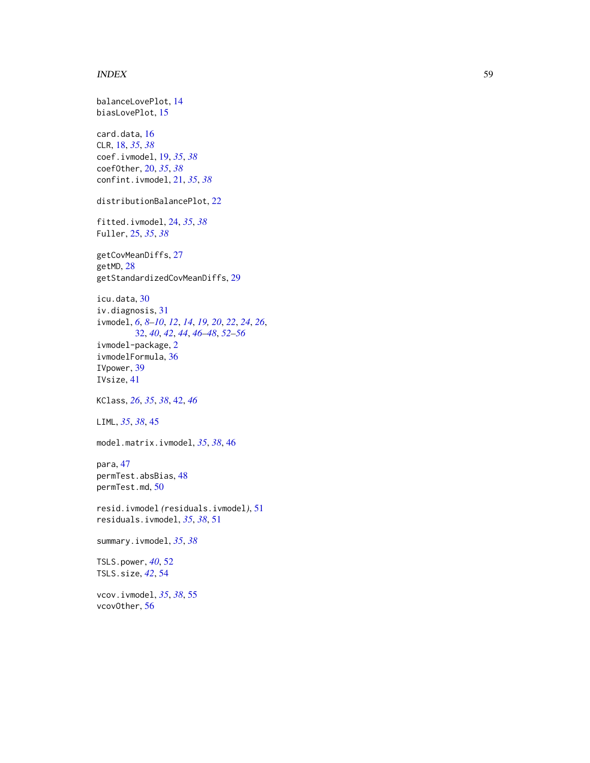balanceLovePlot, 14
biasLovePlot, 15

card.data, 16
CLR, 18, *35*, *38*
coef.ivmodel, 19, *35*, *38*
coefOther, 20, *35*, *38*
confint.ivmodel, 21, *35*, *38*

distributionBalancePlot, 22

fitted.ivmodel, 24, *35*, *38*
Fuller, 25, *35*, *38*

getCovMeanDiffs, 27
getMD, 28
getStandardizedCovMeanDiffs, 29

icu.data, 30
iv.diagnosis, 31
ivmodel, *6*, *8–10*, *12*, *14*, *19, 20*, *22*, *24*, *26*, 32, *40*, *42*, *44*, *46–48*, *52–56*
ivmodel-package, 2
ivmodelFormula, 36
IVpower, 39
IVsize, 41

KClass, *26*, *35*, *38*, 42, *46*

LIML, *35*, *38*, 45

model.matrix.ivmodel, *35*, *38*, 46

para, 47
permTest.absBias, 48
permTest.md, 50

resid.ivmodel *(*residuals.ivmodel*)*, 51
residuals.ivmodel, *35*, *38*, 51

summary.ivmodel, *35*, *38*

TSLS.power, *40*, 52
TSLS.size, *42*, 54

vcov.ivmodel, *35*, *38*, 55
vcovOther, 56